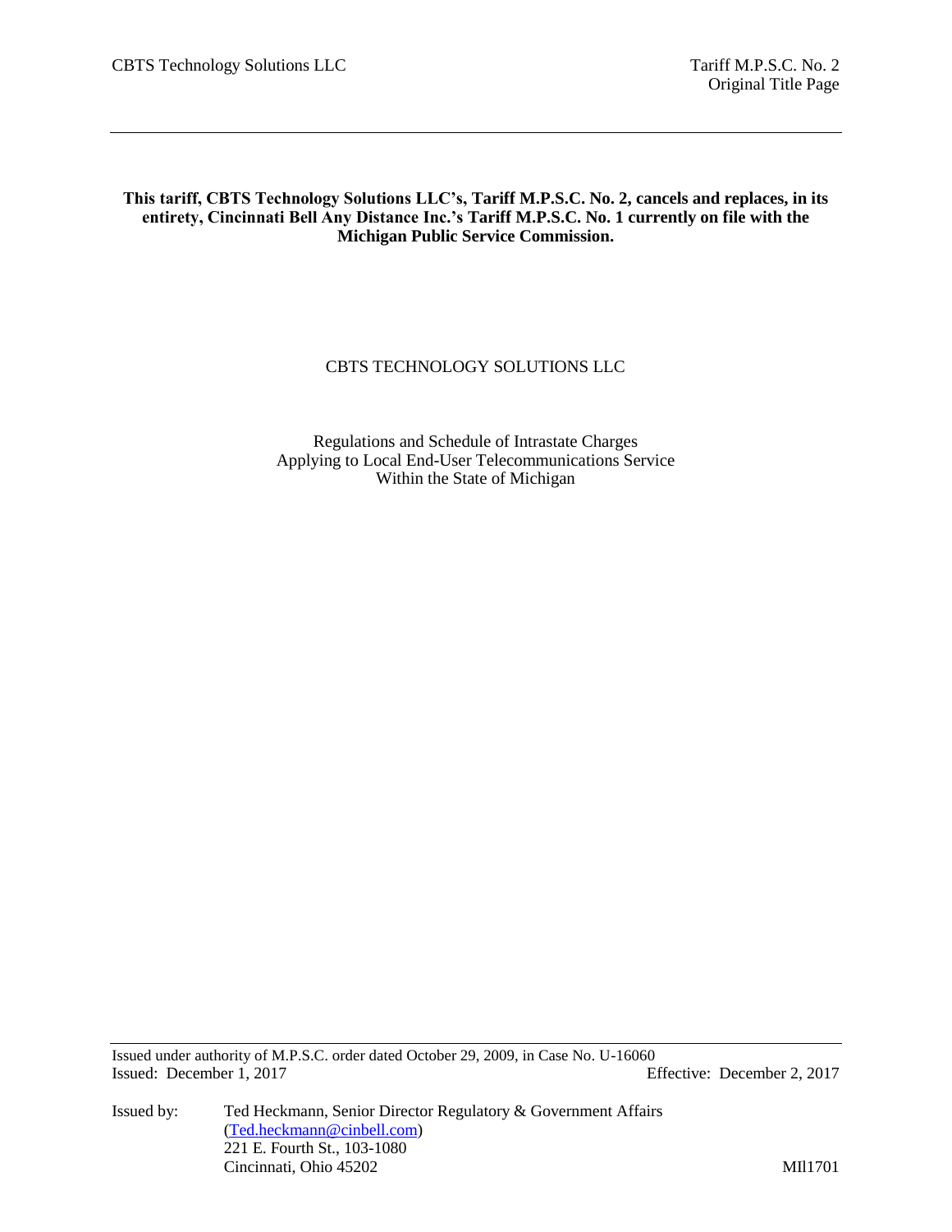**This tariff, CBTS Technology Solutions LLC's, Tariff M.P.S.C. No. 2, cancels and replaces, in its entirety, Cincinnati Bell Any Distance Inc.'s Tariff M.P.S.C. No. 1 currently on file with the Michigan Public Service Commission.**

CBTS TECHNOLOGY SOLUTIONS LLC

Regulations and Schedule of Intrastate Charges
Applying to Local End-User Telecommunications Service
Within the State of Michigan

Issued under authority of M.P.S.C. order dated October 29, 2009, in Case No. U-16060
Issued: December 1, 2017 Effective: December 2, 2017

Issued by: Ted Heckmann, Senior Director Regulatory & Government Affairs
(Ted.heckmann@cinbell.com)
221 E. Fourth St., 103-1080
Cincinnati, Ohio 45202

MIl1701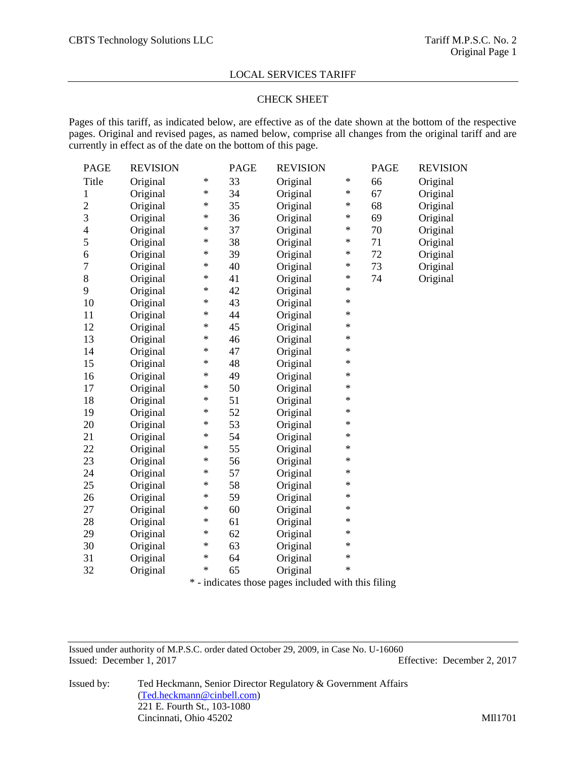CBTS Technology Solutions LLC

Tariff M.P.S.C. No. 2
Original Page 1

LOCAL SERVICES TARIFF

## CHECK SHEET

Pages of this tariff, as indicated below, are effective as of the date shown at the bottom of the respective pages. Original and revised pages, as named below, comprise all changes from the original tariff and are currently in effect as of the date on the bottom of this page.

| PAGE | REVISION | | PAGE | REVISION | | PAGE | REVISION |
|---|---|---|---|---|---|---|---|
| Title | Original | * | 33 | Original | * | 66 | Original |
| 1 | Original | * | 34 | Original | * | 67 | Original |
| 2 | Original | * | 35 | Original | * | 68 | Original |
| 3 | Original | * | 36 | Original | * | 69 | Original |
| 4 | Original | * | 37 | Original | * | 70 | Original |
| 5 | Original | * | 38 | Original | * | 71 | Original |
| 6 | Original | * | 39 | Original | * | 72 | Original |
| 7 | Original | * | 40 | Original | * | 73 | Original |
| 8 | Original | * | 41 | Original | * | 74 | Original |
| 9 | Original | * | 42 | Original | * | | |
| 10 | Original | * | 43 | Original | * | | |
| 11 | Original | * | 44 | Original | * | | |
| 12 | Original | * | 45 | Original | * | | |
| 13 | Original | * | 46 | Original | * | | |
| 14 | Original | * | 47 | Original | * | | |
| 15 | Original | * | 48 | Original | * | | |
| 16 | Original | * | 49 | Original | * | | |
| 17 | Original | * | 50 | Original | * | | |
| 18 | Original | * | 51 | Original | * | | |
| 19 | Original | * | 52 | Original | * | | |
| 20 | Original | * | 53 | Original | * | | |
| 21 | Original | * | 54 | Original | * | | |
| 22 | Original | * | 55 | Original | * | | |
| 23 | Original | * | 56 | Original | * | | |
| 24 | Original | * | 57 | Original | * | | |
| 25 | Original | * | 58 | Original | * | | |
| 26 | Original | * | 59 | Original | * | | |
| 27 | Original | * | 60 | Original | * | | |
| 28 | Original | * | 61 | Original | * | | |
| 29 | Original | * | 62 | Original | * | | |
| 30 | Original | * | 63 | Original | * | | |
| 31 | Original | * | 64 | Original | * | | |
| 32 | Original | * | 65 | Original | * | | |

* - indicates those pages included with this filing

Issued under authority of M.P.S.C. order dated October 29, 2009, in Case No. U-16060
Issued: December 1, 2017 Effective: December 2, 2017

Issued by: Ted Heckmann, Senior Director Regulatory & Government Affairs
(Ted.heckmann@cinbell.com)
221 E. Fourth St., 103-1080
Cincinnati, Ohio 45202

MIl1701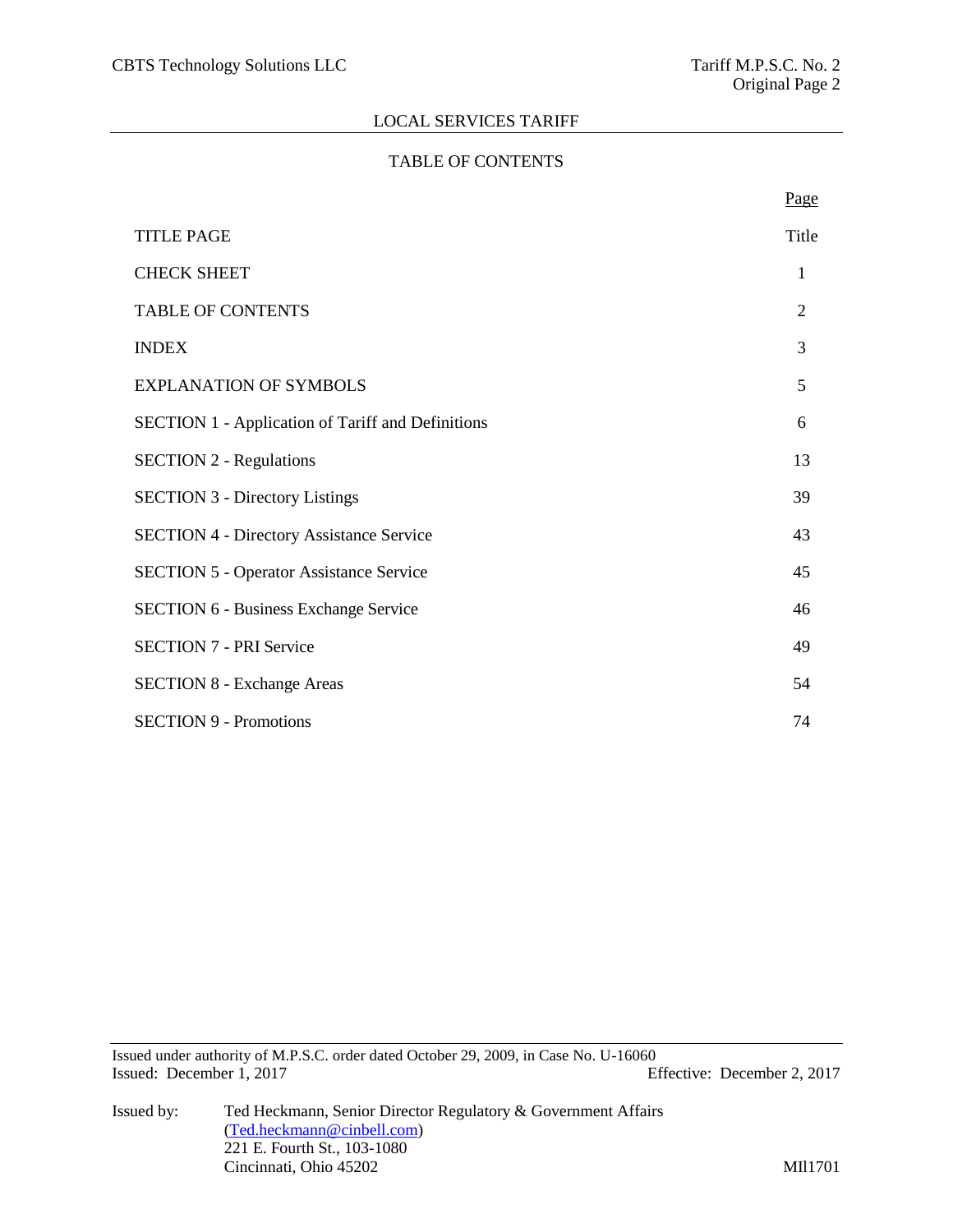# LOCAL SERVICES TARIFF

## TABLE OF CONTENTS

| | Page |
|---|---|
| TITLE PAGE | Title |
| CHECK SHEET | 1 |
| TABLE OF CONTENTS | 2 |
| INDEX | 3 |
| EXPLANATION OF SYMBOLS | 5 |
| SECTION 1 - Application of Tariff and Definitions | 6 |
| SECTION 2 - Regulations | 13 |
| SECTION 3 - Directory Listings | 39 |
| SECTION 4 - Directory Assistance Service | 43 |
| SECTION 5 - Operator Assistance Service | 45 |
| SECTION 6 - Business Exchange Service | 46 |
| SECTION 7 - PRI Service | 49 |
| SECTION 8 - Exchange Areas | 54 |
| SECTION 9 - Promotions | 74 |

Issued under authority of M.P.S.C. order dated October 29, 2009, in Case No. U-16060
Issued: December 1, 2017 Effective: December 2, 2017

Issued by: Ted Heckmann, Senior Director Regulatory & Government Affairs
(Ted.heckmann@cinbell.com)
221 E. Fourth St., 103-1080
Cincinnati, Ohio 45202

MIl1701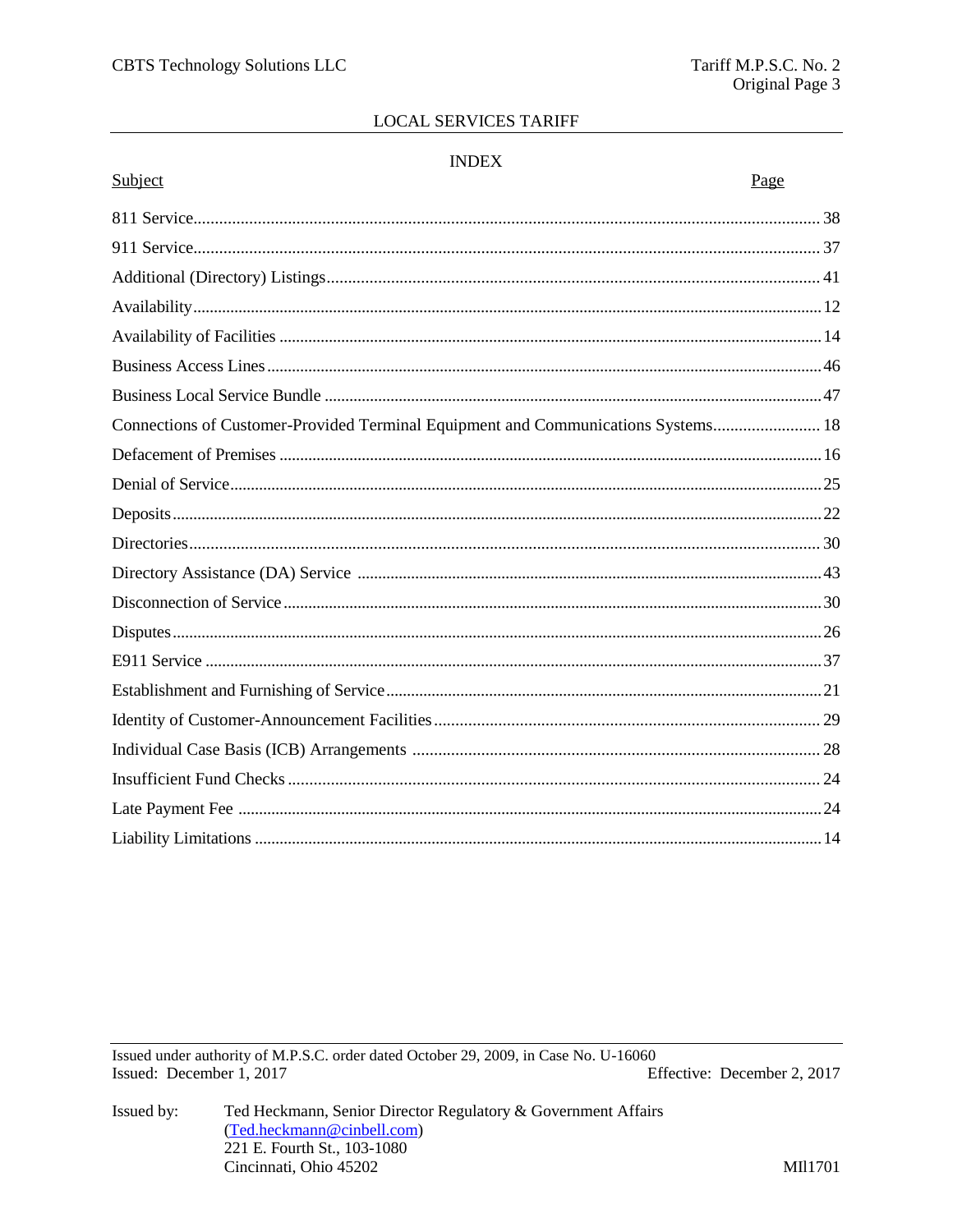## INDEX

| Subject | Page |
|---|---|
| 811 Service | 38 |
| 911 Service | 37 |
| Additional (Directory) Listings | 41 |
| Availability | 12 |
| Availability of Facilities | 14 |
| Business Access Lines | 46 |
| Business Local Service Bundle | 47 |
| Connections of Customer-Provided Terminal Equipment and Communications Systems | 18 |
| Defacement of Premises | 16 |
| Denial of Service | 25 |
| Deposits | 22 |
| Directories | 30 |
| Directory Assistance (DA) Service | 43 |
| Disconnection of Service | 30 |
| Disputes | 26 |
| E911 Service | 37 |
| Establishment and Furnishing of Service | 21 |
| Identity of Customer-Announcement Facilities | 29 |
| Individual Case Basis (ICB) Arrangements | 28 |
| Insufficient Fund Checks | 24 |
| Late Payment Fee | 24 |
| Liability Limitations | 14 |

Issued under authority of M.P.S.C. order dated October 29, 2009, in Case No. U-16060
Issued: December 1, 2017 Effective: December 2, 2017

Issued by: Ted Heckmann, Senior Director Regulatory & Government Affairs
(Ted.heckmann@cinbell.com)
221 E. Fourth St., 103-1080
Cincinnati, Ohio 45202

MI1701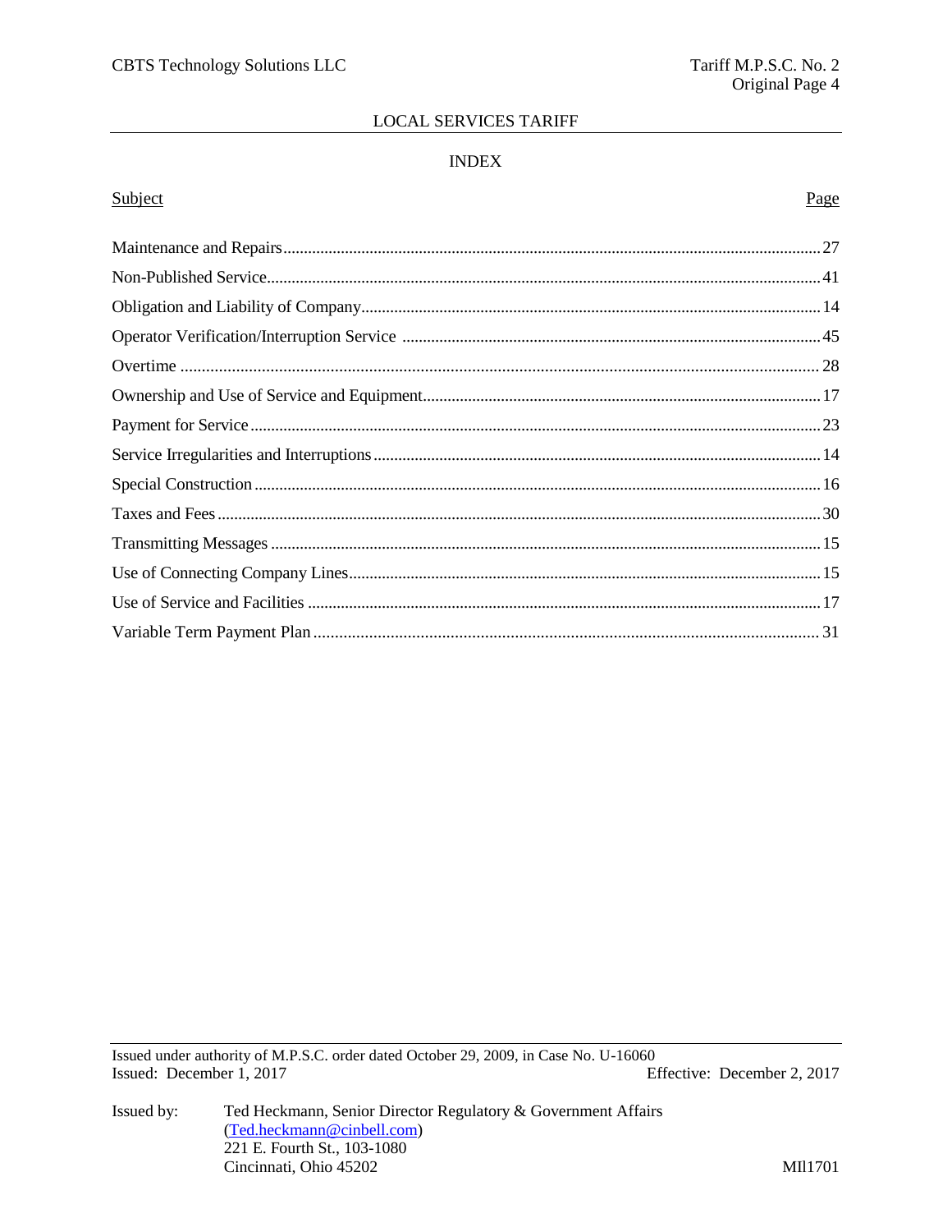## INDEX

| Subject | Page |
|---|---|
| Maintenance and Repairs | 27 |
| Non-Published Service | 41 |
| Obligation and Liability of Company | 14 |
| Operator Verification/Interruption Service | 45 |
| Overtime | 28 |
| Ownership and Use of Service and Equipment | 17 |
| Payment for Service | 23 |
| Service Irregularities and Interruptions | 14 |
| Special Construction | 16 |
| Taxes and Fees | 30 |
| Transmitting Messages | 15 |
| Use of Connecting Company Lines | 15 |
| Use of Service and Facilities | 17 |
| Variable Term Payment Plan | 31 |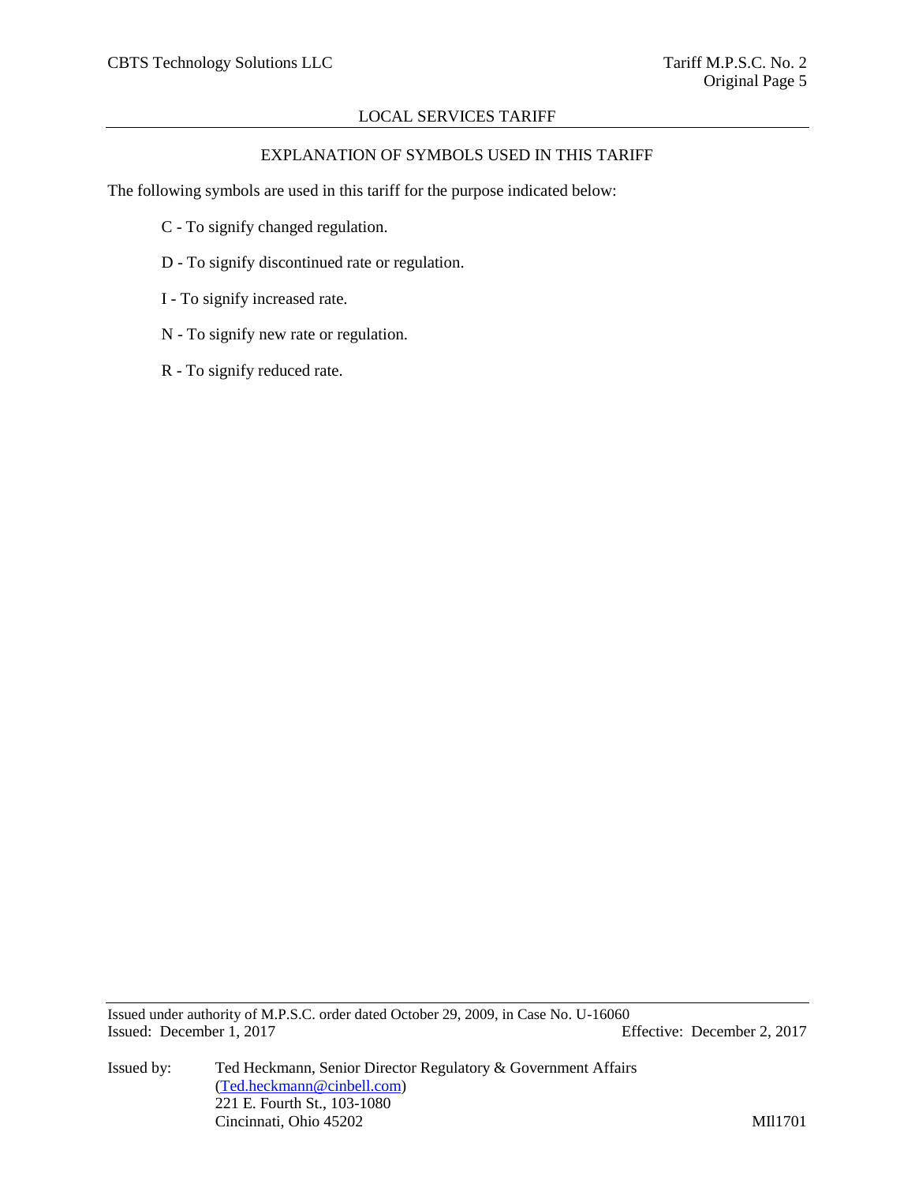## EXPLANATION OF SYMBOLS USED IN THIS TARIFF

The following symbols are used in this tariff for the purpose indicated below:

- C - To signify changed regulation.
- D - To signify discontinued rate or regulation.
- I - To signify increased rate.
- N - To signify new rate or regulation.
- R - To signify reduced rate.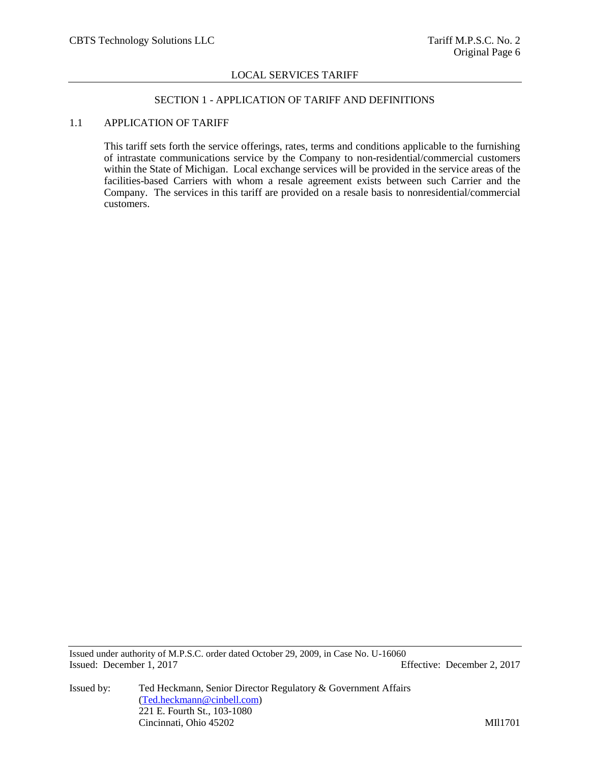LOCAL SERVICES TARIFF

## SECTION 1 - APPLICATION OF TARIFF AND DEFINITIONS

### 1.1 APPLICATION OF TARIFF

This tariff sets forth the service offerings, rates, terms and conditions applicable to the furnishing of intrastate communications service by the Company to non-residential/commercial customers within the State of Michigan. Local exchange services will be provided in the service areas of the facilities-based Carriers with whom a resale agreement exists between such Carrier and the Company. The services in this tariff are provided on a resale basis to nonresidential/commercial customers.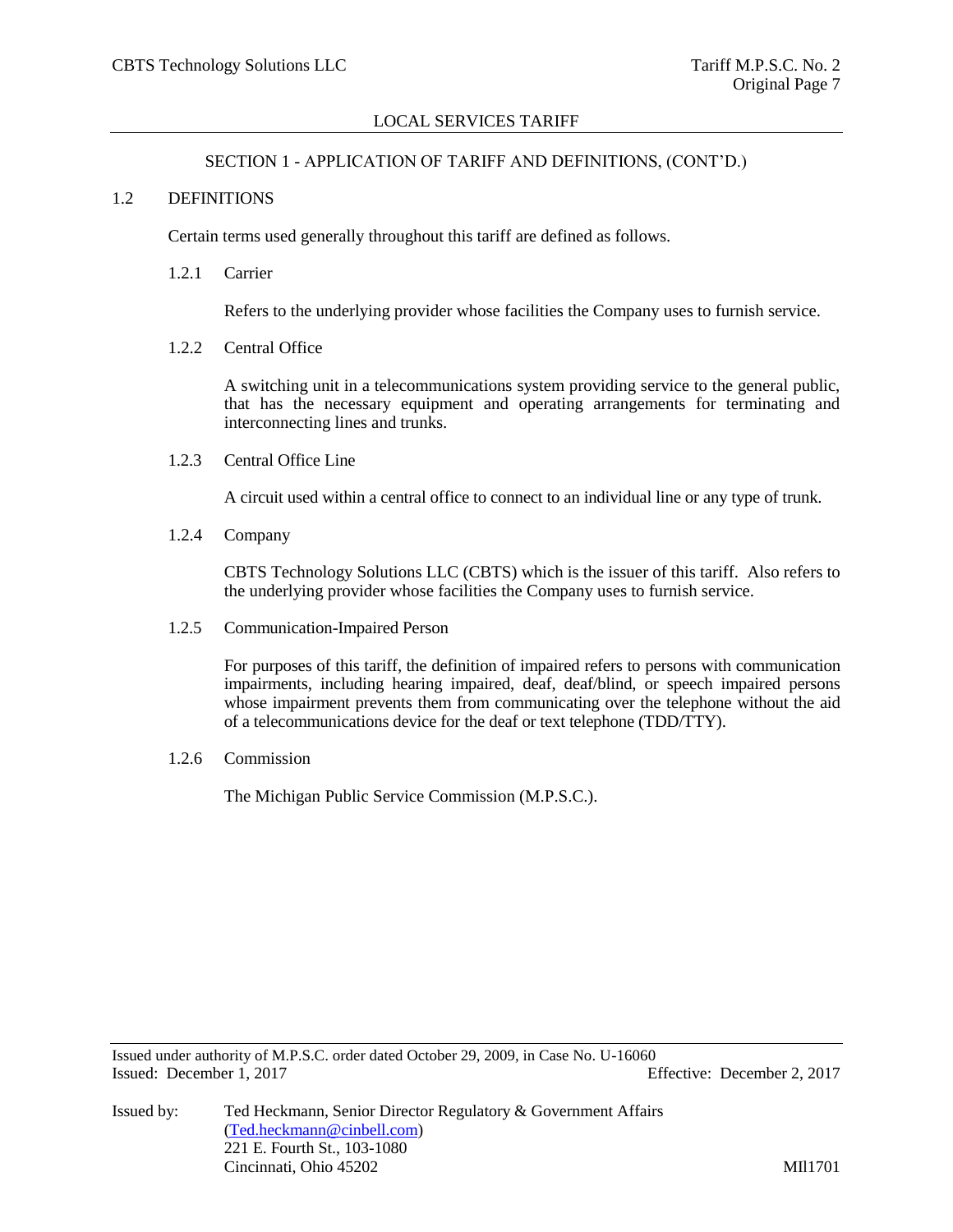## SECTION 1 - APPLICATION OF TARIFF AND DEFINITIONS, (CONT'D.)

### 1.2 DEFINITIONS

Certain terms used generally throughout this tariff are defined as follows.

#### 1.2.1 Carrier

Refers to the underlying provider whose facilities the Company uses to furnish service.

#### 1.2.2 Central Office

A switching unit in a telecommunications system providing service to the general public, that has the necessary equipment and operating arrangements for terminating and interconnecting lines and trunks.

#### 1.2.3 Central Office Line

A circuit used within a central office to connect to an individual line or any type of trunk.

#### 1.2.4 Company

CBTS Technology Solutions LLC (CBTS) which is the issuer of this tariff. Also refers to the underlying provider whose facilities the Company uses to furnish service.

#### 1.2.5 Communication-Impaired Person

For purposes of this tariff, the definition of impaired refers to persons with communication impairments, including hearing impaired, deaf, deaf/blind, or speech impaired persons whose impairment prevents them from communicating over the telephone without the aid of a telecommunications device for the deaf or text telephone (TDD/TTY).

#### 1.2.6 Commission

The Michigan Public Service Commission (M.P.S.C.).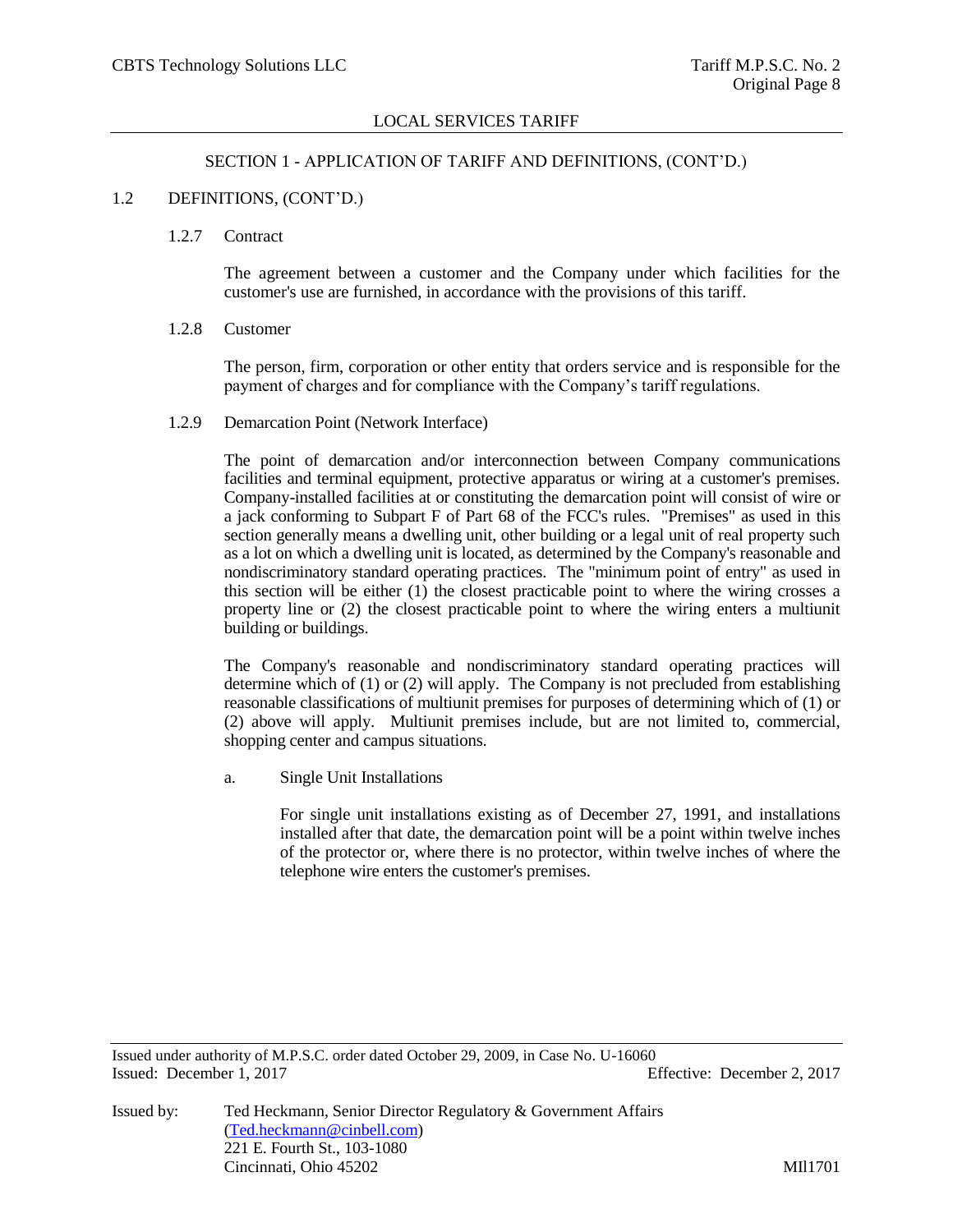LOCAL SERVICES TARIFF

SECTION 1 - APPLICATION OF TARIFF AND DEFINITIONS, (CONT'D.)

1.2 DEFINITIONS, (CONT'D.)

1.2.7 Contract

The agreement between a customer and the Company under which facilities for the customer's use are furnished, in accordance with the provisions of this tariff.

1.2.8 Customer

The person, firm, corporation or other entity that orders service and is responsible for the payment of charges and for compliance with the Company's tariff regulations.

1.2.9 Demarcation Point (Network Interface)

The point of demarcation and/or interconnection between Company communications facilities and terminal equipment, protective apparatus or wiring at a customer's premises. Company-installed facilities at or constituting the demarcation point will consist of wire or a jack conforming to Subpart F of Part 68 of the FCC's rules. "Premises" as used in this section generally means a dwelling unit, other building or a legal unit of real property such as a lot on which a dwelling unit is located, as determined by the Company's reasonable and nondiscriminatory standard operating practices. The "minimum point of entry" as used in this section will be either (1) the closest practicable point to where the wiring crosses a property line or (2) the closest practicable point to where the wiring enters a multiunit building or buildings.

The Company's reasonable and nondiscriminatory standard operating practices will determine which of (1) or (2) will apply. The Company is not precluded from establishing reasonable classifications of multiunit premises for purposes of determining which of (1) or (2) above will apply. Multiunit premises include, but are not limited to, commercial, shopping center and campus situations.

a. Single Unit Installations

For single unit installations existing as of December 27, 1991, and installations installed after that date, the demarcation point will be a point within twelve inches of the protector or, where there is no protector, within twelve inches of where the telephone wire enters the customer's premises.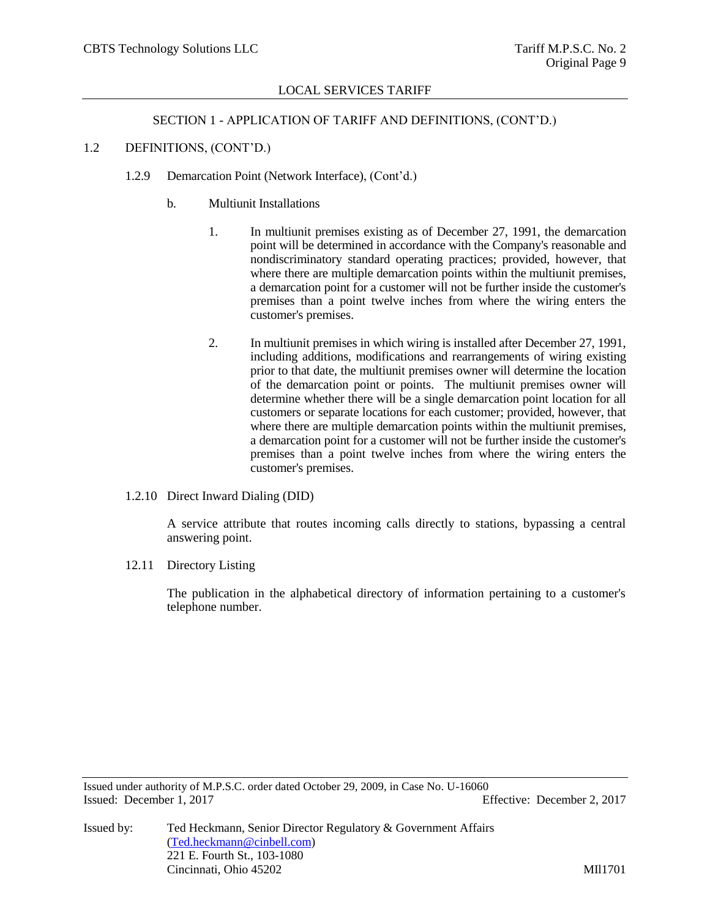SECTION 1 - APPLICATION OF TARIFF AND DEFINITIONS, (CONT'D.)

1.2 DEFINITIONS, (CONT'D.)

1.2.9 Demarcation Point (Network Interface), (Cont'd.)

b. Multiunit Installations

1. In multiunit premises existing as of December 27, 1991, the demarcation point will be determined in accordance with the Company's reasonable and nondiscriminatory standard operating practices; provided, however, that where there are multiple demarcation points within the multiunit premises, a demarcation point for a customer will not be further inside the customer's premises than a point twelve inches from where the wiring enters the customer's premises.

2. In multiunit premises in which wiring is installed after December 27, 1991, including additions, modifications and rearrangements of wiring existing prior to that date, the multiunit premises owner will determine the location of the demarcation point or points. The multiunit premises owner will determine whether there will be a single demarcation point location for all customers or separate locations for each customer; provided, however, that where there are multiple demarcation points within the multiunit premises, a demarcation point for a customer will not be further inside the customer's premises than a point twelve inches from where the wiring enters the customer's premises.

1.2.10 Direct Inward Dialing (DID)

A service attribute that routes incoming calls directly to stations, bypassing a central answering point.

12.11 Directory Listing

The publication in the alphabetical directory of information pertaining to a customer's telephone number.

Issued under authority of M.P.S.C. order dated October 29, 2009, in Case No. U-16060
Issued: December 1, 2017 Effective: December 2, 2017

Issued by: Ted Heckmann, Senior Director Regulatory & Government Affairs
(Ted.heckmann@cinbell.com)
221 E. Fourth St., 103-1080
Cincinnati, Ohio 45202

MIl1701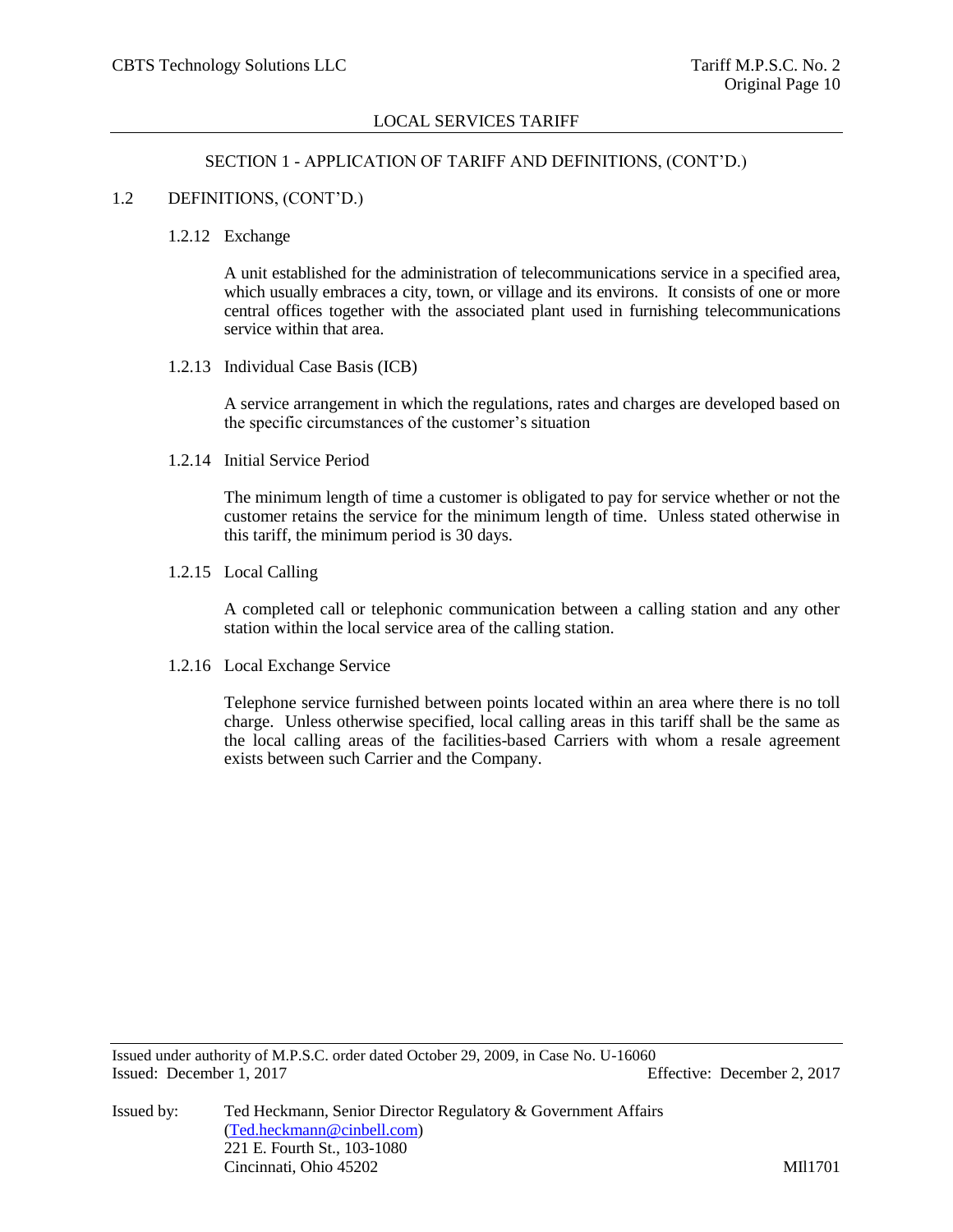SECTION 1 - APPLICATION OF TARIFF AND DEFINITIONS, (CONT'D.)

1.2 DEFINITIONS, (CONT'D.)

1.2.12 Exchange

A unit established for the administration of telecommunications service in a specified area, which usually embraces a city, town, or village and its environs. It consists of one or more central offices together with the associated plant used in furnishing telecommunications service within that area.

1.2.13 Individual Case Basis (ICB)

A service arrangement in which the regulations, rates and charges are developed based on the specific circumstances of the customer's situation

1.2.14 Initial Service Period

The minimum length of time a customer is obligated to pay for service whether or not the customer retains the service for the minimum length of time. Unless stated otherwise in this tariff, the minimum period is 30 days.

1.2.15 Local Calling

A completed call or telephonic communication between a calling station and any other station within the local service area of the calling station.

1.2.16 Local Exchange Service

Telephone service furnished between points located within an area where there is no toll charge. Unless otherwise specified, local calling areas in this tariff shall be the same as the local calling areas of the facilities-based Carriers with whom a resale agreement exists between such Carrier and the Company.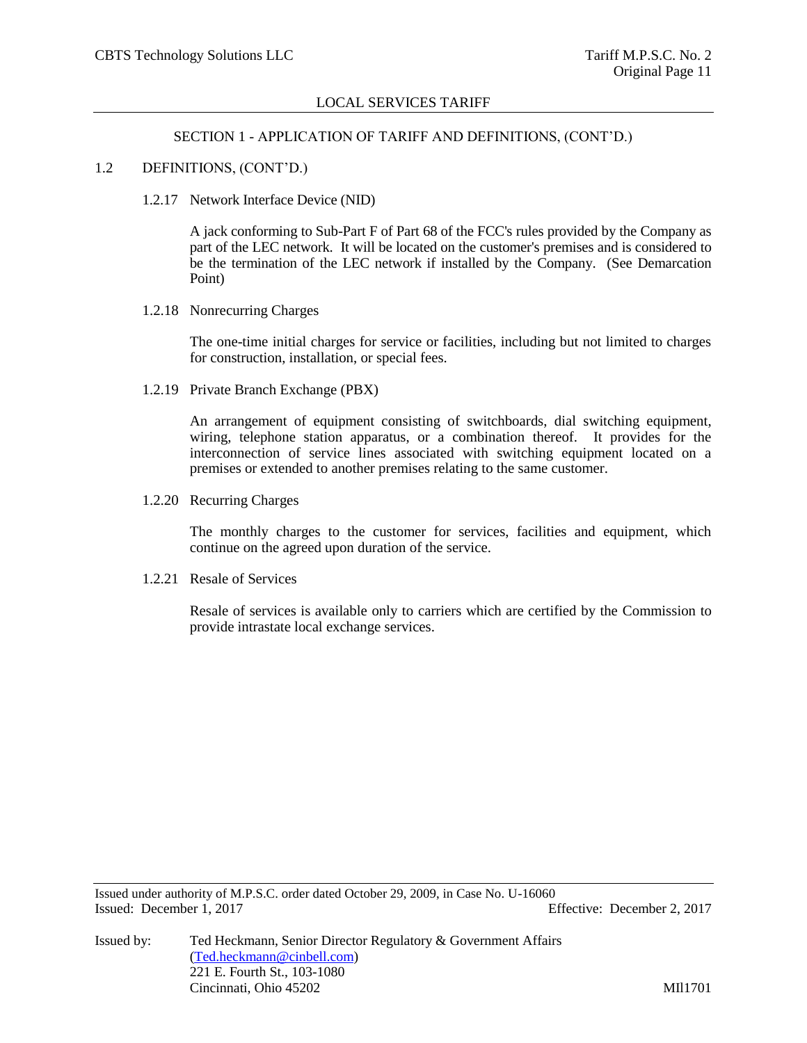## SECTION 1 - APPLICATION OF TARIFF AND DEFINITIONS, (CONT'D.)

### 1.2 DEFINITIONS, (CONT'D.)

#### 1.2.17 Network Interface Device (NID)

A jack conforming to Sub-Part F of Part 68 of the FCC's rules provided by the Company as part of the LEC network. It will be located on the customer's premises and is considered to be the termination of the LEC network if installed by the Company. (See Demarcation Point)

#### 1.2.18 Nonrecurring Charges

The one-time initial charges for service or facilities, including but not limited to charges for construction, installation, or special fees.

#### 1.2.19 Private Branch Exchange (PBX)

An arrangement of equipment consisting of switchboards, dial switching equipment, wiring, telephone station apparatus, or a combination thereof. It provides for the interconnection of service lines associated with switching equipment located on a premises or extended to another premises relating to the same customer.

#### 1.2.20 Recurring Charges

The monthly charges to the customer for services, facilities and equipment, which continue on the agreed upon duration of the service.

#### 1.2.21 Resale of Services

Resale of services is available only to carriers which are certified by the Commission to provide intrastate local exchange services.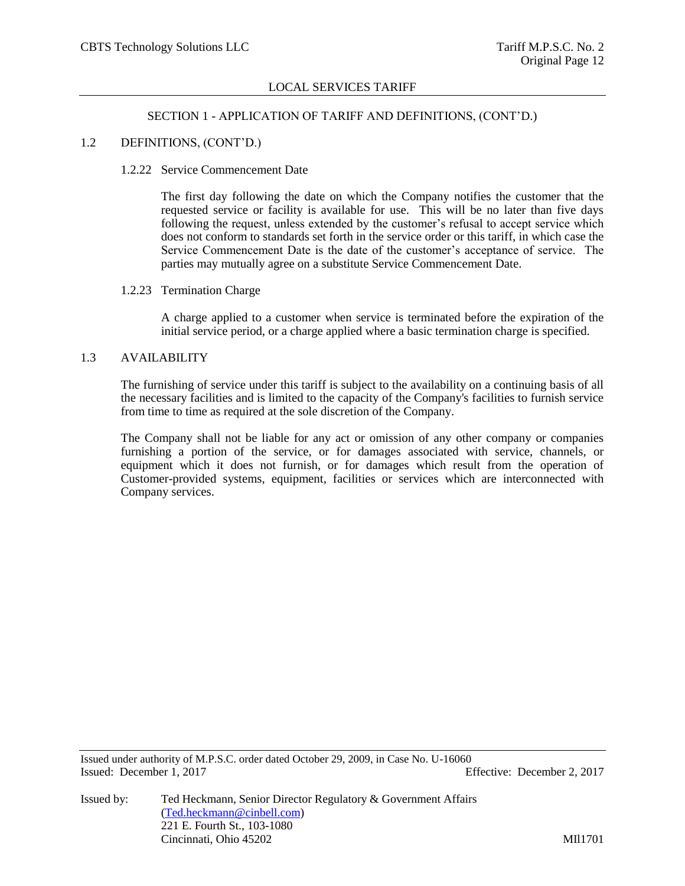## SECTION 1 - APPLICATION OF TARIFF AND DEFINITIONS, (CONT'D.)

### 1.2 DEFINITIONS, (CONT'D.)

#### 1.2.22 Service Commencement Date

The first day following the date on which the Company notifies the customer that the requested service or facility is available for use. This will be no later than five days following the request, unless extended by the customer's refusal to accept service which does not conform to standards set forth in the service order or this tariff, in which case the Service Commencement Date is the date of the customer's acceptance of service. The parties may mutually agree on a substitute Service Commencement Date.

#### 1.2.23 Termination Charge

A charge applied to a customer when service is terminated before the expiration of the initial service period, or a charge applied where a basic termination charge is specified.

### 1.3 AVAILABILITY

The furnishing of service under this tariff is subject to the availability on a continuing basis of all the necessary facilities and is limited to the capacity of the Company's facilities to furnish service from time to time as required at the sole discretion of the Company.

The Company shall not be liable for any act or omission of any other company or companies furnishing a portion of the service, or for damages associated with service, channels, or equipment which it does not furnish, or for damages which result from the operation of Customer-provided systems, equipment, facilities or services which are interconnected with Company services.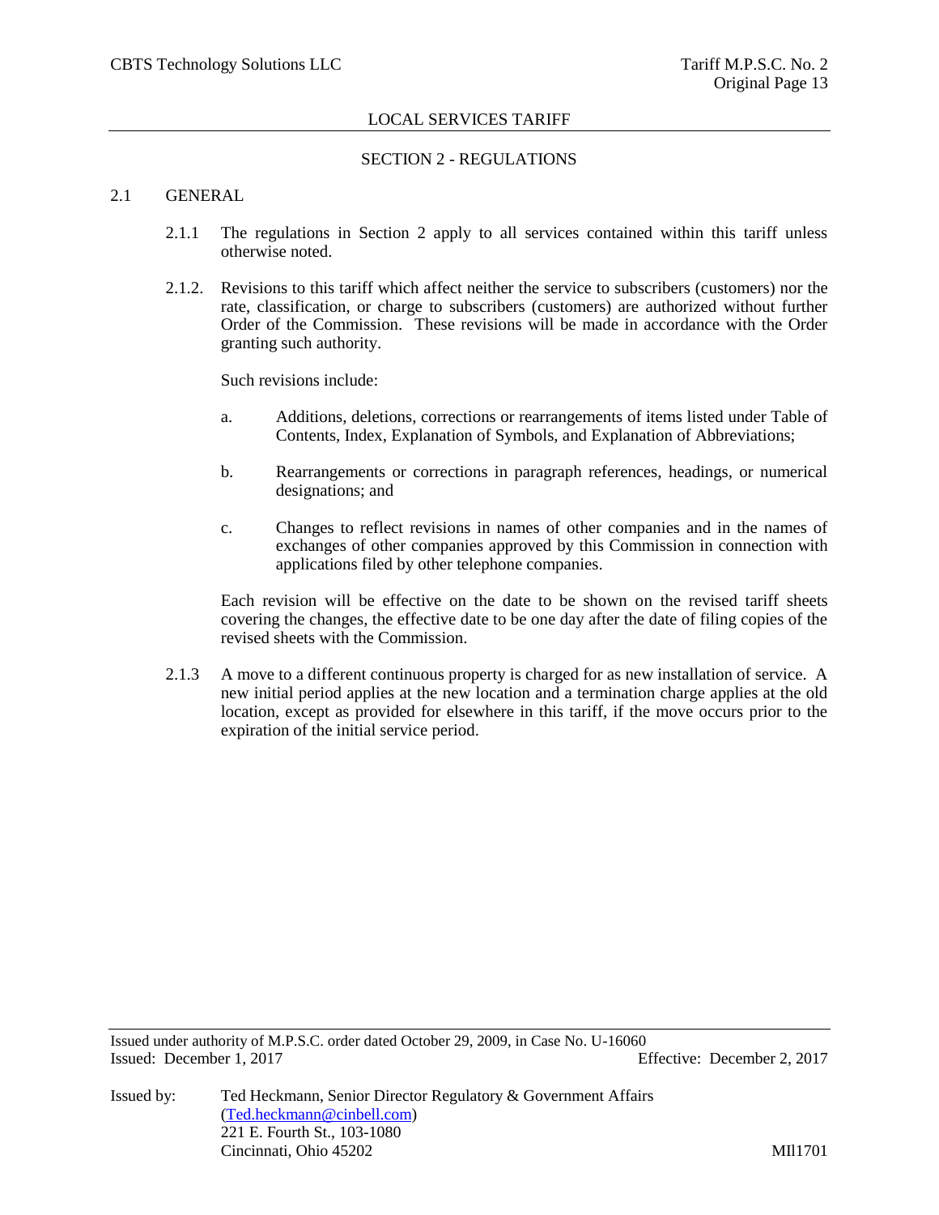## SECTION 2 - REGULATIONS

### 2.1 GENERAL

2.1.1 The regulations in Section 2 apply to all services contained within this tariff unless otherwise noted.

2.1.2. Revisions to this tariff which affect neither the service to subscribers (customers) nor the rate, classification, or charge to subscribers (customers) are authorized without further Order of the Commission. These revisions will be made in accordance with the Order granting such authority.

Such revisions include:

a. Additions, deletions, corrections or rearrangements of items listed under Table of Contents, Index, Explanation of Symbols, and Explanation of Abbreviations;

b. Rearrangements or corrections in paragraph references, headings, or numerical designations; and

c. Changes to reflect revisions in names of other companies and in the names of exchanges of other companies approved by this Commission in connection with applications filed by other telephone companies.

Each revision will be effective on the date to be shown on the revised tariff sheets covering the changes, the effective date to be one day after the date of filing copies of the revised sheets with the Commission.

2.1.3 A move to a different continuous property is charged for as new installation of service. A new initial period applies at the new location and a termination charge applies at the old location, except as provided for elsewhere in this tariff, if the move occurs prior to the expiration of the initial service period.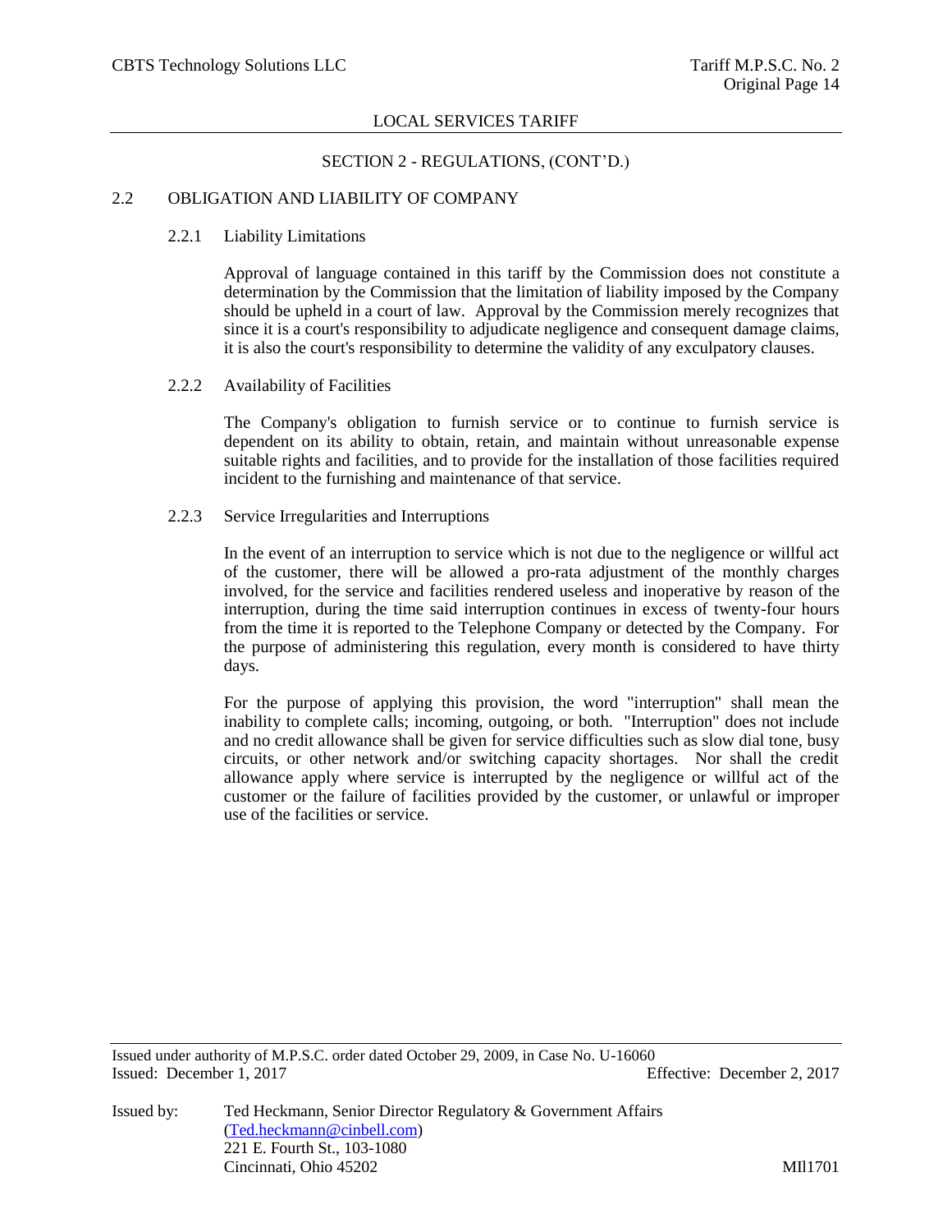SECTION 2 - REGULATIONS, (CONT'D.)

## 2.2 OBLIGATION AND LIABILITY OF COMPANY

### 2.2.1 Liability Limitations

Approval of language contained in this tariff by the Commission does not constitute a determination by the Commission that the limitation of liability imposed by the Company should be upheld in a court of law. Approval by the Commission merely recognizes that since it is a court's responsibility to adjudicate negligence and consequent damage claims, it is also the court's responsibility to determine the validity of any exculpatory clauses.

### 2.2.2 Availability of Facilities

The Company's obligation to furnish service or to continue to furnish service is dependent on its ability to obtain, retain, and maintain without unreasonable expense suitable rights and facilities, and to provide for the installation of those facilities required incident to the furnishing and maintenance of that service.

### 2.2.3 Service Irregularities and Interruptions

In the event of an interruption to service which is not due to the negligence or willful act of the customer, there will be allowed a pro-rata adjustment of the monthly charges involved, for the service and facilities rendered useless and inoperative by reason of the interruption, during the time said interruption continues in excess of twenty-four hours from the time it is reported to the Telephone Company or detected by the Company. For the purpose of administering this regulation, every month is considered to have thirty days.

For the purpose of applying this provision, the word "interruption" shall mean the inability to complete calls; incoming, outgoing, or both. "Interruption" does not include and no credit allowance shall be given for service difficulties such as slow dial tone, busy circuits, or other network and/or switching capacity shortages. Nor shall the credit allowance apply where service is interrupted by the negligence or willful act of the customer or the failure of facilities provided by the customer, or unlawful or improper use of the facilities or service.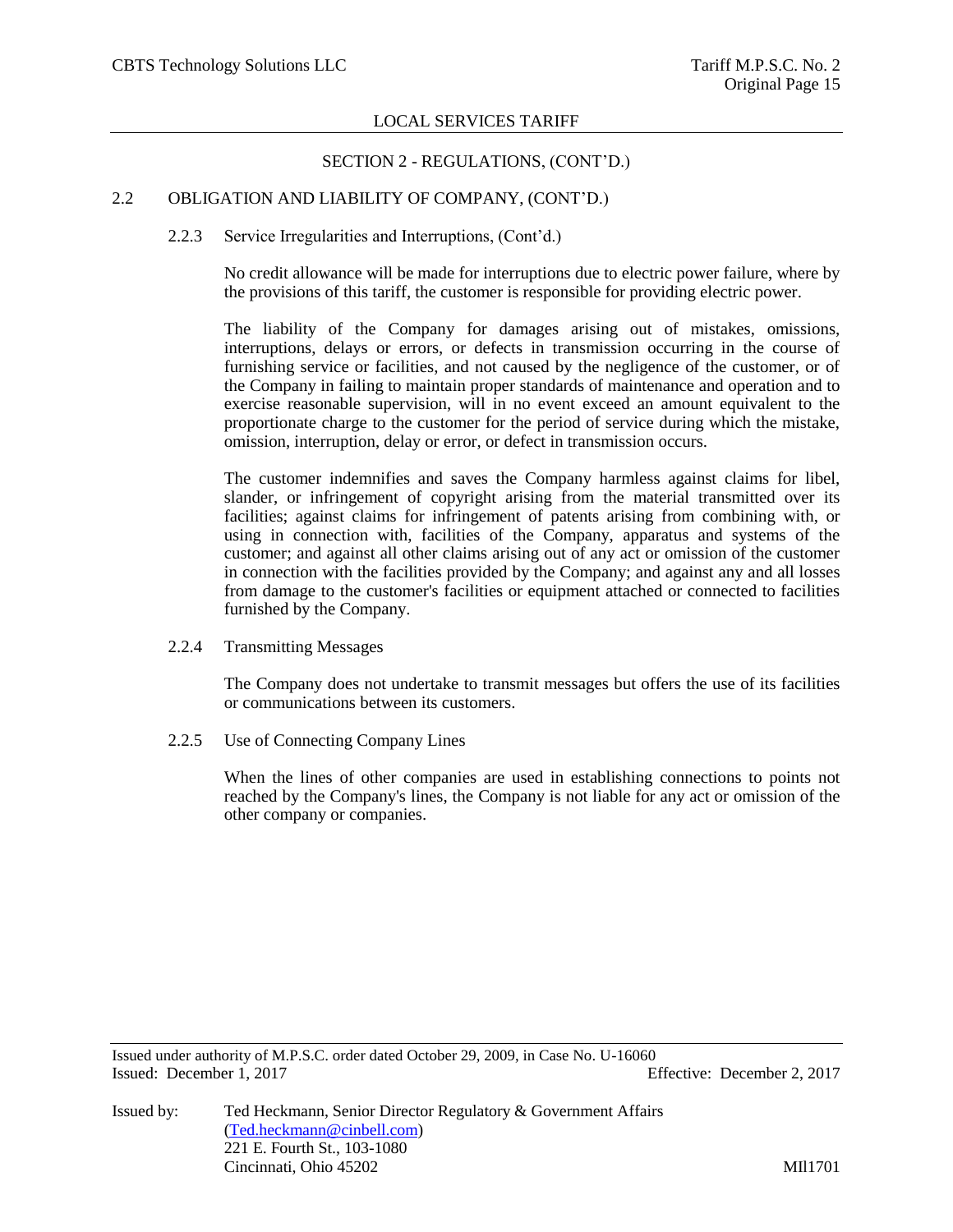SECTION 2 - REGULATIONS, (CONT'D.)

2.2 OBLIGATION AND LIABILITY OF COMPANY, (CONT'D.)

2.2.3 Service Irregularities and Interruptions, (Cont'd.)

No credit allowance will be made for interruptions due to electric power failure, where by the provisions of this tariff, the customer is responsible for providing electric power.

The liability of the Company for damages arising out of mistakes, omissions, interruptions, delays or errors, or defects in transmission occurring in the course of furnishing service or facilities, and not caused by the negligence of the customer, or of the Company in failing to maintain proper standards of maintenance and operation and to exercise reasonable supervision, will in no event exceed an amount equivalent to the proportionate charge to the customer for the period of service during which the mistake, omission, interruption, delay or error, or defect in transmission occurs.

The customer indemnifies and saves the Company harmless against claims for libel, slander, or infringement of copyright arising from the material transmitted over its facilities; against claims for infringement of patents arising from combining with, or using in connection with, facilities of the Company, apparatus and systems of the customer; and against all other claims arising out of any act or omission of the customer in connection with the facilities provided by the Company; and against any and all losses from damage to the customer's facilities or equipment attached or connected to facilities furnished by the Company.

2.2.4 Transmitting Messages

The Company does not undertake to transmit messages but offers the use of its facilities or communications between its customers.

2.2.5 Use of Connecting Company Lines

When the lines of other companies are used in establishing connections to points not reached by the Company's lines, the Company is not liable for any act or omission of the other company or companies.

Issued under authority of M.P.S.C. order dated October 29, 2009, in Case No. U-16060
Issued: December 1, 2017 Effective: December 2, 2017

Issued by: Ted Heckmann, Senior Director Regulatory & Government Affairs
(Ted.heckmann@cinbell.com)
221 E. Fourth St., 103-1080
Cincinnati, Ohio 45202 MIl1701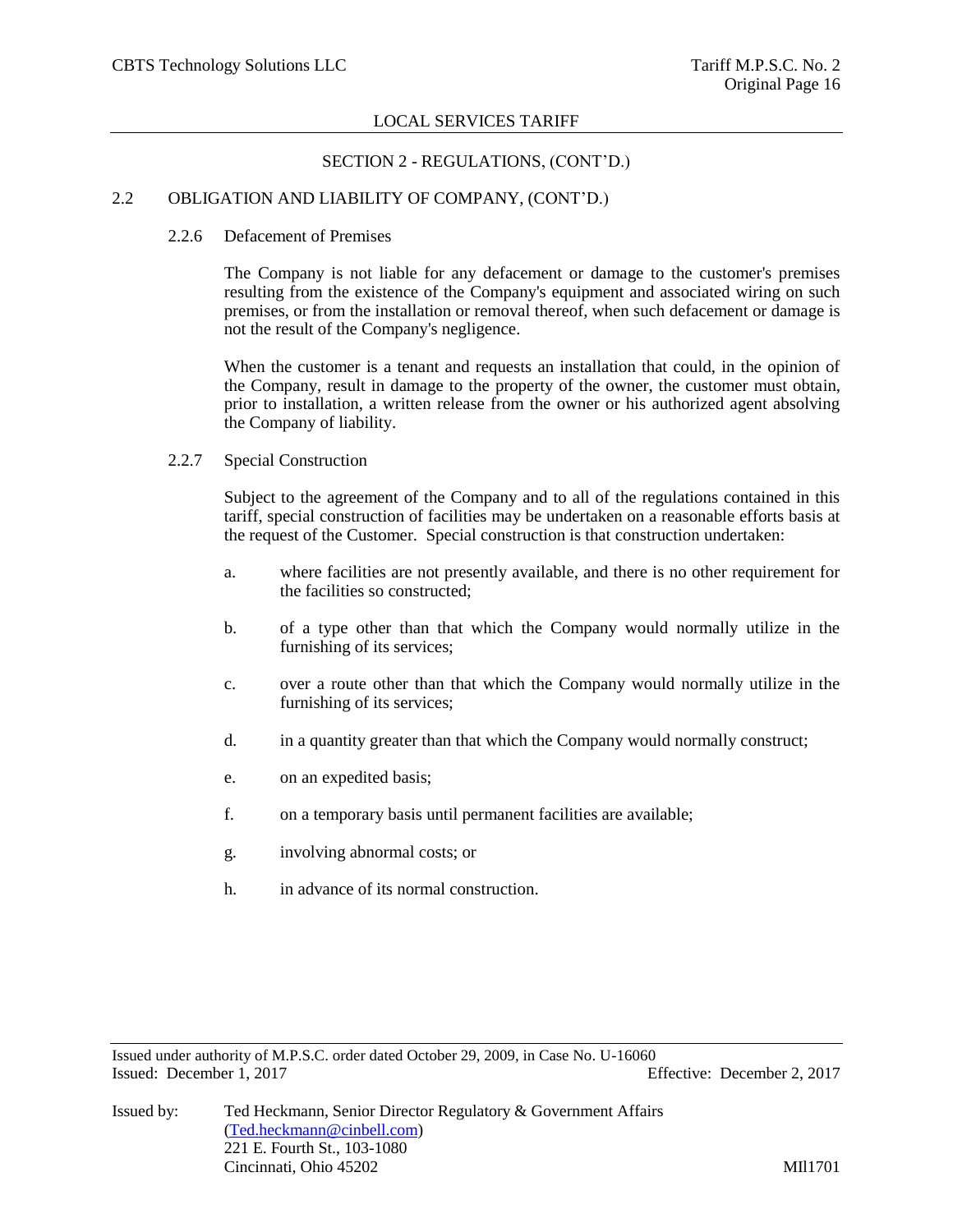## SECTION 2 - REGULATIONS, (CONT'D.)

### 2.2 OBLIGATION AND LIABILITY OF COMPANY, (CONT'D.)

#### 2.2.6 Defacement of Premises

The Company is not liable for any defacement or damage to the customer's premises resulting from the existence of the Company's equipment and associated wiring on such premises, or from the installation or removal thereof, when such defacement or damage is not the result of the Company's negligence.

When the customer is a tenant and requests an installation that could, in the opinion of the Company, result in damage to the property of the owner, the customer must obtain, prior to installation, a written release from the owner or his authorized agent absolving the Company of liability.

#### 2.2.7 Special Construction

Subject to the agreement of the Company and to all of the regulations contained in this tariff, special construction of facilities may be undertaken on a reasonable efforts basis at the request of the Customer. Special construction is that construction undertaken:

a. where facilities are not presently available, and there is no other requirement for the facilities so constructed;

b. of a type other than that which the Company would normally utilize in the furnishing of its services;

c. over a route other than that which the Company would normally utilize in the furnishing of its services;

d. in a quantity greater than that which the Company would normally construct;

e. on an expedited basis;

f. on a temporary basis until permanent facilities are available;

g. involving abnormal costs; or

h. in advance of its normal construction.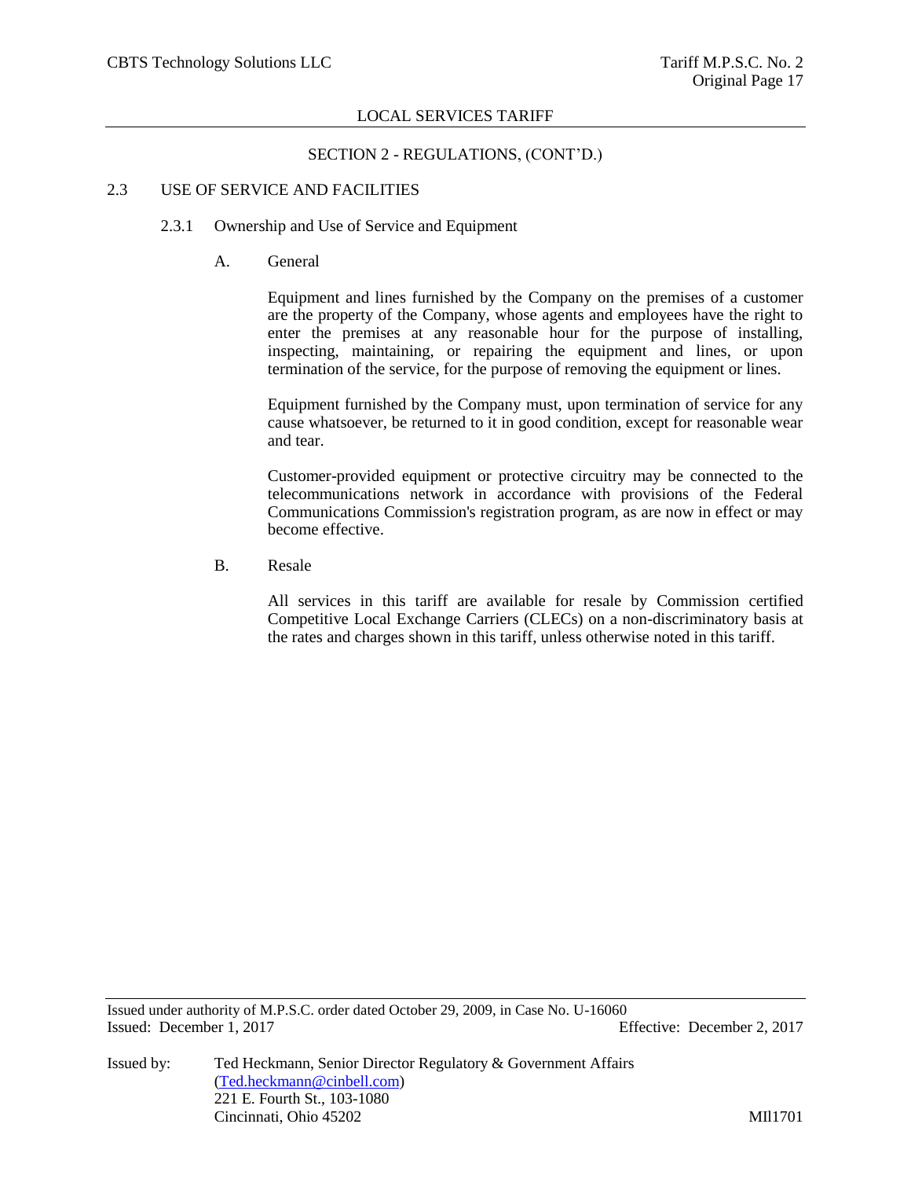## SECTION 2 - REGULATIONS, (CONT'D.)

### 2.3 USE OF SERVICE AND FACILITIES

#### 2.3.1 Ownership and Use of Service and Equipment

A. General

Equipment and lines furnished by the Company on the premises of a customer are the property of the Company, whose agents and employees have the right to enter the premises at any reasonable hour for the purpose of installing, inspecting, maintaining, or repairing the equipment and lines, or upon termination of the service, for the purpose of removing the equipment or lines.

Equipment furnished by the Company must, upon termination of service for any cause whatsoever, be returned to it in good condition, except for reasonable wear and tear.

Customer-provided equipment or protective circuitry may be connected to the telecommunications network in accordance with provisions of the Federal Communications Commission's registration program, as are now in effect or may become effective.

B. Resale

All services in this tariff are available for resale by Commission certified Competitive Local Exchange Carriers (CLECs) on a non-discriminatory basis at the rates and charges shown in this tariff, unless otherwise noted in this tariff.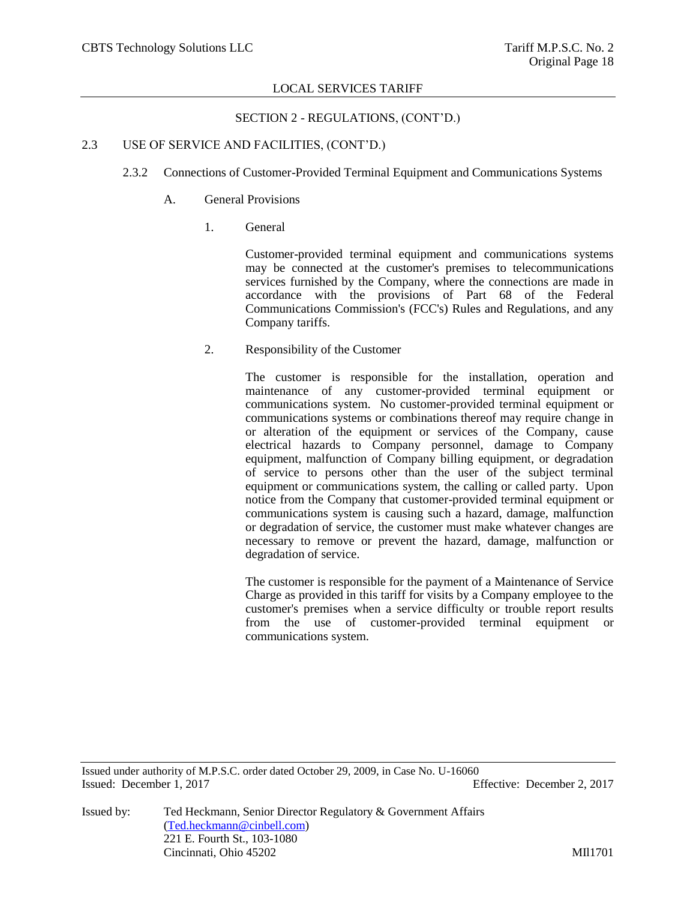## SECTION 2 - REGULATIONS, (CONT'D.)

### 2.3 USE OF SERVICE AND FACILITIES, (CONT'D.)

#### 2.3.2 Connections of Customer-Provided Terminal Equipment and Communications Systems

A. General Provisions

1. General

Customer-provided terminal equipment and communications systems may be connected at the customer's premises to telecommunications services furnished by the Company, where the connections are made in accordance with the provisions of Part 68 of the Federal Communications Commission's (FCC's) Rules and Regulations, and any Company tariffs.

2. Responsibility of the Customer

The customer is responsible for the installation, operation and maintenance of any customer-provided terminal equipment or communications system. No customer-provided terminal equipment or communications systems or combinations thereof may require change in or alteration of the equipment or services of the Company, cause electrical hazards to Company personnel, damage to Company equipment, malfunction of Company billing equipment, or degradation of service to persons other than the user of the subject terminal equipment or communications system, the calling or called party. Upon notice from the Company that customer-provided terminal equipment or communications system is causing such a hazard, damage, malfunction or degradation of service, the customer must make whatever changes are necessary to remove or prevent the hazard, damage, malfunction or degradation of service.

The customer is responsible for the payment of a Maintenance of Service Charge as provided in this tariff for visits by a Company employee to the customer's premises when a service difficulty or trouble report results from the use of customer-provided terminal equipment or communications system.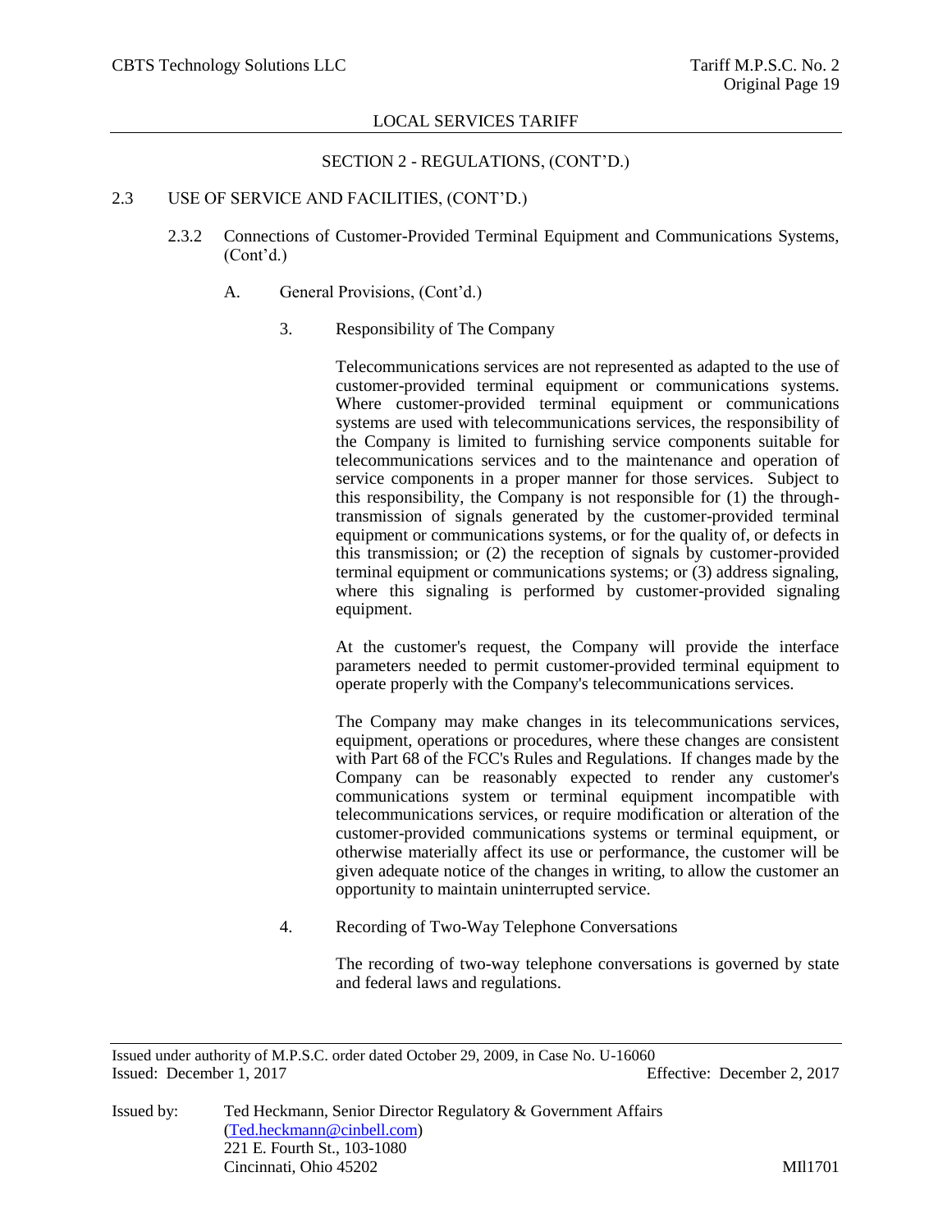SECTION 2 - REGULATIONS, (CONT'D.)

2.3 USE OF SERVICE AND FACILITIES, (CONT'D.)

2.3.2 Connections of Customer-Provided Terminal Equipment and Communications Systems, (Cont'd.)

A. General Provisions, (Cont'd.)

3. Responsibility of The Company

Telecommunications services are not represented as adapted to the use of customer-provided terminal equipment or communications systems. Where customer-provided terminal equipment or communications systems are used with telecommunications services, the responsibility of the Company is limited to furnishing service components suitable for telecommunications services and to the maintenance and operation of service components in a proper manner for those services. Subject to this responsibility, the Company is not responsible for (1) the through-transmission of signals generated by the customer-provided terminal equipment or communications systems, or for the quality of, or defects in this transmission; or (2) the reception of signals by customer-provided terminal equipment or communications systems; or (3) address signaling, where this signaling is performed by customer-provided signaling equipment.

At the customer's request, the Company will provide the interface parameters needed to permit customer-provided terminal equipment to operate properly with the Company's telecommunications services.

The Company may make changes in its telecommunications services, equipment, operations or procedures, where these changes are consistent with Part 68 of the FCC's Rules and Regulations. If changes made by the Company can be reasonably expected to render any customer's communications system or terminal equipment incompatible with telecommunications services, or require modification or alteration of the customer-provided communications systems or terminal equipment, or otherwise materially affect its use or performance, the customer will be given adequate notice of the changes in writing, to allow the customer an opportunity to maintain uninterrupted service.

4. Recording of Two-Way Telephone Conversations

The recording of two-way telephone conversations is governed by state and federal laws and regulations.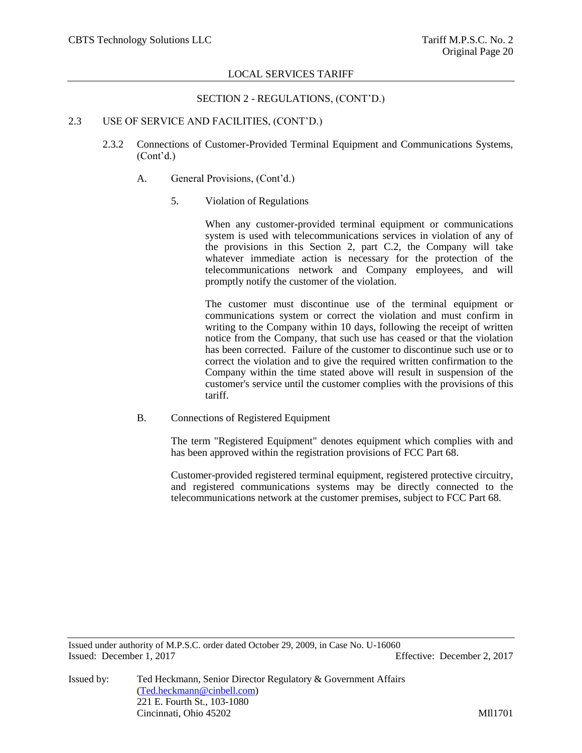SECTION 2 - REGULATIONS, (CONT'D.)

2.3 USE OF SERVICE AND FACILITIES, (CONT'D.)

2.3.2 Connections of Customer-Provided Terminal Equipment and Communications Systems, (Cont'd.)

A. General Provisions, (Cont'd.)

5. Violation of Regulations

When any customer-provided terminal equipment or communications system is used with telecommunications services in violation of any of the provisions in this Section 2, part C.2, the Company will take whatever immediate action is necessary for the protection of the telecommunications network and Company employees, and will promptly notify the customer of the violation.

The customer must discontinue use of the terminal equipment or communications system or correct the violation and must confirm in writing to the Company within 10 days, following the receipt of written notice from the Company, that such use has ceased or that the violation has been corrected. Failure of the customer to discontinue such use or to correct the violation and to give the required written confirmation to the Company within the time stated above will result in suspension of the customer's service until the customer complies with the provisions of this tariff.

B. Connections of Registered Equipment

The term "Registered Equipment" denotes equipment which complies with and has been approved within the registration provisions of FCC Part 68.

Customer-provided registered terminal equipment, registered protective circuitry, and registered communications systems may be directly connected to the telecommunications network at the customer premises, subject to FCC Part 68.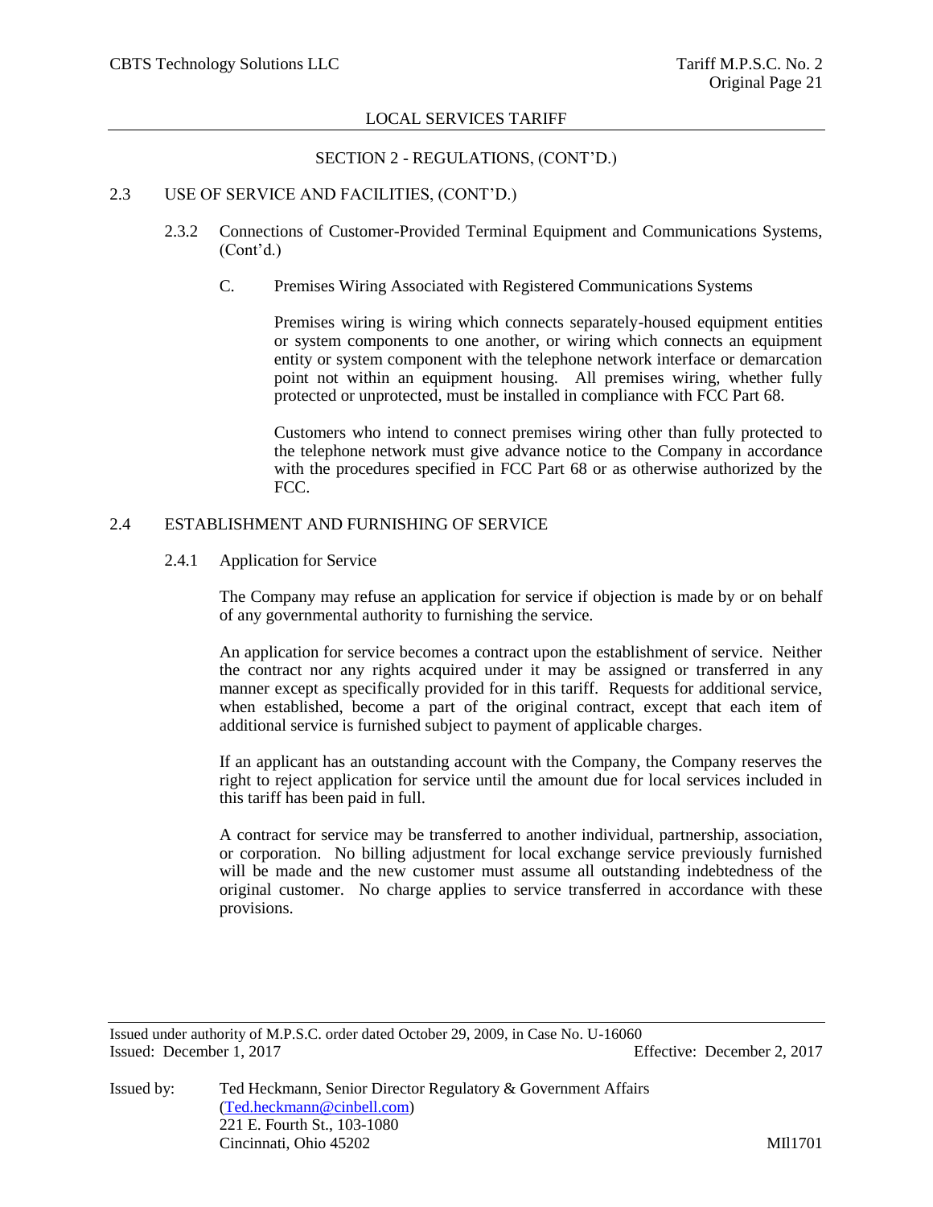SECTION 2 - REGULATIONS, (CONT'D.)

2.3 USE OF SERVICE AND FACILITIES, (CONT'D.)

2.3.2 Connections of Customer-Provided Terminal Equipment and Communications Systems, (Cont'd.)

C. Premises Wiring Associated with Registered Communications Systems

Premises wiring is wiring which connects separately-housed equipment entities or system components to one another, or wiring which connects an equipment entity or system component with the telephone network interface or demarcation point not within an equipment housing. All premises wiring, whether fully protected or unprotected, must be installed in compliance with FCC Part 68.

Customers who intend to connect premises wiring other than fully protected to the telephone network must give advance notice to the Company in accordance with the procedures specified in FCC Part 68 or as otherwise authorized by the FCC.

## 2.4 ESTABLISHMENT AND FURNISHING OF SERVICE

### 2.4.1 Application for Service

The Company may refuse an application for service if objection is made by or on behalf of any governmental authority to furnishing the service.

An application for service becomes a contract upon the establishment of service. Neither the contract nor any rights acquired under it may be assigned or transferred in any manner except as specifically provided for in this tariff. Requests for additional service, when established, become a part of the original contract, except that each item of additional service is furnished subject to payment of applicable charges.

If an applicant has an outstanding account with the Company, the Company reserves the right to reject application for service until the amount due for local services included in this tariff has been paid in full.

A contract for service may be transferred to another individual, partnership, association, or corporation. No billing adjustment for local exchange service previously furnished will be made and the new customer must assume all outstanding indebtedness of the original customer. No charge applies to service transferred in accordance with these provisions.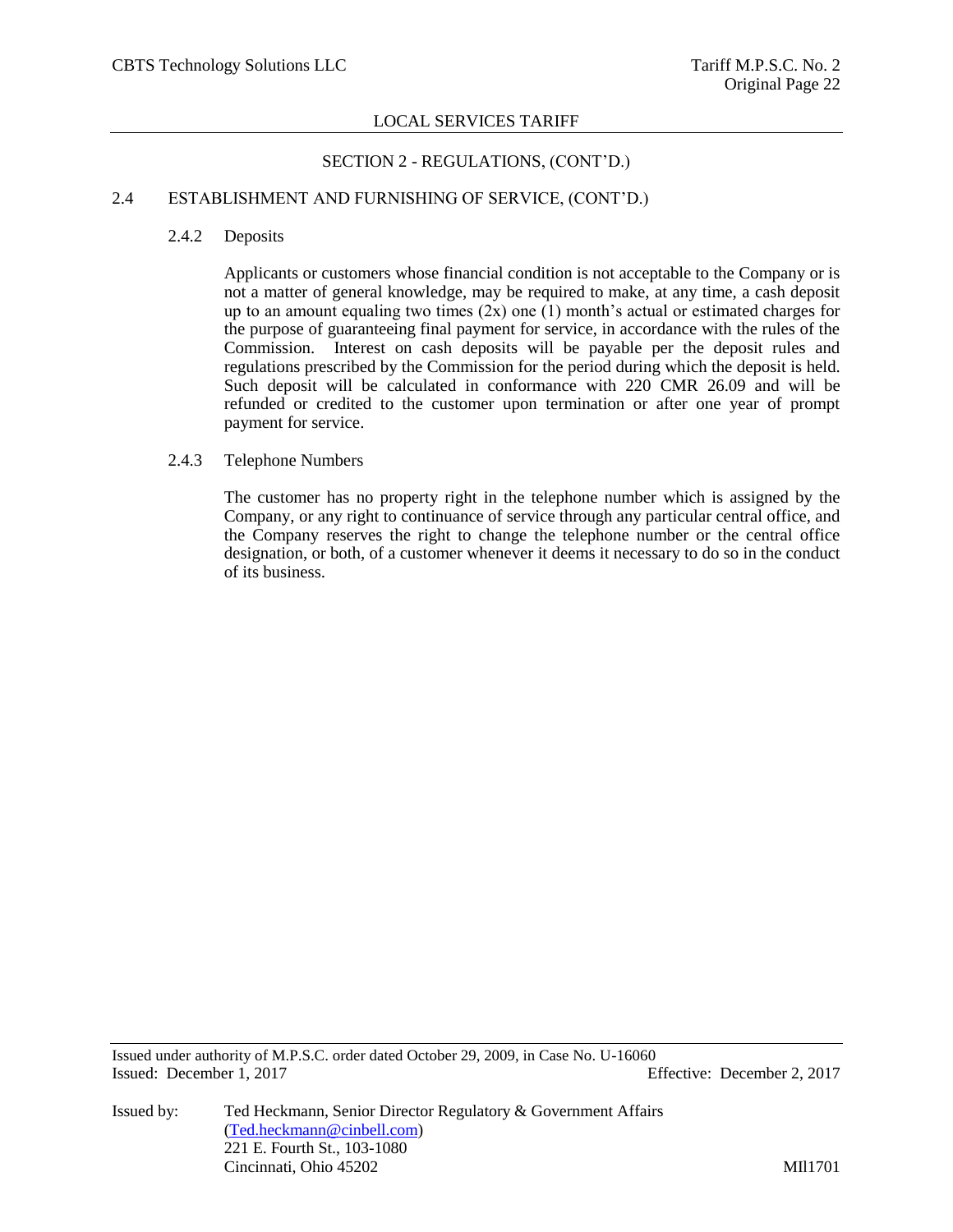SECTION 2 - REGULATIONS, (CONT'D.)

## 2.4 ESTABLISHMENT AND FURNISHING OF SERVICE, (CONT'D.)

### 2.4.2 Deposits

Applicants or customers whose financial condition is not acceptable to the Company or is not a matter of general knowledge, may be required to make, at any time, a cash deposit up to an amount equaling two times (2x) one (1) month's actual or estimated charges for the purpose of guaranteeing final payment for service, in accordance with the rules of the Commission. Interest on cash deposits will be payable per the deposit rules and regulations prescribed by the Commission for the period during which the deposit is held. Such deposit will be calculated in conformance with 220 CMR 26.09 and will be refunded or credited to the customer upon termination or after one year of prompt payment for service.

### 2.4.3 Telephone Numbers

The customer has no property right in the telephone number which is assigned by the Company, or any right to continuance of service through any particular central office, and the Company reserves the right to change the telephone number or the central office designation, or both, of a customer whenever it deems it necessary to do so in the conduct of its business.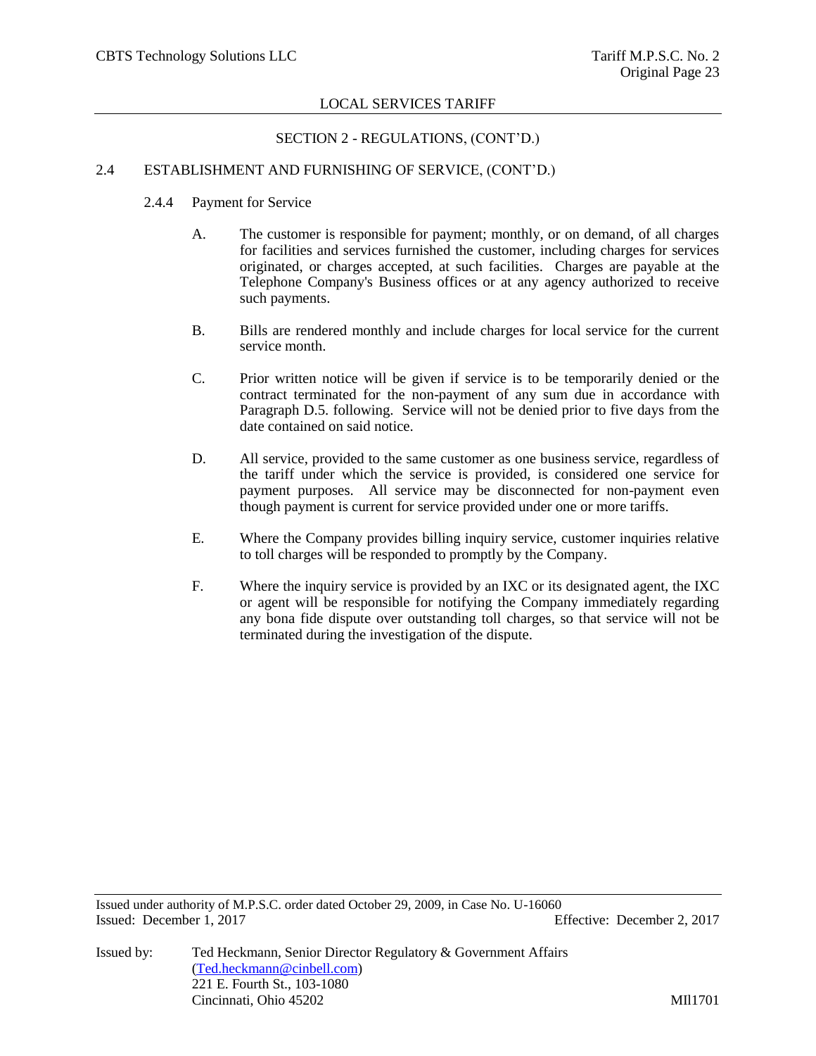## LOCAL SERVICES TARIFF

### SECTION 2 - REGULATIONS, (CONT'D.)

2.4 ESTABLISHMENT AND FURNISHING OF SERVICE, (CONT'D.)

2.4.4 Payment for Service

A. The customer is responsible for payment; monthly, or on demand, of all charges for facilities and services furnished the customer, including charges for services originated, or charges accepted, at such facilities. Charges are payable at the Telephone Company's Business offices or at any agency authorized to receive such payments.

B. Bills are rendered monthly and include charges for local service for the current service month.

C. Prior written notice will be given if service is to be temporarily denied or the contract terminated for the non-payment of any sum due in accordance with Paragraph D.5. following. Service will not be denied prior to five days from the date contained on said notice.

D. All service, provided to the same customer as one business service, regardless of the tariff under which the service is provided, is considered one service for payment purposes. All service may be disconnected for non-payment even though payment is current for service provided under one or more tariffs.

E. Where the Company provides billing inquiry service, customer inquiries relative to toll charges will be responded to promptly by the Company.

F. Where the inquiry service is provided by an IXC or its designated agent, the IXC or agent will be responsible for notifying the Company immediately regarding any bona fide dispute over outstanding toll charges, so that service will not be terminated during the investigation of the dispute.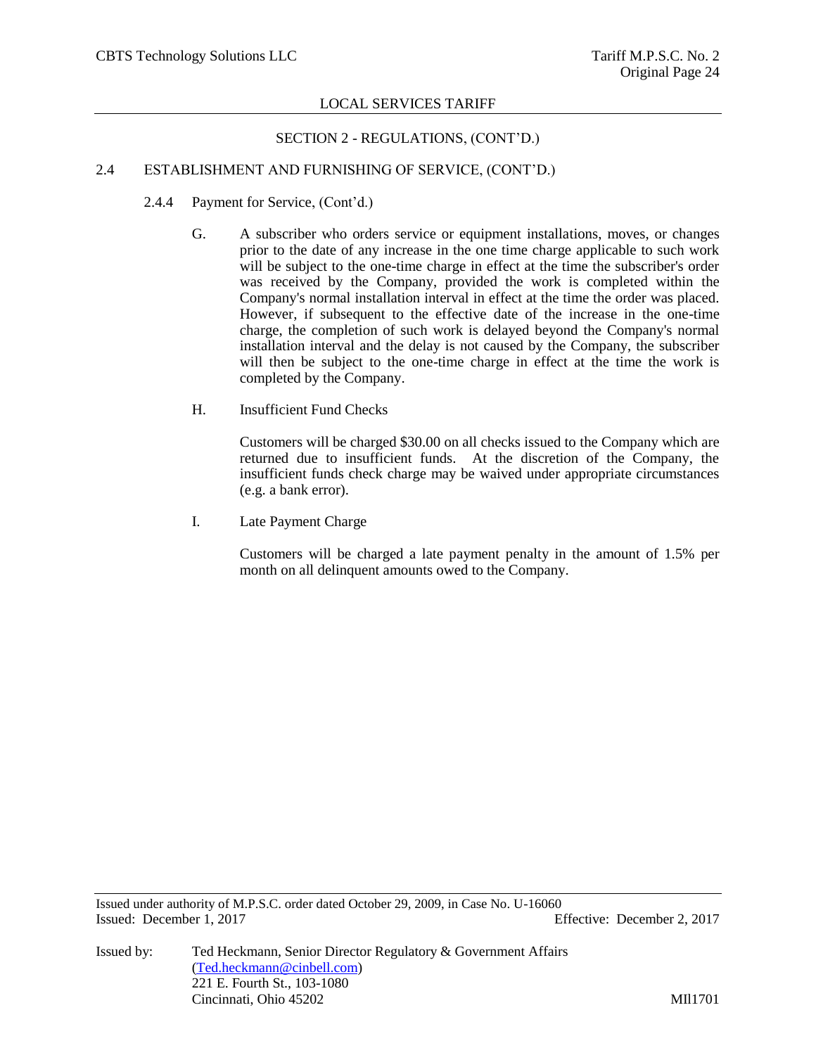## SECTION 2 - REGULATIONS, (CONT'D.)

### 2.4 ESTABLISHMENT AND FURNISHING OF SERVICE, (CONT'D.)

#### 2.4.4 Payment for Service, (Cont'd.)

G. A subscriber who orders service or equipment installations, moves, or changes prior to the date of any increase in the one time charge applicable to such work will be subject to the one-time charge in effect at the time the subscriber's order was received by the Company, provided the work is completed within the Company's normal installation interval in effect at the time the order was placed. However, if subsequent to the effective date of the increase in the one-time charge, the completion of such work is delayed beyond the Company's normal installation interval and the delay is not caused by the Company, the subscriber will then be subject to the one-time charge in effect at the time the work is completed by the Company.

H. Insufficient Fund Checks

Customers will be charged $30.00 on all checks issued to the Company which are returned due to insufficient funds. At the discretion of the Company, the insufficient funds check charge may be waived under appropriate circumstances (e.g. a bank error).

I. Late Payment Charge

Customers will be charged a late payment penalty in the amount of 1.5% per month on all delinquent amounts owed to the Company.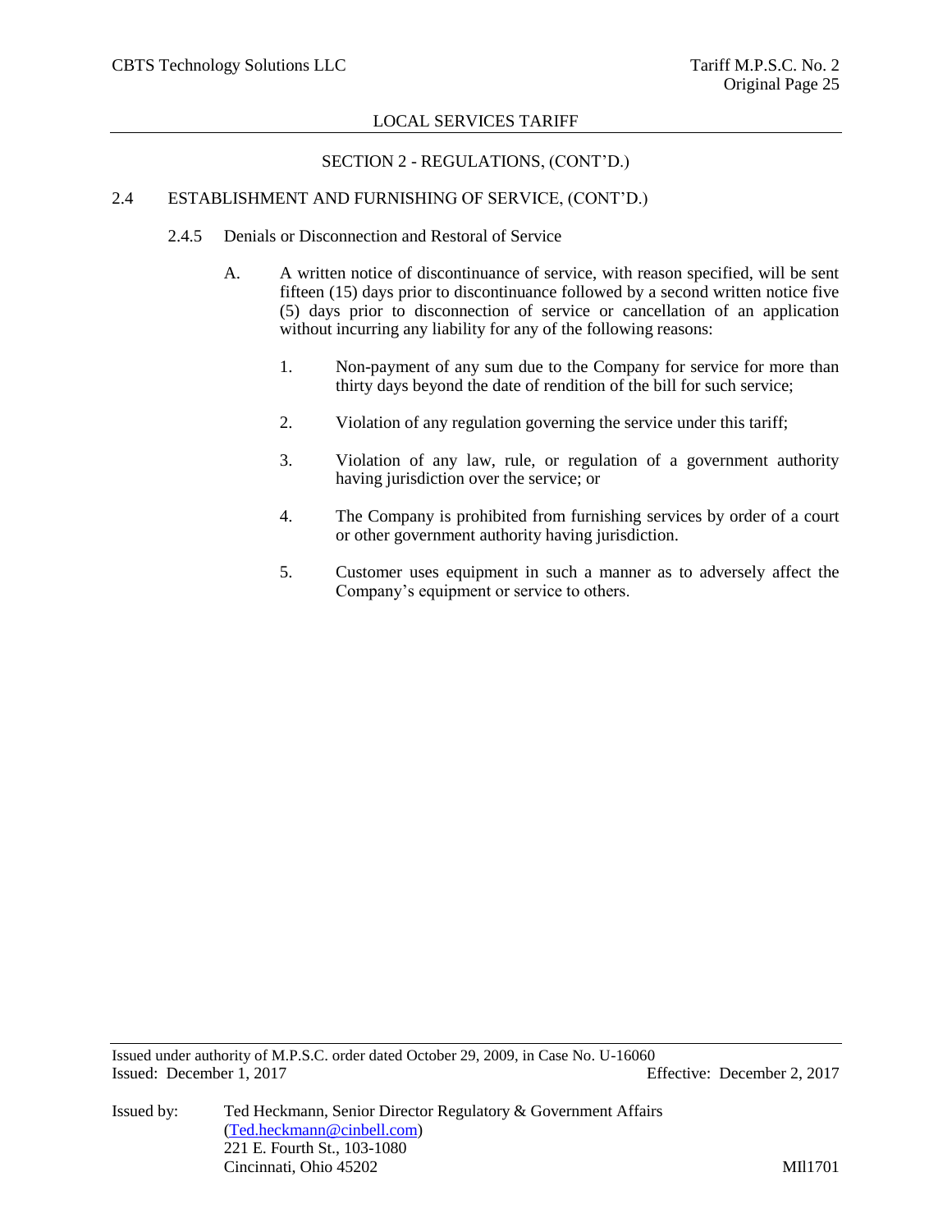SECTION 2 - REGULATIONS, (CONT'D.)

2.4 ESTABLISHMENT AND FURNISHING OF SERVICE, (CONT'D.)

2.4.5 Denials or Disconnection and Restoral of Service

A. A written notice of discontinuance of service, with reason specified, will be sent fifteen (15) days prior to discontinuance followed by a second written notice five (5) days prior to disconnection of service or cancellation of an application without incurring any liability for any of the following reasons:

1. Non-payment of any sum due to the Company for service for more than thirty days beyond the date of rendition of the bill for such service;

2. Violation of any regulation governing the service under this tariff;

3. Violation of any law, rule, or regulation of a government authority having jurisdiction over the service; or

4. The Company is prohibited from furnishing services by order of a court or other government authority having jurisdiction.

5. Customer uses equipment in such a manner as to adversely affect the Company's equipment or service to others.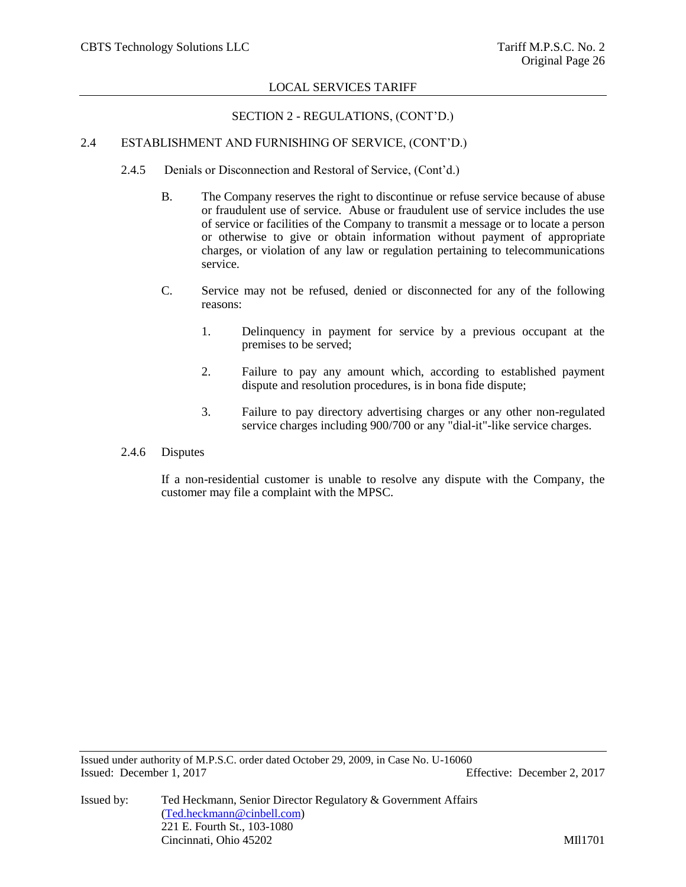SECTION 2 - REGULATIONS, (CONT'D.)

2.4 ESTABLISHMENT AND FURNISHING OF SERVICE, (CONT'D.)

2.4.5 Denials or Disconnection and Restoral of Service, (Cont'd.)

B. The Company reserves the right to discontinue or refuse service because of abuse or fraudulent use of service. Abuse or fraudulent use of service includes the use of service or facilities of the Company to transmit a message or to locate a person or otherwise to give or obtain information without payment of appropriate charges, or violation of any law or regulation pertaining to telecommunications service.

C. Service may not be refused, denied or disconnected for any of the following reasons:

1. Delinquency in payment for service by a previous occupant at the premises to be served;

2. Failure to pay any amount which, according to established payment dispute and resolution procedures, is in bona fide dispute;

3. Failure to pay directory advertising charges or any other non-regulated service charges including 900/700 or any "dial-it"-like service charges.

2.4.6 Disputes

If a non-residential customer is unable to resolve any dispute with the Company, the customer may file a complaint with the MPSC.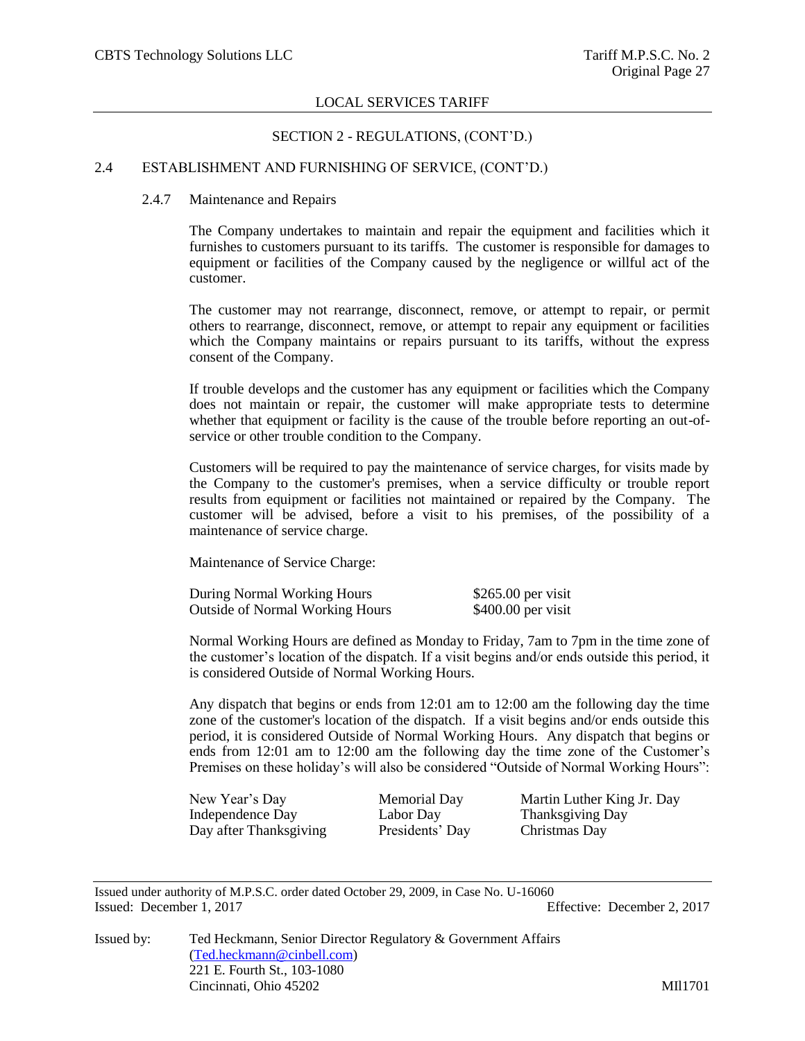SECTION 2 - REGULATIONS, (CONT'D.)

## 2.4 ESTABLISHMENT AND FURNISHING OF SERVICE, (CONT'D.)

### 2.4.7 Maintenance and Repairs

The Company undertakes to maintain and repair the equipment and facilities which it furnishes to customers pursuant to its tariffs. The customer is responsible for damages to equipment or facilities of the Company caused by the negligence or willful act of the customer.

The customer may not rearrange, disconnect, remove, or attempt to repair, or permit others to rearrange, disconnect, remove, or attempt to repair any equipment or facilities which the Company maintains or repairs pursuant to its tariffs, without the express consent of the Company.

If trouble develops and the customer has any equipment or facilities which the Company does not maintain or repair, the customer will make appropriate tests to determine whether that equipment or facility is the cause of the trouble before reporting an out-of-service or other trouble condition to the Company.

Customers will be required to pay the maintenance of service charges, for visits made by the Company to the customer's premises, when a service difficulty or trouble report results from equipment or facilities not maintained or repaired by the Company. The customer will be advised, before a visit to his premises, of the possibility of a maintenance of service charge.

Maintenance of Service Charge:

| | |
|---|---|
| During Normal Working Hours | $265.00 per visit |
| Outside of Normal Working Hours | $400.00 per visit |

Normal Working Hours are defined as Monday to Friday, 7am to 7pm in the time zone of the customer's location of the dispatch. If a visit begins and/or ends outside this period, it is considered Outside of Normal Working Hours.

Any dispatch that begins or ends from 12:01 am to 12:00 am the following day the time zone of the customer's location of the dispatch. If a visit begins and/or ends outside this period, it is considered Outside of Normal Working Hours. Any dispatch that begins or ends from 12:01 am to 12:00 am the following day the time zone of the Customer's Premises on these holiday's will also be considered "Outside of Normal Working Hours":

| | | |
|---|---|---|
| New Year's Day | Memorial Day | Martin Luther King Jr. Day |
| Independence Day | Labor Day | Thanksgiving Day |
| Day after Thanksgiving | Presidents' Day | Christmas Day |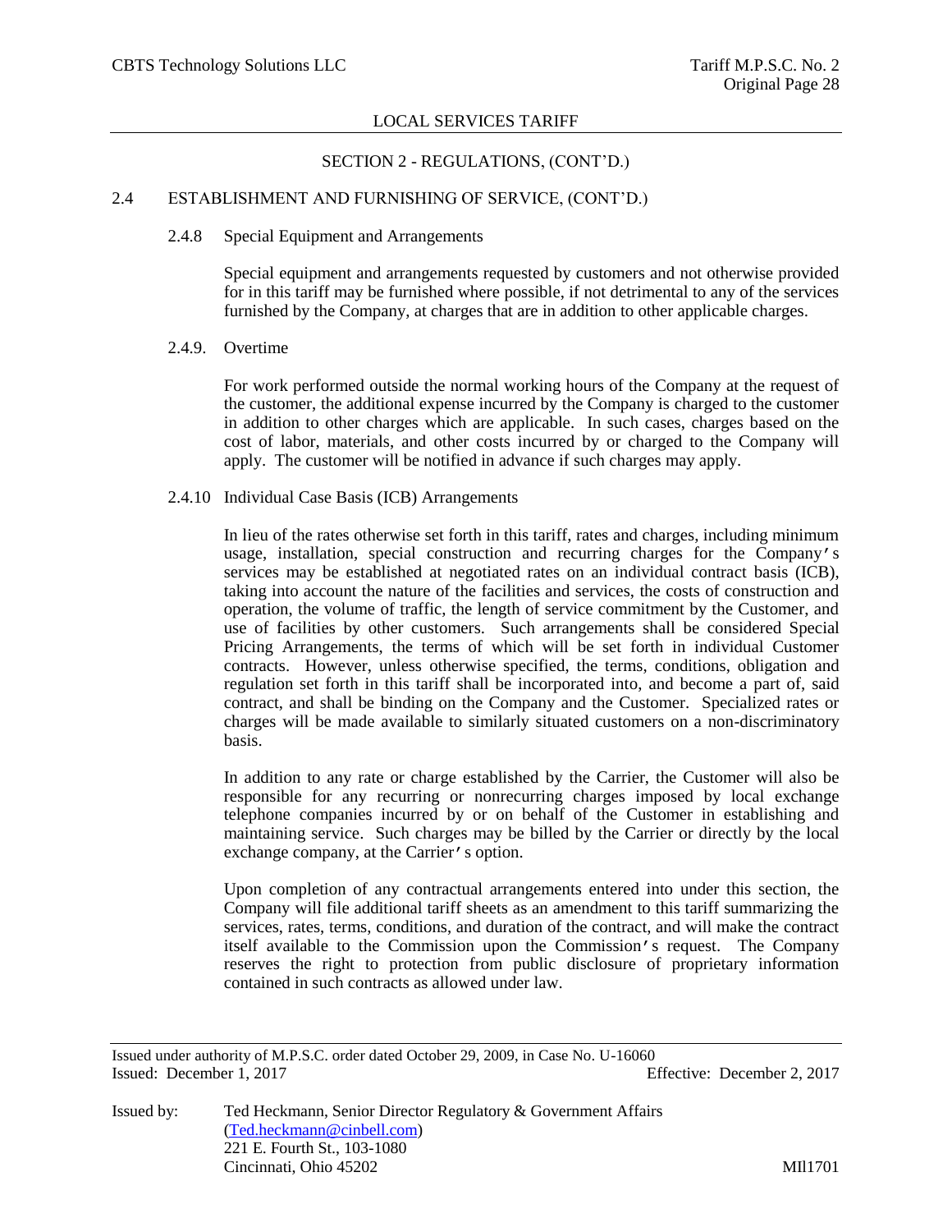## SECTION 2 - REGULATIONS, (CONT'D.)

### 2.4 ESTABLISHMENT AND FURNISHING OF SERVICE, (CONT'D.)

#### 2.4.8 Special Equipment and Arrangements

Special equipment and arrangements requested by customers and not otherwise provided for in this tariff may be furnished where possible, if not detrimental to any of the services furnished by the Company, at charges that are in addition to other applicable charges.

#### 2.4.9. Overtime

For work performed outside the normal working hours of the Company at the request of the customer, the additional expense incurred by the Company is charged to the customer in addition to other charges which are applicable. In such cases, charges based on the cost of labor, materials, and other costs incurred by or charged to the Company will apply. The customer will be notified in advance if such charges may apply.

#### 2.4.10 Individual Case Basis (ICB) Arrangements

In lieu of the rates otherwise set forth in this tariff, rates and charges, including minimum usage, installation, special construction and recurring charges for the Company's services may be established at negotiated rates on an individual contract basis (ICB), taking into account the nature of the facilities and services, the costs of construction and operation, the volume of traffic, the length of service commitment by the Customer, and use of facilities by other customers. Such arrangements shall be considered Special Pricing Arrangements, the terms of which will be set forth in individual Customer contracts. However, unless otherwise specified, the terms, conditions, obligation and regulation set forth in this tariff shall be incorporated into, and become a part of, said contract, and shall be binding on the Company and the Customer. Specialized rates or charges will be made available to similarly situated customers on a non-discriminatory basis.

In addition to any rate or charge established by the Carrier, the Customer will also be responsible for any recurring or nonrecurring charges imposed by local exchange telephone companies incurred by or on behalf of the Customer in establishing and maintaining service. Such charges may be billed by the Carrier or directly by the local exchange company, at the Carrier's option.

Upon completion of any contractual arrangements entered into under this section, the Company will file additional tariff sheets as an amendment to this tariff summarizing the services, rates, terms, conditions, and duration of the contract, and will make the contract itself available to the Commission upon the Commission's request. The Company reserves the right to protection from public disclosure of proprietary information contained in such contracts as allowed under law.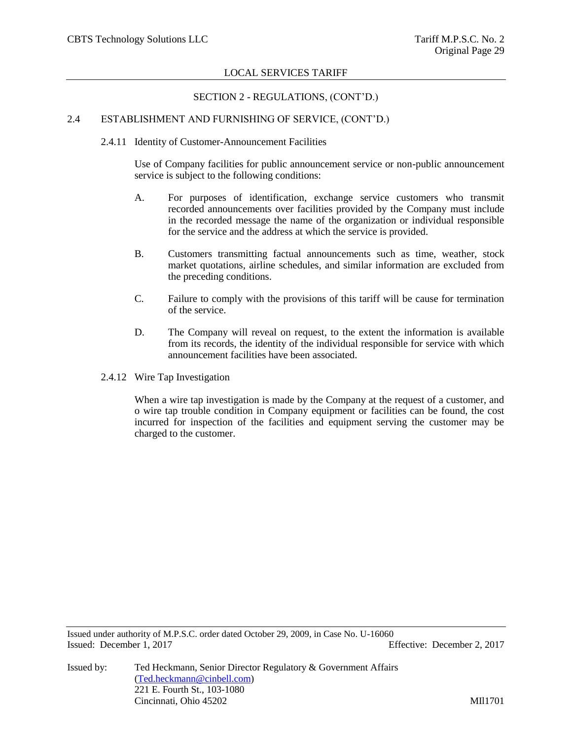## SECTION 2 - REGULATIONS, (CONT'D.)

### 2.4 ESTABLISHMENT AND FURNISHING OF SERVICE, (CONT'D.)

#### 2.4.11 Identity of Customer-Announcement Facilities

Use of Company facilities for public announcement service or non-public announcement service is subject to the following conditions:

A. For purposes of identification, exchange service customers who transmit recorded announcements over facilities provided by the Company must include in the recorded message the name of the organization or individual responsible for the service and the address at which the service is provided.

B. Customers transmitting factual announcements such as time, weather, stock market quotations, airline schedules, and similar information are excluded from the preceding conditions.

C. Failure to comply with the provisions of this tariff will be cause for termination of the service.

D. The Company will reveal on request, to the extent the information is available from its records, the identity of the individual responsible for service with which announcement facilities have been associated.

#### 2.4.12 Wire Tap Investigation

When a wire tap investigation is made by the Company at the request of a customer, and o wire tap trouble condition in Company equipment or facilities can be found, the cost incurred for inspection of the facilities and equipment serving the customer may be charged to the customer.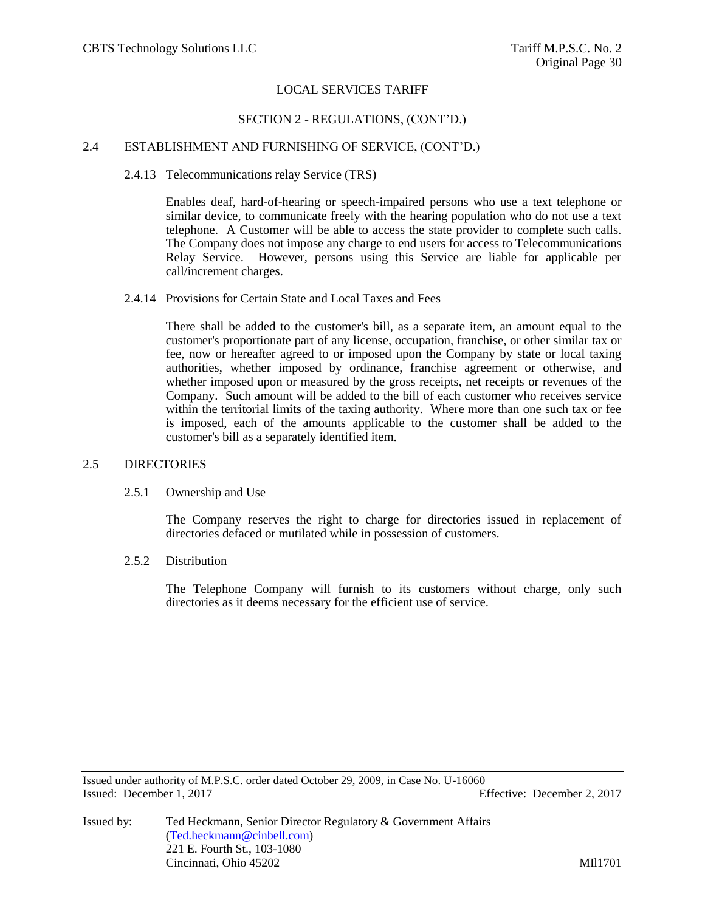## SECTION 2 - REGULATIONS, (CONT'D.)

### 2.4 ESTABLISHMENT AND FURNISHING OF SERVICE, (CONT'D.)

#### 2.4.13 Telecommunications relay Service (TRS)

Enables deaf, hard-of-hearing or speech-impaired persons who use a text telephone or similar device, to communicate freely with the hearing population who do not use a text telephone. A Customer will be able to access the state provider to complete such calls. The Company does not impose any charge to end users for access to Telecommunications Relay Service. However, persons using this Service are liable for applicable per call/increment charges.

#### 2.4.14 Provisions for Certain State and Local Taxes and Fees

There shall be added to the customer's bill, as a separate item, an amount equal to the customer's proportionate part of any license, occupation, franchise, or other similar tax or fee, now or hereafter agreed to or imposed upon the Company by state or local taxing authorities, whether imposed by ordinance, franchise agreement or otherwise, and whether imposed upon or measured by the gross receipts, net receipts or revenues of the Company. Such amount will be added to the bill of each customer who receives service within the territorial limits of the taxing authority. Where more than one such tax or fee is imposed, each of the amounts applicable to the customer shall be added to the customer's bill as a separately identified item.

### 2.5 DIRECTORIES

#### 2.5.1 Ownership and Use

The Company reserves the right to charge for directories issued in replacement of directories defaced or mutilated while in possession of customers.

#### 2.5.2 Distribution

The Telephone Company will furnish to its customers without charge, only such directories as it deems necessary for the efficient use of service.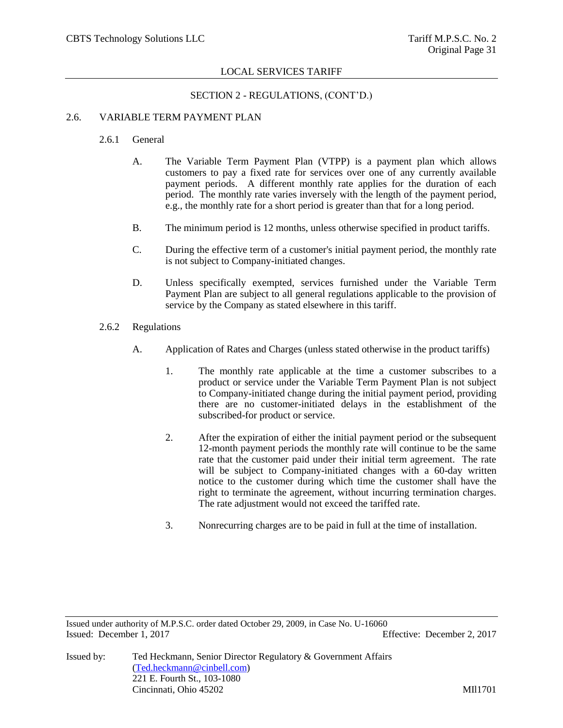SECTION 2 - REGULATIONS, (CONT'D.)

## 2.6. VARIABLE TERM PAYMENT PLAN

### 2.6.1 General

A. The Variable Term Payment Plan (VTPP) is a payment plan which allows customers to pay a fixed rate for services over one of any currently available payment periods. A different monthly rate applies for the duration of each period. The monthly rate varies inversely with the length of the payment period, e.g., the monthly rate for a short period is greater than that for a long period.

B. The minimum period is 12 months, unless otherwise specified in product tariffs.

C. During the effective term of a customer's initial payment period, the monthly rate is not subject to Company-initiated changes.

D. Unless specifically exempted, services furnished under the Variable Term Payment Plan are subject to all general regulations applicable to the provision of service by the Company as stated elsewhere in this tariff.

### 2.6.2 Regulations

A. Application of Rates and Charges (unless stated otherwise in the product tariffs)

1. The monthly rate applicable at the time a customer subscribes to a product or service under the Variable Term Payment Plan is not subject to Company-initiated change during the initial payment period, providing there are no customer-initiated delays in the establishment of the subscribed-for product or service.

2. After the expiration of either the initial payment period or the subsequent 12-month payment periods the monthly rate will continue to be the same rate that the customer paid under their initial term agreement. The rate will be subject to Company-initiated changes with a 60-day written notice to the customer during which time the customer shall have the right to terminate the agreement, without incurring termination charges. The rate adjustment would not exceed the tariffed rate.

3. Nonrecurring charges are to be paid in full at the time of installation.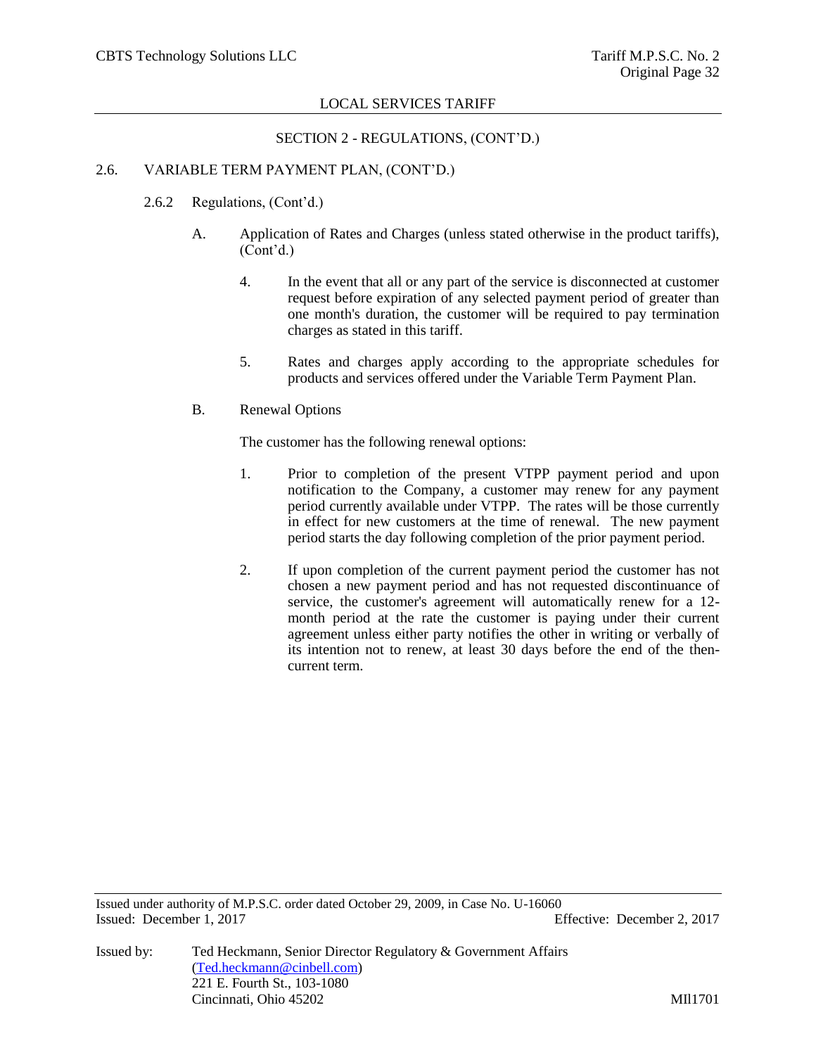## SECTION 2 - REGULATIONS, (CONT'D.)

### 2.6. VARIABLE TERM PAYMENT PLAN, (CONT'D.)

#### 2.6.2 Regulations, (Cont'd.)

A. Application of Rates and Charges (unless stated otherwise in the product tariffs), (Cont'd.)

4. In the event that all or any part of the service is disconnected at customer request before expiration of any selected payment period of greater than one month's duration, the customer will be required to pay termination charges as stated in this tariff.

5. Rates and charges apply according to the appropriate schedules for products and services offered under the Variable Term Payment Plan.

B. Renewal Options

The customer has the following renewal options:

1. Prior to completion of the present VTPP payment period and upon notification to the Company, a customer may renew for any payment period currently available under VTPP. The rates will be those currently in effect for new customers at the time of renewal. The new payment period starts the day following completion of the prior payment period.

2. If upon completion of the current payment period the customer has not chosen a new payment period and has not requested discontinuance of service, the customer's agreement will automatically renew for a 12-month period at the rate the customer is paying under their current agreement unless either party notifies the other in writing or verbally of its intention not to renew, at least 30 days before the end of the then-current term.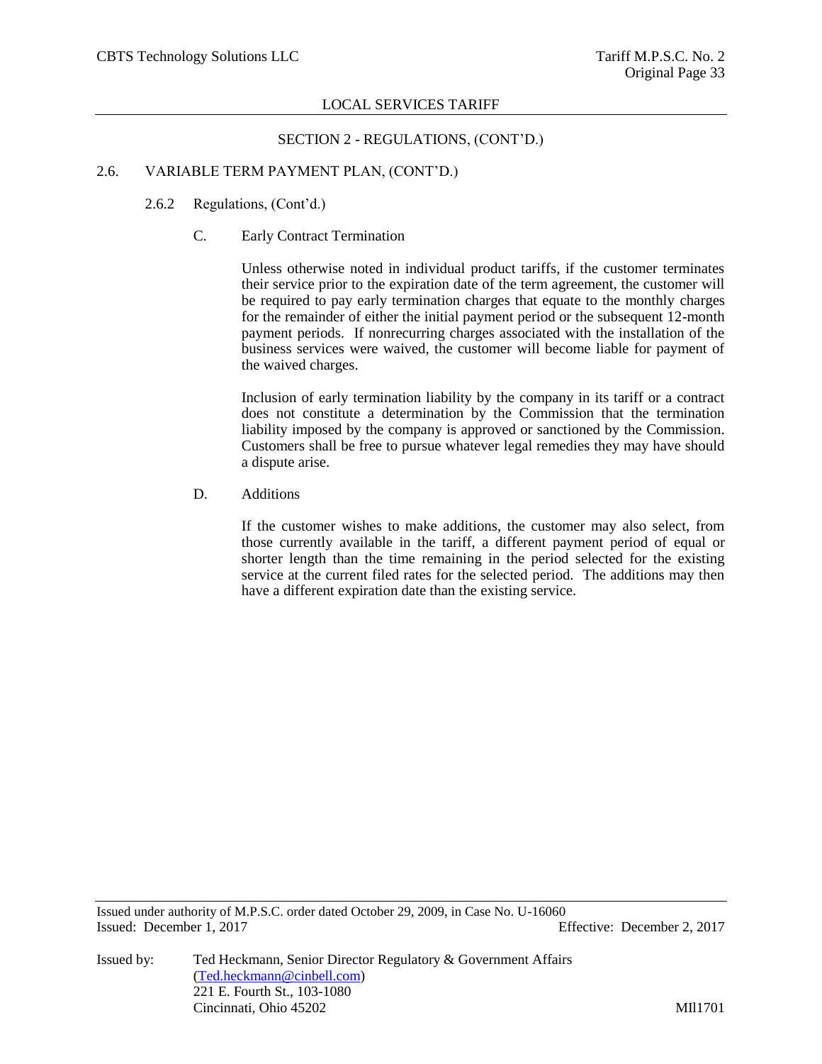SECTION 2 - REGULATIONS, (CONT'D.)

2.6. VARIABLE TERM PAYMENT PLAN, (CONT'D.)

2.6.2 Regulations, (Cont'd.)

C. Early Contract Termination

Unless otherwise noted in individual product tariffs, if the customer terminates their service prior to the expiration date of the term agreement, the customer will be required to pay early termination charges that equate to the monthly charges for the remainder of either the initial payment period or the subsequent 12-month payment periods. If nonrecurring charges associated with the installation of the business services were waived, the customer will become liable for payment of the waived charges.

Inclusion of early termination liability by the company in its tariff or a contract does not constitute a determination by the Commission that the termination liability imposed by the company is approved or sanctioned by the Commission. Customers shall be free to pursue whatever legal remedies they may have should a dispute arise.

D. Additions

If the customer wishes to make additions, the customer may also select, from those currently available in the tariff, a different payment period of equal or shorter length than the time remaining in the period selected for the existing service at the current filed rates for the selected period. The additions may then have a different expiration date than the existing service.

Issued under authority of M.P.S.C. order dated October 29, 2009, in Case No. U-16060
Issued: December 1, 2017 Effective: December 2, 2017

Issued by: Ted Heckmann, Senior Director Regulatory & Government Affairs
(Ted.heckmann@cinbell.com)
221 E. Fourth St., 103-1080
Cincinnati, Ohio 45202

MIl1701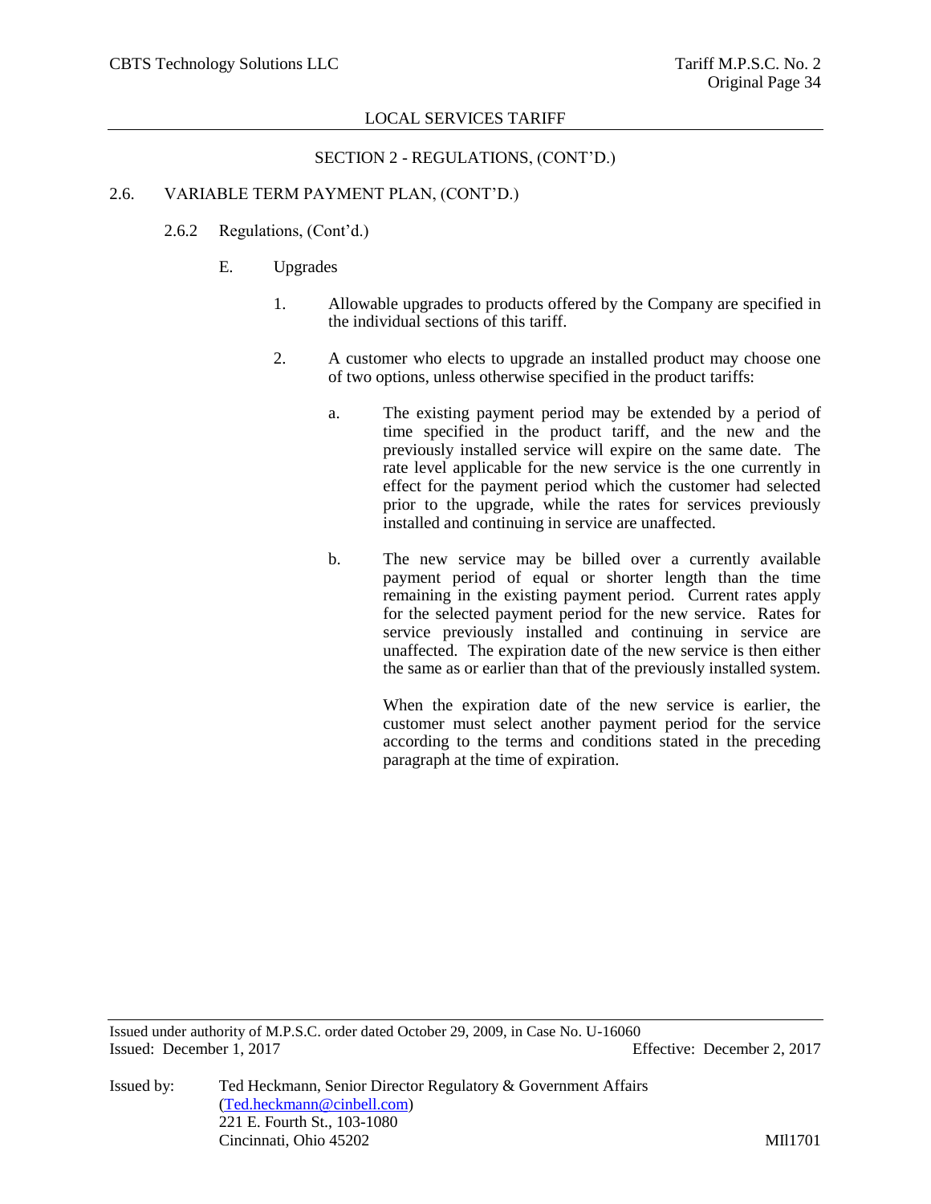## SECTION 2 - REGULATIONS, (CONT'D.)

### 2.6. VARIABLE TERM PAYMENT PLAN, (CONT'D.)

#### 2.6.2 Regulations, (Cont'd.)

E. Upgrades

1. Allowable upgrades to products offered by the Company are specified in the individual sections of this tariff.

2. A customer who elects to upgrade an installed product may choose one of two options, unless otherwise specified in the product tariffs:

   a. The existing payment period may be extended by a period of time specified in the product tariff, and the new and the previously installed service will expire on the same date. The rate level applicable for the new service is the one currently in effect for the payment period which the customer had selected prior to the upgrade, while the rates for services previously installed and continuing in service are unaffected.

   b. The new service may be billed over a currently available payment period of equal or shorter length than the time remaining in the existing payment period. Current rates apply for the selected payment period for the new service. Rates for service previously installed and continuing in service are unaffected. The expiration date of the new service is then either the same as or earlier than that of the previously installed system.

      When the expiration date of the new service is earlier, the customer must select another payment period for the service according to the terms and conditions stated in the preceding paragraph at the time of expiration.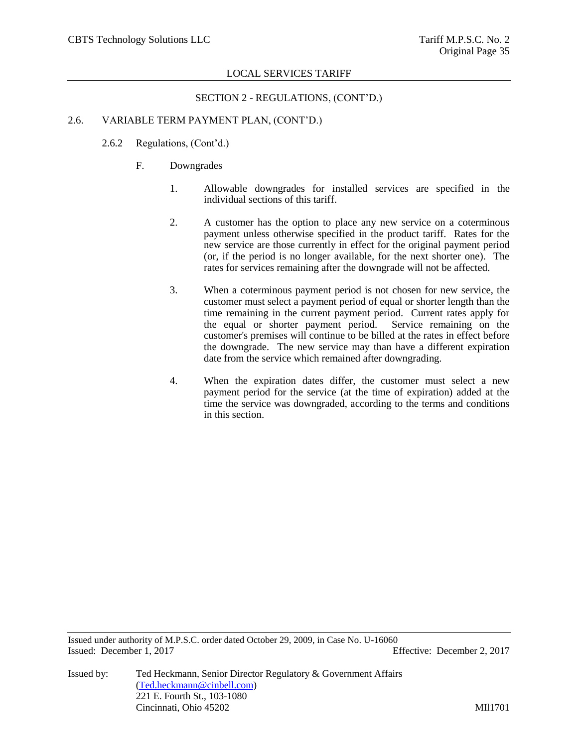SECTION 2 - REGULATIONS, (CONT'D.)

## 2.6. VARIABLE TERM PAYMENT PLAN, (CONT'D.)

### 2.6.2 Regulations, (Cont'd.)

F. Downgrades

1. Allowable downgrades for installed services are specified in the individual sections of this tariff.

2. A customer has the option to place any new service on a coterminous payment unless otherwise specified in the product tariff. Rates for the new service are those currently in effect for the original payment period (or, if the period is no longer available, for the next shorter one). The rates for services remaining after the downgrade will not be affected.

3. When a coterminous payment period is not chosen for new service, the customer must select a payment period of equal or shorter length than the time remaining in the current payment period. Current rates apply for the equal or shorter payment period. Service remaining on the customer's premises will continue to be billed at the rates in effect before the downgrade. The new service may than have a different expiration date from the service which remained after downgrading.

4. When the expiration dates differ, the customer must select a new payment period for the service (at the time of expiration) added at the time the service was downgraded, according to the terms and conditions in this section.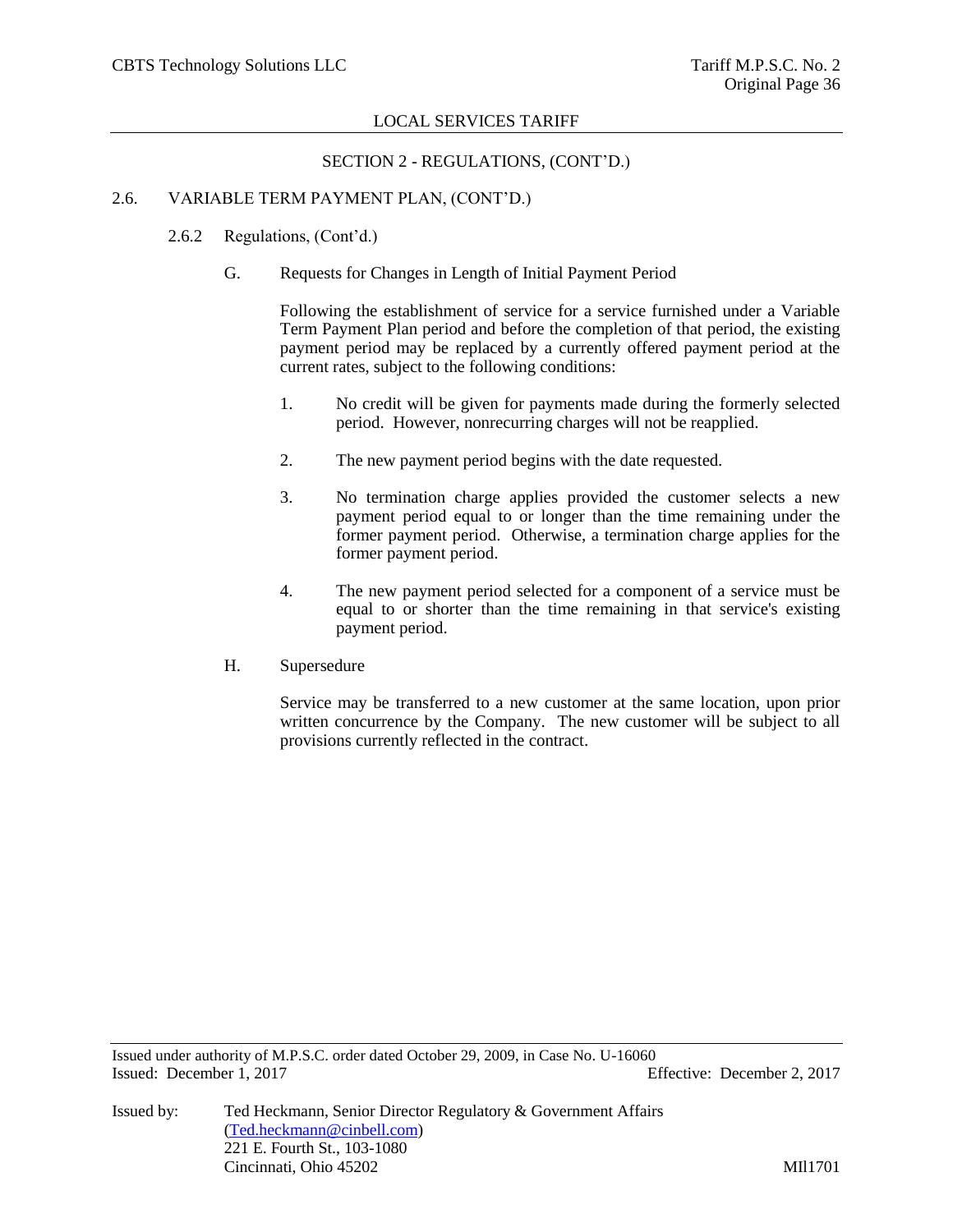## SECTION 2 - REGULATIONS, (CONT'D.)

### 2.6. VARIABLE TERM PAYMENT PLAN, (CONT'D.)

#### 2.6.2 Regulations, (Cont'd.)

G. Requests for Changes in Length of Initial Payment Period

Following the establishment of service for a service furnished under a Variable Term Payment Plan period and before the completion of that period, the existing payment period may be replaced by a currently offered payment period at the current rates, subject to the following conditions:

1. No credit will be given for payments made during the formerly selected period. However, nonrecurring charges will not be reapplied.

2. The new payment period begins with the date requested.

3. No termination charge applies provided the customer selects a new payment period equal to or longer than the time remaining under the former payment period. Otherwise, a termination charge applies for the former payment period.

4. The new payment period selected for a component of a service must be equal to or shorter than the time remaining in that service's existing payment period.

H. Supersedure

Service may be transferred to a new customer at the same location, upon prior written concurrence by the Company. The new customer will be subject to all provisions currently reflected in the contract.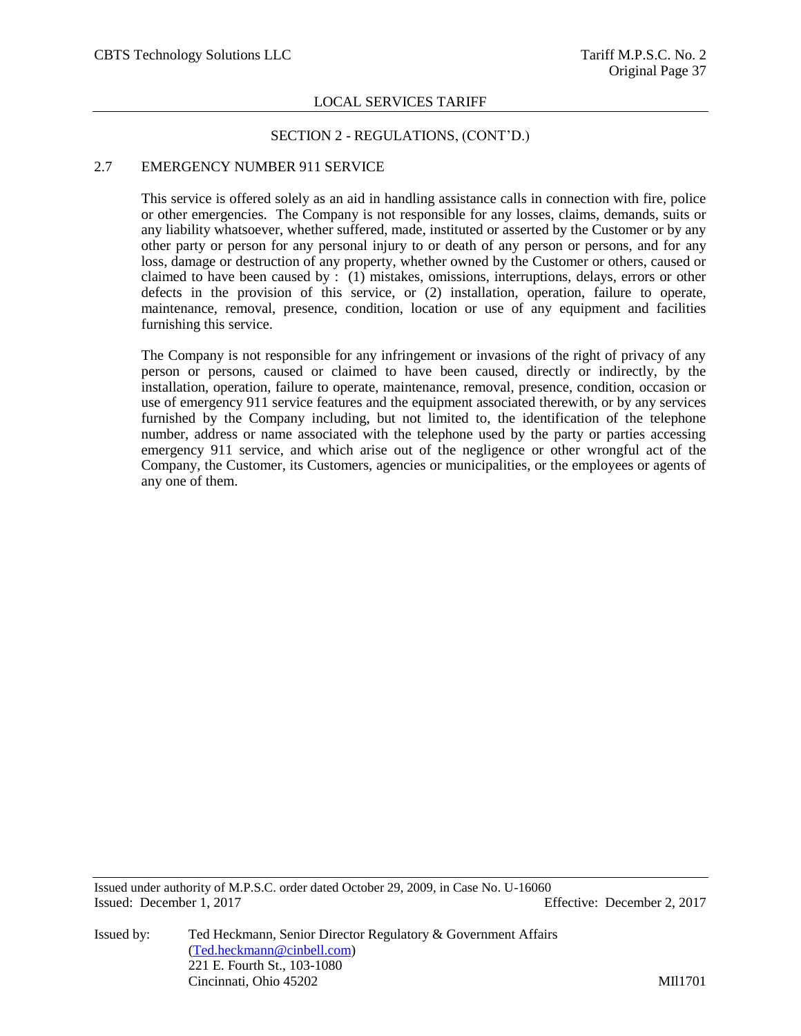## SECTION 2 - REGULATIONS, (CONT'D.)

### 2.7 EMERGENCY NUMBER 911 SERVICE

This service is offered solely as an aid in handling assistance calls in connection with fire, police or other emergencies. The Company is not responsible for any losses, claims, demands, suits or any liability whatsoever, whether suffered, made, instituted or asserted by the Customer or by any other party or person for any personal injury to or death of any person or persons, and for any loss, damage or destruction of any property, whether owned by the Customer or others, caused or claimed to have been caused by : (1) mistakes, omissions, interruptions, delays, errors or other defects in the provision of this service, or (2) installation, operation, failure to operate, maintenance, removal, presence, condition, location or use of any equipment and facilities furnishing this service.

The Company is not responsible for any infringement or invasions of the right of privacy of any person or persons, caused or claimed to have been caused, directly or indirectly, by the installation, operation, failure to operate, maintenance, removal, presence, condition, occasion or use of emergency 911 service features and the equipment associated therewith, or by any services furnished by the Company including, but not limited to, the identification of the telephone number, address or name associated with the telephone used by the party or parties accessing emergency 911 service, and which arise out of the negligence or other wrongful act of the Company, the Customer, its Customers, agencies or municipalities, or the employees or agents of any one of them.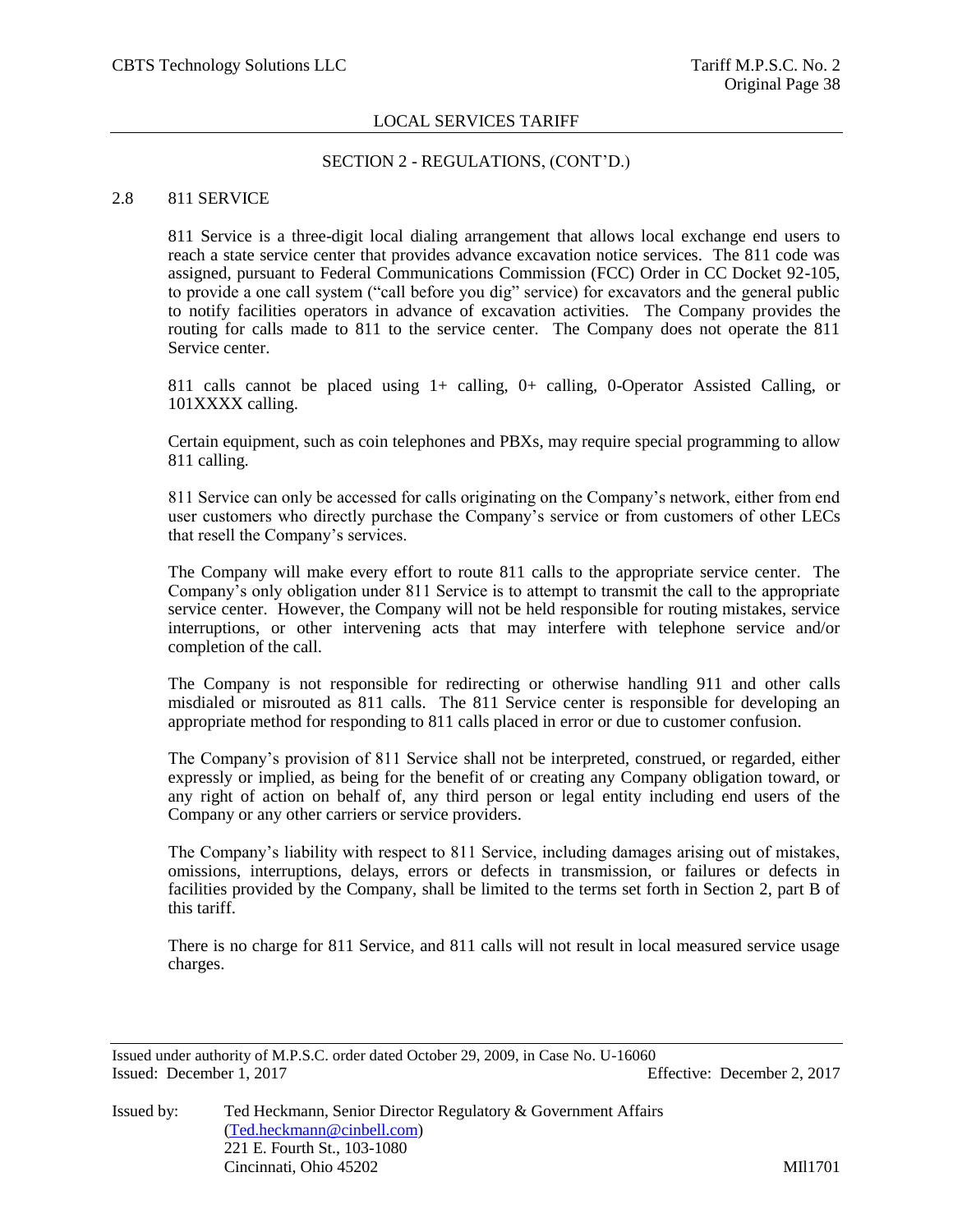## SECTION 2 - REGULATIONS, (CONT'D.)

### 2.8 811 SERVICE

811 Service is a three-digit local dialing arrangement that allows local exchange end users to reach a state service center that provides advance excavation notice services. The 811 code was assigned, pursuant to Federal Communications Commission (FCC) Order in CC Docket 92-105, to provide a one call system ("call before you dig" service) for excavators and the general public to notify facilities operators in advance of excavation activities. The Company provides the routing for calls made to 811 to the service center. The Company does not operate the 811 Service center.

811 calls cannot be placed using 1+ calling, 0+ calling, 0-Operator Assisted Calling, or 101XXXX calling.

Certain equipment, such as coin telephones and PBXs, may require special programming to allow 811 calling.

811 Service can only be accessed for calls originating on the Company's network, either from end user customers who directly purchase the Company's service or from customers of other LECs that resell the Company's services.

The Company will make every effort to route 811 calls to the appropriate service center. The Company's only obligation under 811 Service is to attempt to transmit the call to the appropriate service center. However, the Company will not be held responsible for routing mistakes, service interruptions, or other intervening acts that may interfere with telephone service and/or completion of the call.

The Company is not responsible for redirecting or otherwise handling 911 and other calls misdialed or misrouted as 811 calls. The 811 Service center is responsible for developing an appropriate method for responding to 811 calls placed in error or due to customer confusion.

The Company's provision of 811 Service shall not be interpreted, construed, or regarded, either expressly or implied, as being for the benefit of or creating any Company obligation toward, or any right of action on behalf of, any third person or legal entity including end users of the Company or any other carriers or service providers.

The Company's liability with respect to 811 Service, including damages arising out of mistakes, omissions, interruptions, delays, errors or defects in transmission, or failures or defects in facilities provided by the Company, shall be limited to the terms set forth in Section 2, part B of this tariff.

There is no charge for 811 Service, and 811 calls will not result in local measured service usage charges.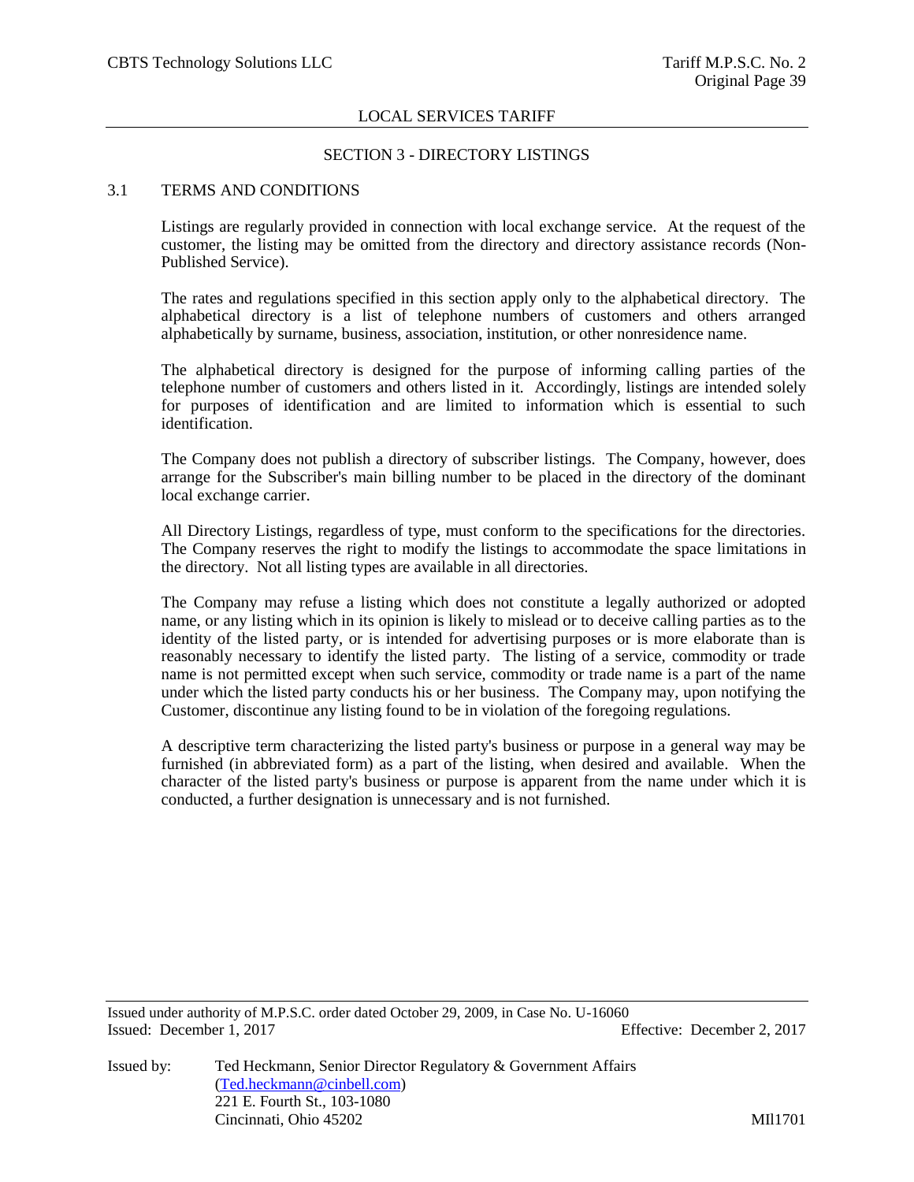## SECTION 3 - DIRECTORY LISTINGS

### 3.1 TERMS AND CONDITIONS

Listings are regularly provided in connection with local exchange service. At the request of the customer, the listing may be omitted from the directory and directory assistance records (Non-Published Service).

The rates and regulations specified in this section apply only to the alphabetical directory. The alphabetical directory is a list of telephone numbers of customers and others arranged alphabetically by surname, business, association, institution, or other nonresidence name.

The alphabetical directory is designed for the purpose of informing calling parties of the telephone number of customers and others listed in it. Accordingly, listings are intended solely for purposes of identification and are limited to information which is essential to such identification.

The Company does not publish a directory of subscriber listings. The Company, however, does arrange for the Subscriber's main billing number to be placed in the directory of the dominant local exchange carrier.

All Directory Listings, regardless of type, must conform to the specifications for the directories. The Company reserves the right to modify the listings to accommodate the space limitations in the directory. Not all listing types are available in all directories.

The Company may refuse a listing which does not constitute a legally authorized or adopted name, or any listing which in its opinion is likely to mislead or to deceive calling parties as to the identity of the listed party, or is intended for advertising purposes or is more elaborate than is reasonably necessary to identify the listed party. The listing of a service, commodity or trade name is not permitted except when such service, commodity or trade name is a part of the name under which the listed party conducts his or her business. The Company may, upon notifying the Customer, discontinue any listing found to be in violation of the foregoing regulations.

A descriptive term characterizing the listed party's business or purpose in a general way may be furnished (in abbreviated form) as a part of the listing, when desired and available. When the character of the listed party's business or purpose is apparent from the name under which it is conducted, a further designation is unnecessary and is not furnished.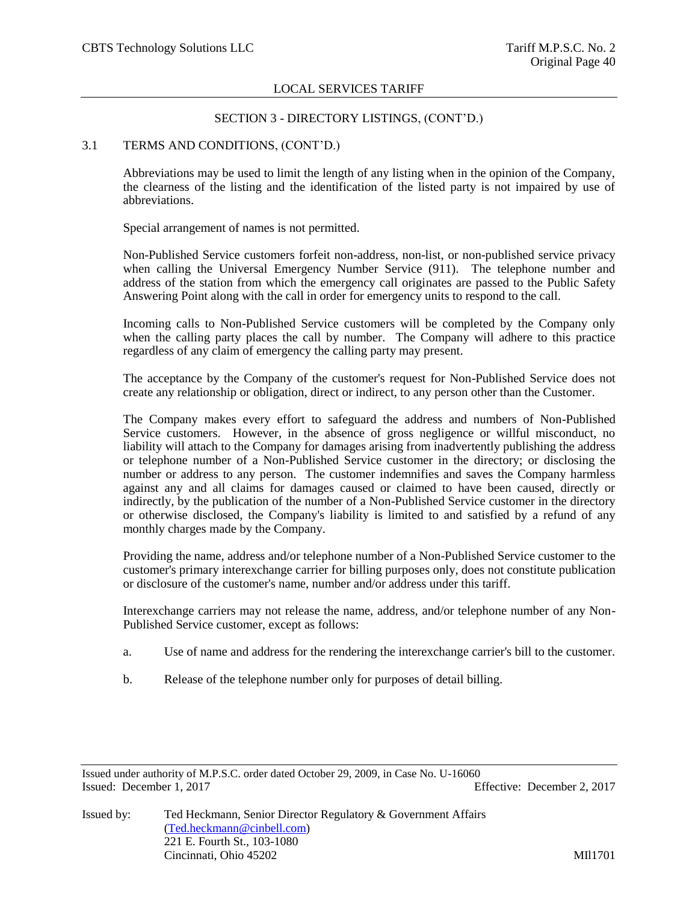## SECTION 3 - DIRECTORY LISTINGS, (CONT'D.)

### 3.1 TERMS AND CONDITIONS, (CONT'D.)

Abbreviations may be used to limit the length of any listing when in the opinion of the Company, the clearness of the listing and the identification of the listed party is not impaired by use of abbreviations.

Special arrangement of names is not permitted.

Non-Published Service customers forfeit non-address, non-list, or non-published service privacy when calling the Universal Emergency Number Service (911). The telephone number and address of the station from which the emergency call originates are passed to the Public Safety Answering Point along with the call in order for emergency units to respond to the call.

Incoming calls to Non-Published Service customers will be completed by the Company only when the calling party places the call by number. The Company will adhere to this practice regardless of any claim of emergency the calling party may present.

The acceptance by the Company of the customer's request for Non-Published Service does not create any relationship or obligation, direct or indirect, to any person other than the Customer.

The Company makes every effort to safeguard the address and numbers of Non-Published Service customers. However, in the absence of gross negligence or willful misconduct, no liability will attach to the Company for damages arising from inadvertently publishing the address or telephone number of a Non-Published Service customer in the directory; or disclosing the number or address to any person. The customer indemnifies and saves the Company harmless against any and all claims for damages caused or claimed to have been caused, directly or indirectly, by the publication of the number of a Non-Published Service customer in the directory or otherwise disclosed, the Company's liability is limited to and satisfied by a refund of any monthly charges made by the Company.

Providing the name, address and/or telephone number of a Non-Published Service customer to the customer's primary interexchange carrier for billing purposes only, does not constitute publication or disclosure of the customer's name, number and/or address under this tariff.

Interexchange carriers may not release the name, address, and/or telephone number of any Non-Published Service customer, except as follows:

a. Use of name and address for the rendering the interexchange carrier's bill to the customer.

b. Release of the telephone number only for purposes of detail billing.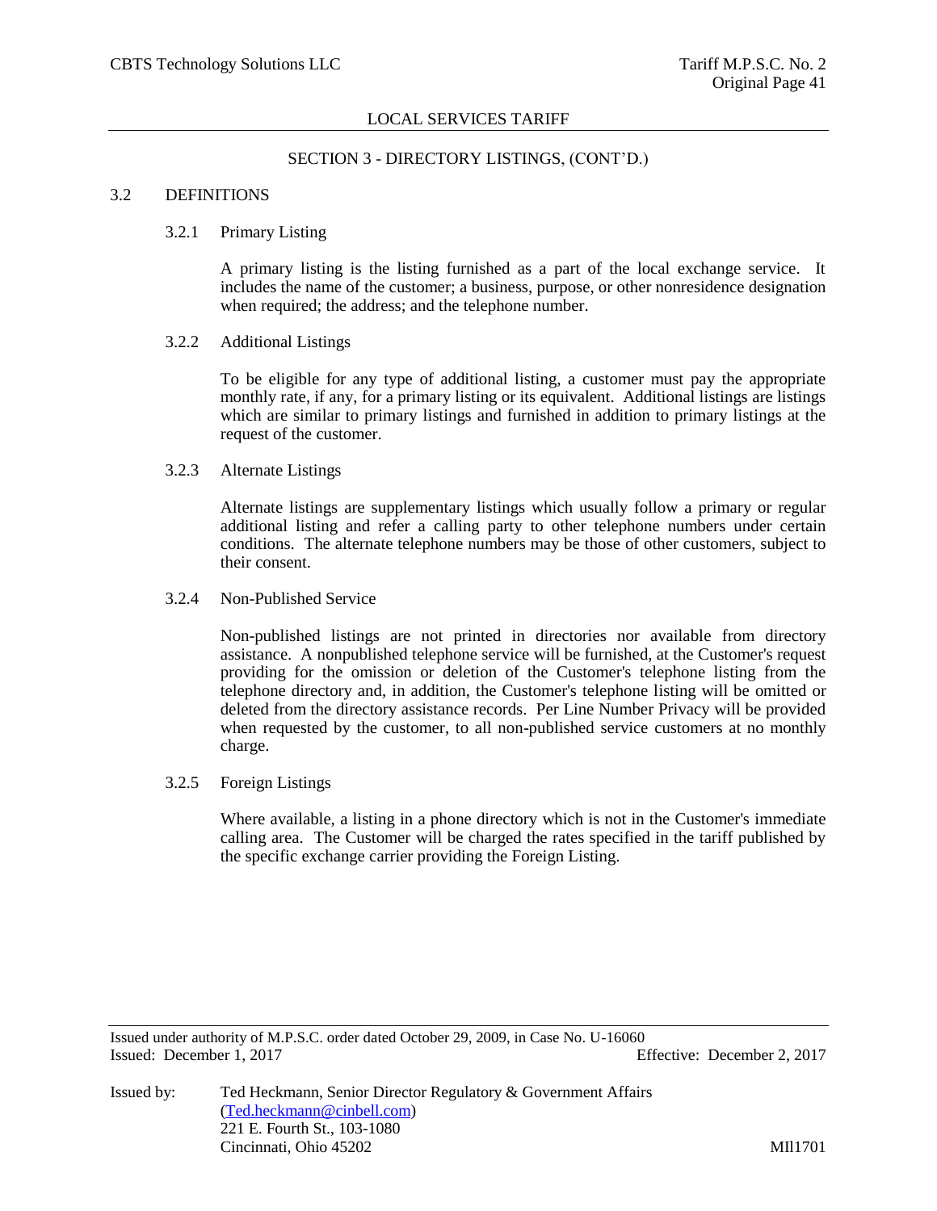## SECTION 3 - DIRECTORY LISTINGS, (CONT'D.)

### 3.2 DEFINITIONS

#### 3.2.1 Primary Listing

A primary listing is the listing furnished as a part of the local exchange service. It includes the name of the customer; a business, purpose, or other nonresidence designation when required; the address; and the telephone number.

#### 3.2.2 Additional Listings

To be eligible for any type of additional listing, a customer must pay the appropriate monthly rate, if any, for a primary listing or its equivalent. Additional listings are listings which are similar to primary listings and furnished in addition to primary listings at the request of the customer.

#### 3.2.3 Alternate Listings

Alternate listings are supplementary listings which usually follow a primary or regular additional listing and refer a calling party to other telephone numbers under certain conditions. The alternate telephone numbers may be those of other customers, subject to their consent.

#### 3.2.4 Non-Published Service

Non-published listings are not printed in directories nor available from directory assistance. A nonpublished telephone service will be furnished, at the Customer's request providing for the omission or deletion of the Customer's telephone listing from the telephone directory and, in addition, the Customer's telephone listing will be omitted or deleted from the directory assistance records. Per Line Number Privacy will be provided when requested by the customer, to all non-published service customers at no monthly charge.

#### 3.2.5 Foreign Listings

Where available, a listing in a phone directory which is not in the Customer's immediate calling area. The Customer will be charged the rates specified in the tariff published by the specific exchange carrier providing the Foreign Listing.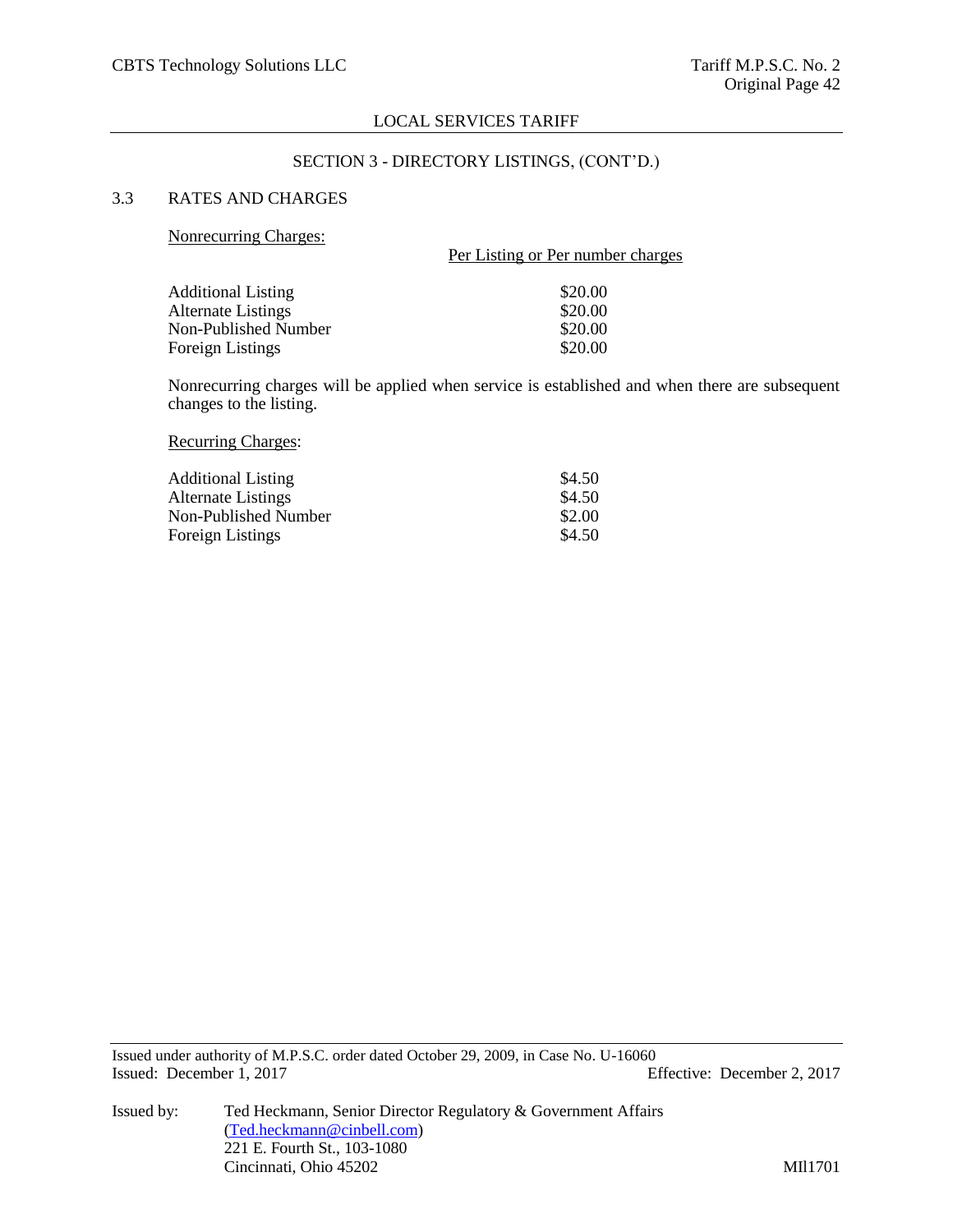## SECTION 3 - DIRECTORY LISTINGS, (CONT'D.)

### 3.3 RATES AND CHARGES

<u>Nonrecurring Charges:</u>

| | Per Listing or Per number charges |
|---|---|
| Additional Listing | $20.00 |
| Alternate Listings | $20.00 |
| Non-Published Number | $20.00 |
| Foreign Listings | $20.00 |

Nonrecurring charges will be applied when service is established and when there are subsequent changes to the listing.

<u>Recurring Charges</u>:

| | |
|---|---|
| Additional Listing | $4.50 |
| Alternate Listings | $4.50 |
| Non-Published Number | $2.00 |
| Foreign Listings | $4.50 |

Issued under authority of M.P.S.C. order dated October 29, 2009, in Case No. U-16060
Issued: December 1, 2017 Effective: December 2, 2017

Issued by: Ted Heckmann, Senior Director Regulatory & Government Affairs
(Ted.heckmann@cinbell.com)
221 E. Fourth St., 103-1080
Cincinnati, Ohio 45202

MIl1701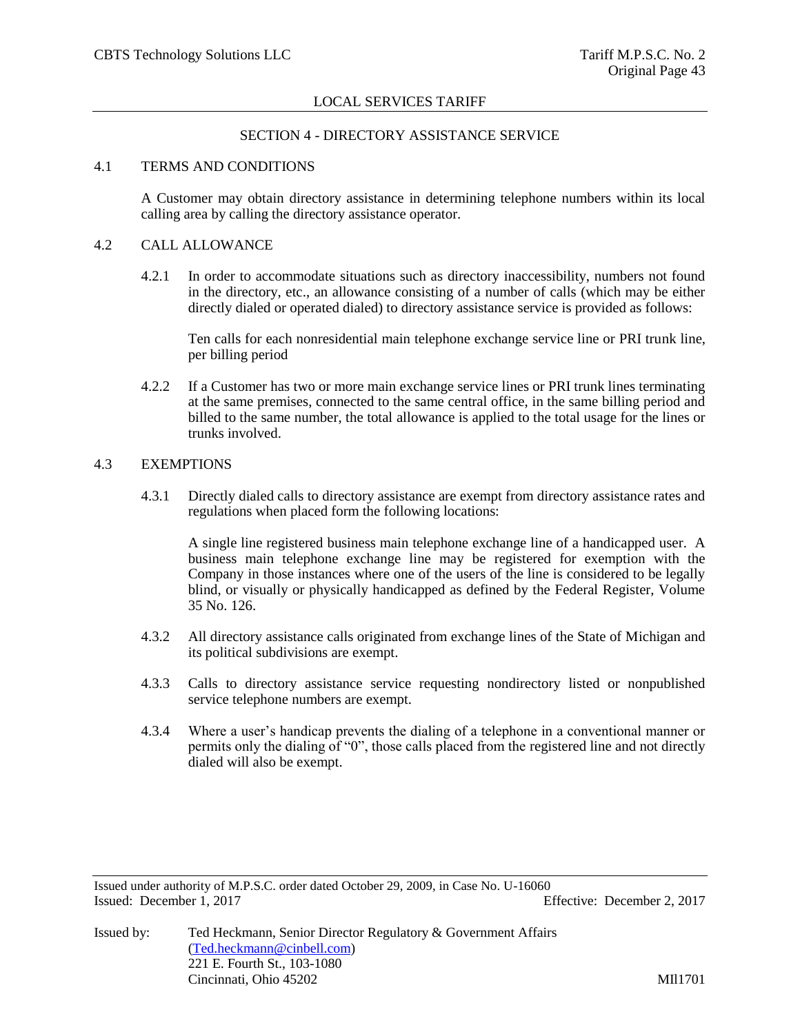LOCAL SERVICES TARIFF

## SECTION 4 - DIRECTORY ASSISTANCE SERVICE

### 4.1 TERMS AND CONDITIONS

A Customer may obtain directory assistance in determining telephone numbers within its local calling area by calling the directory assistance operator.

### 4.2 CALL ALLOWANCE

4.2.1 In order to accommodate situations such as directory inaccessibility, numbers not found in the directory, etc., an allowance consisting of a number of calls (which may be either directly dialed or operated dialed) to directory assistance service is provided as follows:

Ten calls for each nonresidential main telephone exchange service line or PRI trunk line, per billing period

4.2.2 If a Customer has two or more main exchange service lines or PRI trunk lines terminating at the same premises, connected to the same central office, in the same billing period and billed to the same number, the total allowance is applied to the total usage for the lines or trunks involved.

### 4.3 EXEMPTIONS

4.3.1 Directly dialed calls to directory assistance are exempt from directory assistance rates and regulations when placed form the following locations:

A single line registered business main telephone exchange line of a handicapped user. A business main telephone exchange line may be registered for exemption with the Company in those instances where one of the users of the line is considered to be legally blind, or visually or physically handicapped as defined by the Federal Register, Volume 35 No. 126.

4.3.2 All directory assistance calls originated from exchange lines of the State of Michigan and its political subdivisions are exempt.

4.3.3 Calls to directory assistance service requesting nondirectory listed or nonpublished service telephone numbers are exempt.

4.3.4 Where a user's handicap prevents the dialing of a telephone in a conventional manner or permits only the dialing of "0", those calls placed from the registered line and not directly dialed will also be exempt.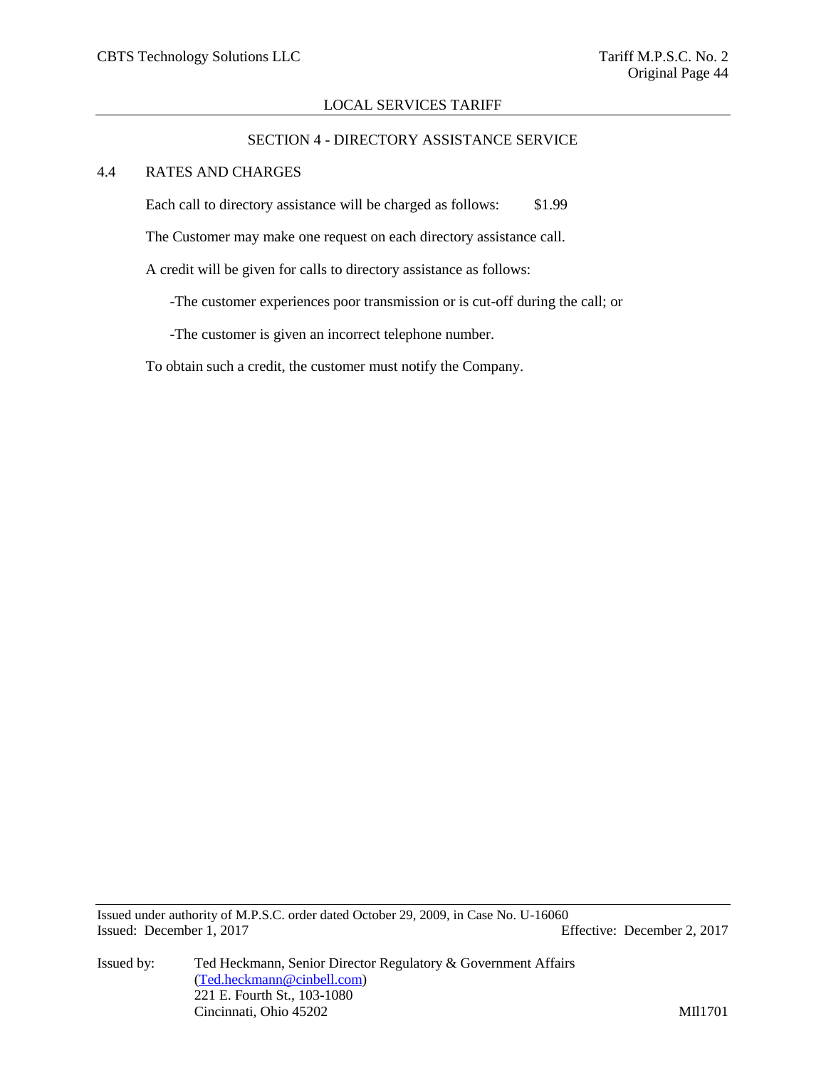## SECTION 4 - DIRECTORY ASSISTANCE SERVICE

### 4.4 RATES AND CHARGES

Each call to directory assistance will be charged as follows: $1.99

The Customer may make one request on each directory assistance call.

A credit will be given for calls to directory assistance as follows:

-The customer experiences poor transmission or is cut-off during the call; or

-The customer is given an incorrect telephone number.

To obtain such a credit, the customer must notify the Company.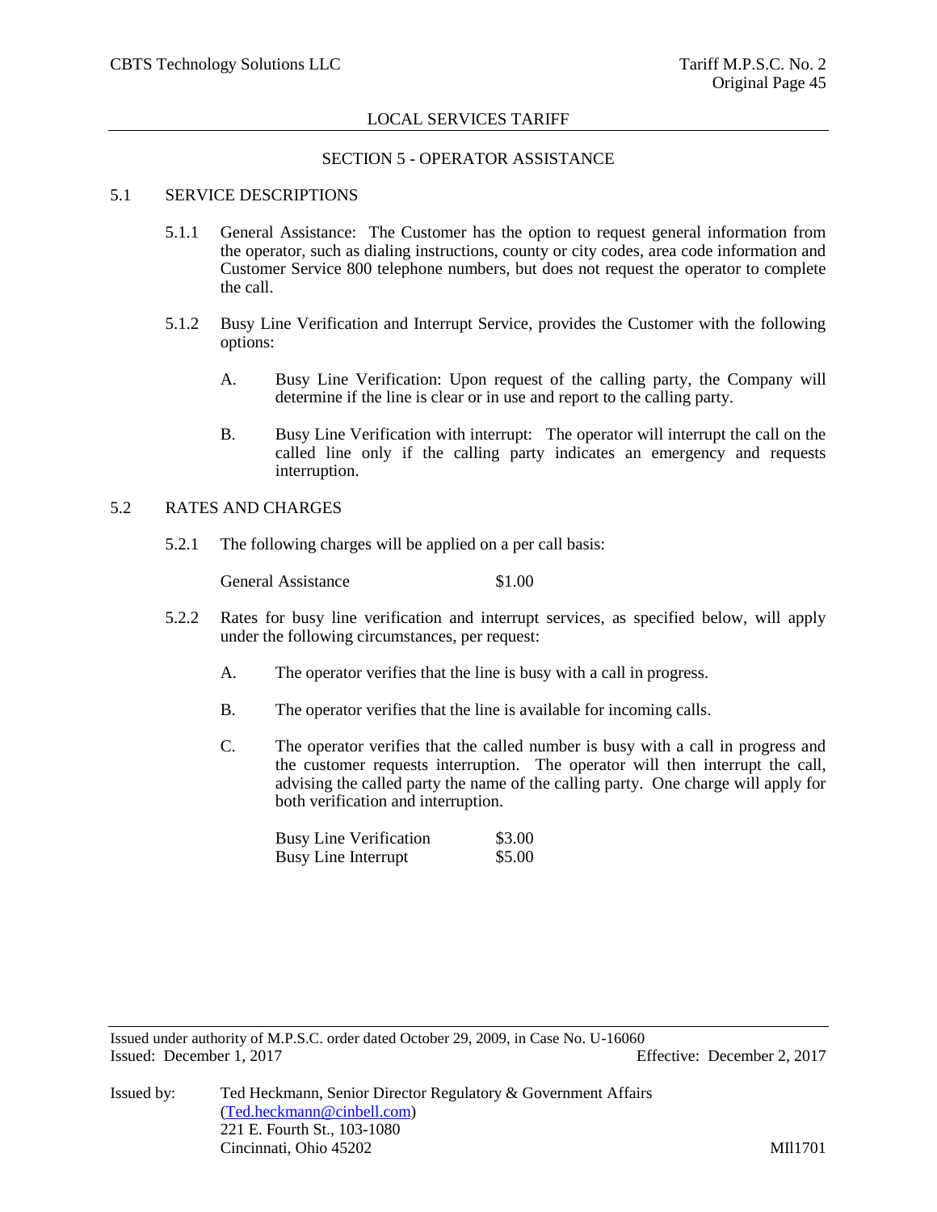LOCAL SERVICES TARIFF

## SECTION 5 - OPERATOR ASSISTANCE

### 5.1 SERVICE DESCRIPTIONS

5.1.1 General Assistance: The Customer has the option to request general information from the operator, such as dialing instructions, county or city codes, area code information and Customer Service 800 telephone numbers, but does not request the operator to complete the call.

5.1.2 Busy Line Verification and Interrupt Service, provides the Customer with the following options:

A. Busy Line Verification: Upon request of the calling party, the Company will determine if the line is clear or in use and report to the calling party.

B. Busy Line Verification with interrupt: The operator will interrupt the call on the called line only if the calling party indicates an emergency and requests interruption.

### 5.2 RATES AND CHARGES

5.2.1 The following charges will be applied on a per call basis:

| | |
|---|---|
| General Assistance | $1.00 |

5.2.2 Rates for busy line verification and interrupt services, as specified below, will apply under the following circumstances, per request:

A. The operator verifies that the line is busy with a call in progress.

B. The operator verifies that the line is available for incoming calls.

C. The operator verifies that the called number is busy with a call in progress and the customer requests interruption. The operator will then interrupt the call, advising the called party the name of the calling party. One charge will apply for both verification and interruption.

| | |
|---|---|
| Busy Line Verification | $3.00 |
| Busy Line Interrupt | $5.00 |

Issued under authority of M.P.S.C. order dated October 29, 2009, in Case No. U-16060

Issued: December 1, 2017 Effective: December 2, 2017

Issued by: Ted Heckmann, Senior Director Regulatory & Government Affairs
(Ted.heckmann@cinbell.com)
221 E. Fourth St., 103-1080
Cincinnati, Ohio 45202

MIl1701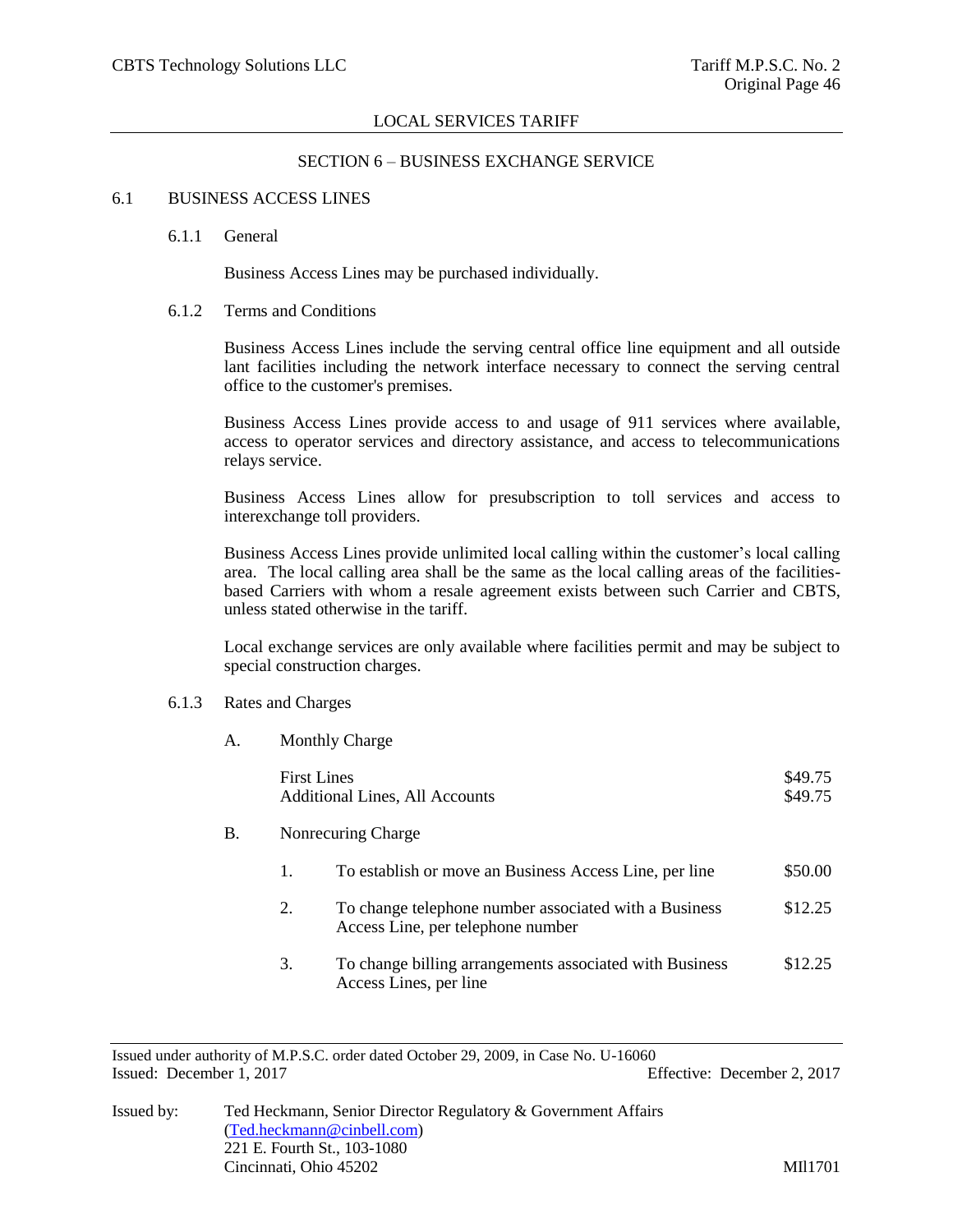## SECTION 6 – BUSINESS EXCHANGE SERVICE

### 6.1 BUSINESS ACCESS LINES

#### 6.1.1 General

Business Access Lines may be purchased individually.

#### 6.1.2 Terms and Conditions

Business Access Lines include the serving central office line equipment and all outside lant facilities including the network interface necessary to connect the serving central office to the customer's premises.

Business Access Lines provide access to and usage of 911 services where available, access to operator services and directory assistance, and access to telecommunications relays service.

Business Access Lines allow for presubscription to toll services and access to interexchange toll providers.

Business Access Lines provide unlimited local calling within the customer's local calling area. The local calling area shall be the same as the local calling areas of the facilities-based Carriers with whom a resale agreement exists between such Carrier and CBTS, unless stated otherwise in the tariff.

Local exchange services are only available where facilities permit and may be subject to special construction charges.

#### 6.1.3 Rates and Charges

A. Monthly Charge

| | |
|---|---|
| First Lines | $49.75 |
| Additional Lines, All Accounts | $49.75 |

B. Nonrecuring Charge

| | | |
|---|---|---|
| 1. | To establish or move an Business Access Line, per line | $50.00 |
| 2. | To change telephone number associated with a Business Access Line, per telephone number | $12.25 |
| 3. | To change billing arrangements associated with Business Access Lines, per line | $12.25 |

Issued under authority of M.P.S.C. order dated October 29, 2009, in Case No. U-16060
Issued: December 1, 2017 Effective: December 2, 2017

Issued by: Ted Heckmann, Senior Director Regulatory & Government Affairs
(Ted.heckmann@cinbell.com)
221 E. Fourth St., 103-1080
Cincinnati, Ohio 45202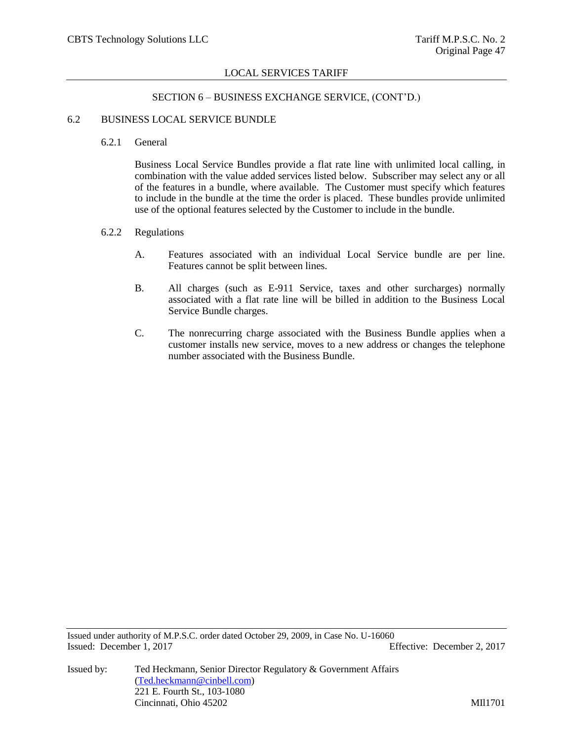SECTION 6 – BUSINESS EXCHANGE SERVICE, (CONT'D.)

## 6.2 BUSINESS LOCAL SERVICE BUNDLE

### 6.2.1 General

Business Local Service Bundles provide a flat rate line with unlimited local calling, in combination with the value added services listed below. Subscriber may select any or all of the features in a bundle, where available. The Customer must specify which features to include in the bundle at the time the order is placed. These bundles provide unlimited use of the optional features selected by the Customer to include in the bundle.

### 6.2.2 Regulations

A. Features associated with an individual Local Service bundle are per line. Features cannot be split between lines.

B. All charges (such as E-911 Service, taxes and other surcharges) normally associated with a flat rate line will be billed in addition to the Business Local Service Bundle charges.

C. The nonrecurring charge associated with the Business Bundle applies when a customer installs new service, moves to a new address or changes the telephone number associated with the Business Bundle.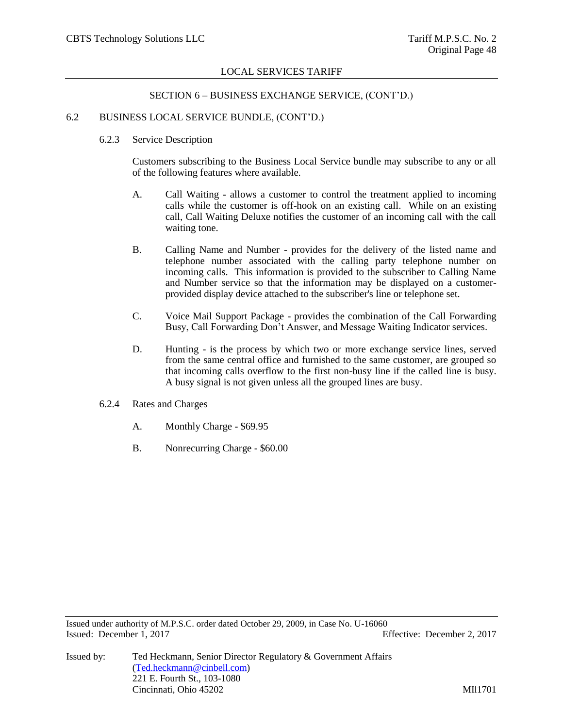## SECTION 6 – BUSINESS EXCHANGE SERVICE, (CONT'D.)

### 6.2 BUSINESS LOCAL SERVICE BUNDLE, (CONT'D.)

#### 6.2.3 Service Description

Customers subscribing to the Business Local Service bundle may subscribe to any or all of the following features where available.

A. Call Waiting - allows a customer to control the treatment applied to incoming calls while the customer is off-hook on an existing call. While on an existing call, Call Waiting Deluxe notifies the customer of an incoming call with the call waiting tone.

B. Calling Name and Number - provides for the delivery of the listed name and telephone number associated with the calling party telephone number on incoming calls. This information is provided to the subscriber to Calling Name and Number service so that the information may be displayed on a customer-provided display device attached to the subscriber's line or telephone set.

C. Voice Mail Support Package - provides the combination of the Call Forwarding Busy, Call Forwarding Don't Answer, and Message Waiting Indicator services.

D. Hunting - is the process by which two or more exchange service lines, served from the same central office and furnished to the same customer, are grouped so that incoming calls overflow to the first non-busy line if the called line is busy. A busy signal is not given unless all the grouped lines are busy.

#### 6.2.4 Rates and Charges

A. Monthly Charge - $69.95

B. Nonrecurring Charge - $60.00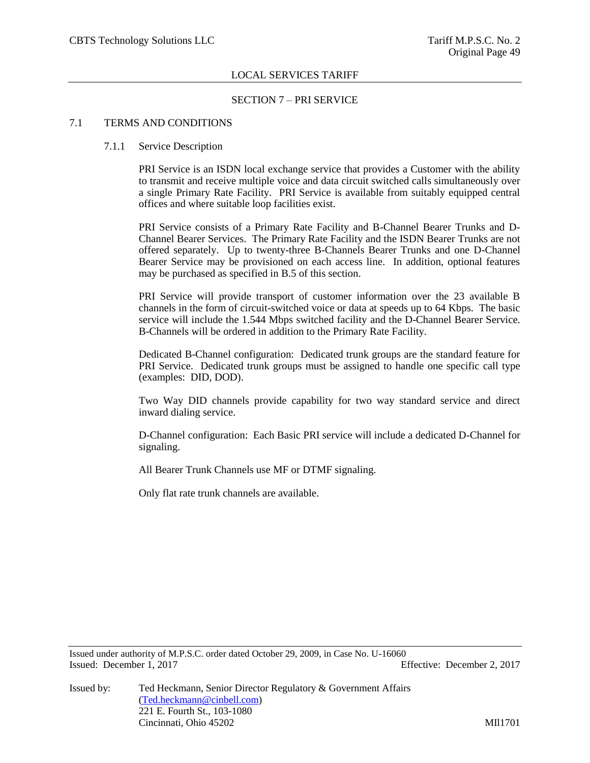## SECTION 7 – PRI SERVICE

### 7.1 TERMS AND CONDITIONS

#### 7.1.1 Service Description

PRI Service is an ISDN local exchange service that provides a Customer with the ability to transmit and receive multiple voice and data circuit switched calls simultaneously over a single Primary Rate Facility. PRI Service is available from suitably equipped central offices and where suitable loop facilities exist.

PRI Service consists of a Primary Rate Facility and B-Channel Bearer Trunks and D-Channel Bearer Services. The Primary Rate Facility and the ISDN Bearer Trunks are not offered separately. Up to twenty-three B-Channels Bearer Trunks and one D-Channel Bearer Service may be provisioned on each access line. In addition, optional features may be purchased as specified in B.5 of this section.

PRI Service will provide transport of customer information over the 23 available B channels in the form of circuit-switched voice or data at speeds up to 64 Kbps. The basic service will include the 1.544 Mbps switched facility and the D-Channel Bearer Service. B-Channels will be ordered in addition to the Primary Rate Facility.

Dedicated B-Channel configuration: Dedicated trunk groups are the standard feature for PRI Service. Dedicated trunk groups must be assigned to handle one specific call type (examples: DID, DOD).

Two Way DID channels provide capability for two way standard service and direct inward dialing service.

D-Channel configuration: Each Basic PRI service will include a dedicated D-Channel for signaling.

All Bearer Trunk Channels use MF or DTMF signaling.

Only flat rate trunk channels are available.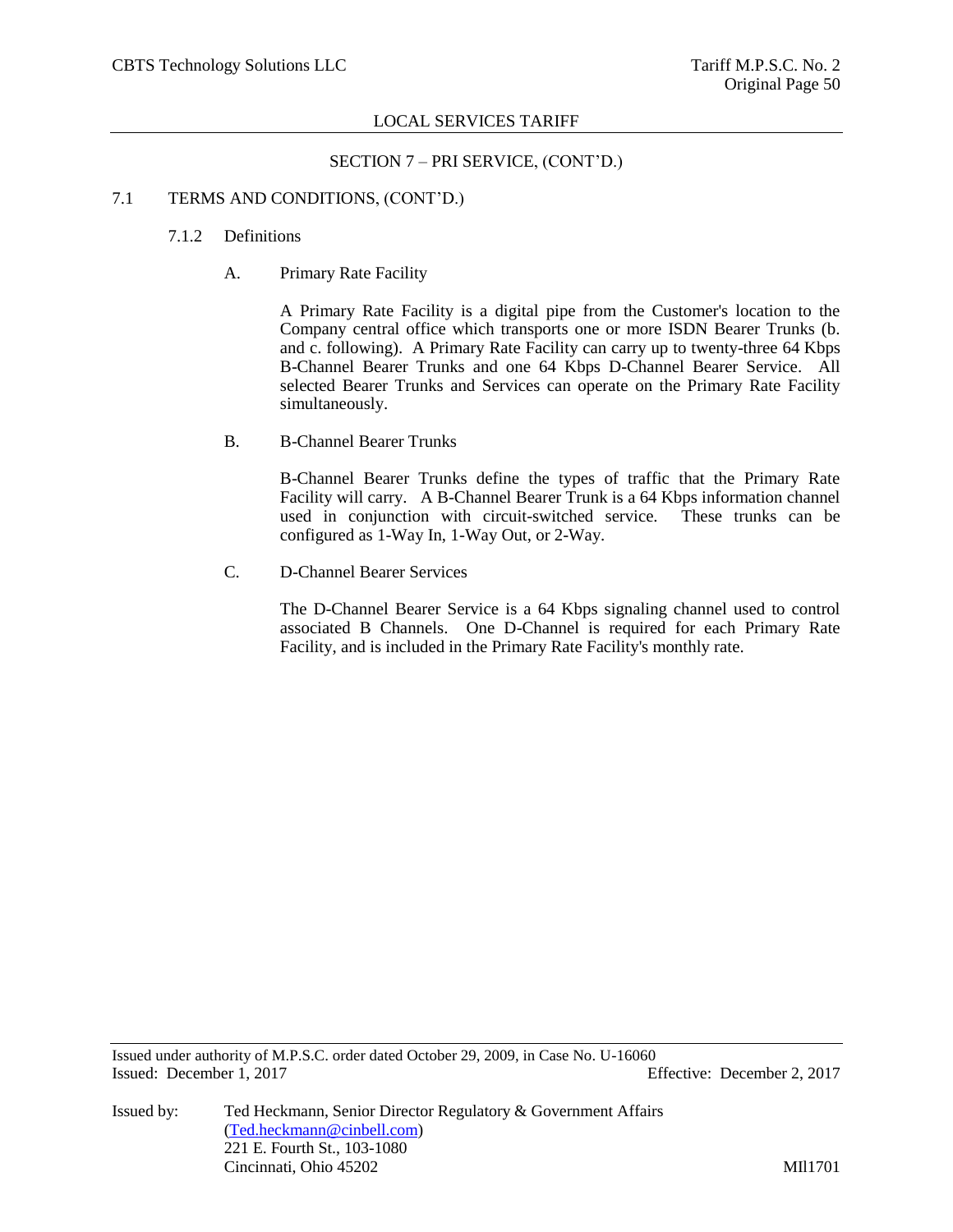## SECTION 7 – PRI SERVICE, (CONT'D.)

### 7.1 TERMS AND CONDITIONS, (CONT'D.)

#### 7.1.2 Definitions

A. Primary Rate Facility

A Primary Rate Facility is a digital pipe from the Customer's location to the Company central office which transports one or more ISDN Bearer Trunks (b. and c. following). A Primary Rate Facility can carry up to twenty-three 64 Kbps B-Channel Bearer Trunks and one 64 Kbps D-Channel Bearer Service. All selected Bearer Trunks and Services can operate on the Primary Rate Facility simultaneously.

B. B-Channel Bearer Trunks

B-Channel Bearer Trunks define the types of traffic that the Primary Rate Facility will carry. A B-Channel Bearer Trunk is a 64 Kbps information channel used in conjunction with circuit-switched service. These trunks can be configured as 1-Way In, 1-Way Out, or 2-Way.

C. D-Channel Bearer Services

The D-Channel Bearer Service is a 64 Kbps signaling channel used to control associated B Channels. One D-Channel is required for each Primary Rate Facility, and is included in the Primary Rate Facility's monthly rate.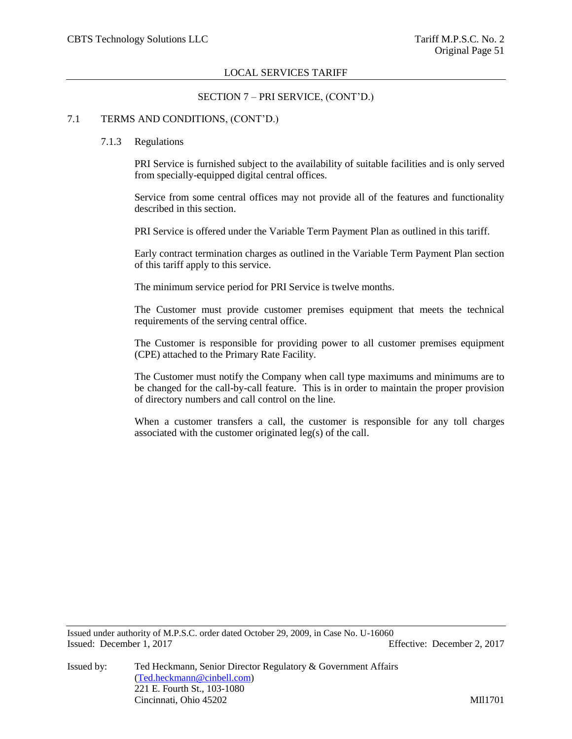## SECTION 7 – PRI SERVICE, (CONT'D.)

### 7.1 TERMS AND CONDITIONS, (CONT'D.)

#### 7.1.3 Regulations

PRI Service is furnished subject to the availability of suitable facilities and is only served from specially-equipped digital central offices.

Service from some central offices may not provide all of the features and functionality described in this section.

PRI Service is offered under the Variable Term Payment Plan as outlined in this tariff.

Early contract termination charges as outlined in the Variable Term Payment Plan section of this tariff apply to this service.

The minimum service period for PRI Service is twelve months.

The Customer must provide customer premises equipment that meets the technical requirements of the serving central office.

The Customer is responsible for providing power to all customer premises equipment (CPE) attached to the Primary Rate Facility.

The Customer must notify the Company when call type maximums and minimums are to be changed for the call-by-call feature. This is in order to maintain the proper provision of directory numbers and call control on the line.

When a customer transfers a call, the customer is responsible for any toll charges associated with the customer originated leg(s) of the call.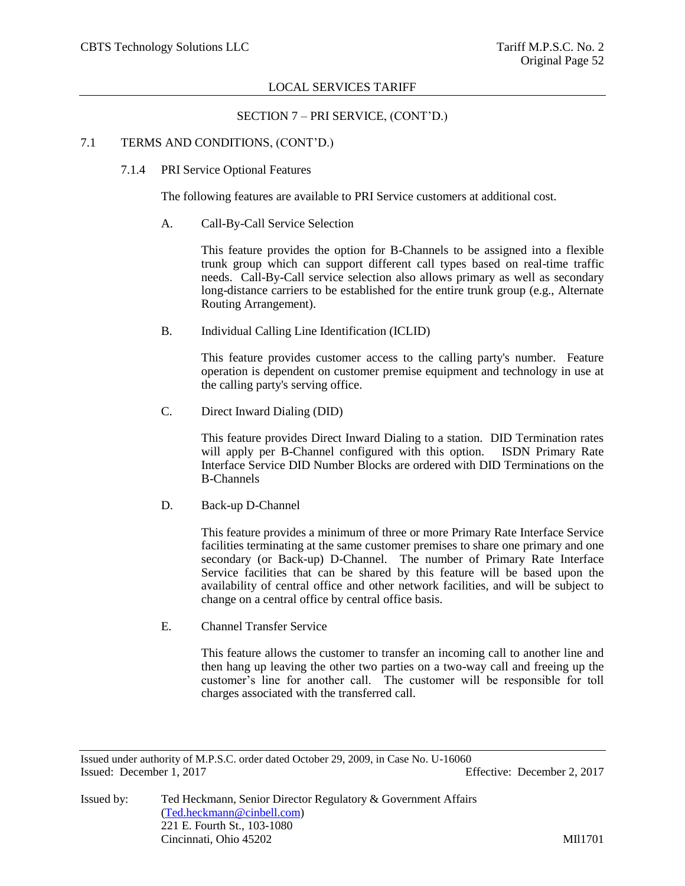## SECTION 7 – PRI SERVICE, (CONT'D.)

### 7.1 TERMS AND CONDITIONS, (CONT'D.)

#### 7.1.4 PRI Service Optional Features

The following features are available to PRI Service customers at additional cost.

A. Call-By-Call Service Selection

This feature provides the option for B-Channels to be assigned into a flexible trunk group which can support different call types based on real-time traffic needs. Call-By-Call service selection also allows primary as well as secondary long-distance carriers to be established for the entire trunk group (e.g., Alternate Routing Arrangement).

B. Individual Calling Line Identification (ICLID)

This feature provides customer access to the calling party's number. Feature operation is dependent on customer premise equipment and technology in use at the calling party's serving office.

C. Direct Inward Dialing (DID)

This feature provides Direct Inward Dialing to a station. DID Termination rates will apply per B-Channel configured with this option. ISDN Primary Rate Interface Service DID Number Blocks are ordered with DID Terminations on the B-Channels

D. Back-up D-Channel

This feature provides a minimum of three or more Primary Rate Interface Service facilities terminating at the same customer premises to share one primary and one secondary (or Back-up) D-Channel. The number of Primary Rate Interface Service facilities that can be shared by this feature will be based upon the availability of central office and other network facilities, and will be subject to change on a central office by central office basis.

E. Channel Transfer Service

This feature allows the customer to transfer an incoming call to another line and then hang up leaving the other two parties on a two-way call and freeing up the customer's line for another call. The customer will be responsible for toll charges associated with the transferred call.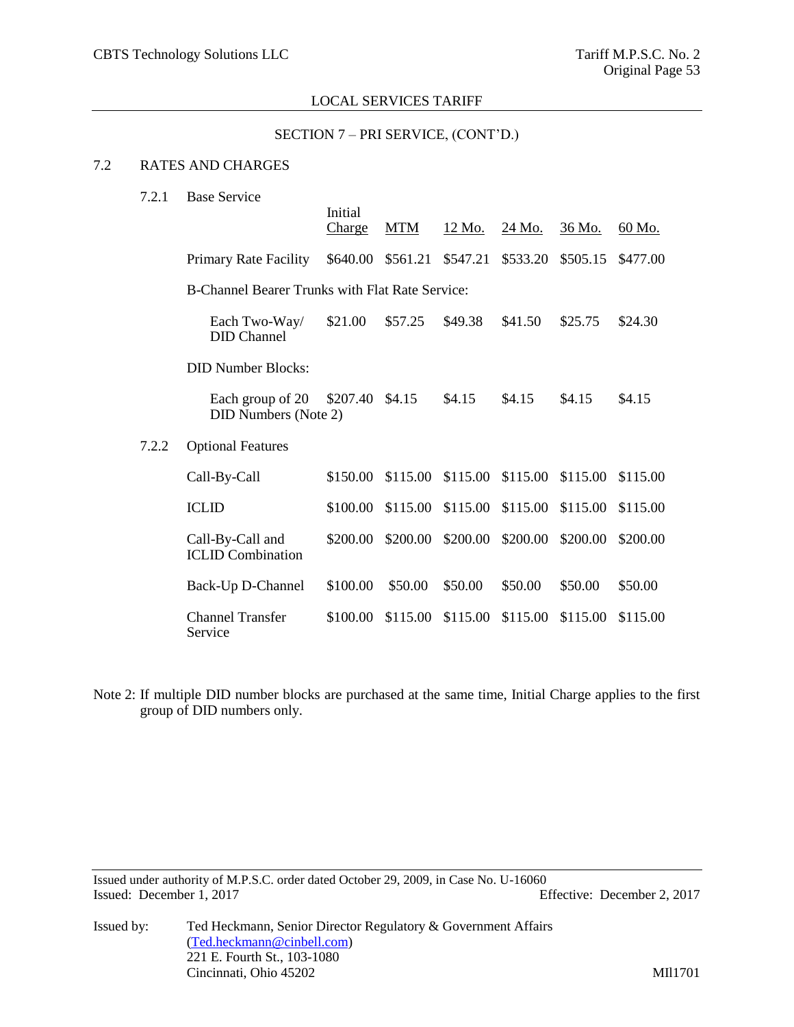LOCAL SERVICES TARIFF

SECTION 7 – PRI SERVICE, (CONT'D.)

## 7.2 RATES AND CHARGES

### 7.2.1 Base Service

| | Initial Charge | MTM | 12 Mo. | 24 Mo. | 36 Mo. | 60 Mo. |
|---|---|---|---|---|---|---|
| Primary Rate Facility | $640.00 | $561.21 | $547.21 | $533.20 | $505.15 | $477.00 |
| B-Channel Bearer Trunks with Flat Rate Service: | | | | | | |
| Each Two-Way/ DID Channel | $21.00 | $57.25 | $49.38 | $41.50 | $25.75 | $24.30 |
| DID Number Blocks: | | | | | | |
| Each group of 20 DID Numbers (Note 2) | $207.40 | $4.15 | $4.15 | $4.15 | $4.15 | $4.15 |

### 7.2.2 Optional Features

| | Initial Charge | MTM | 12 Mo. | 24 Mo. | 36 Mo. | 60 Mo. |
|---|---|---|---|---|---|---|
| Call-By-Call | $150.00 | $115.00 | $115.00 | $115.00 | $115.00 | $115.00 |
| ICLID | $100.00 | $115.00 | $115.00 | $115.00 | $115.00 | $115.00 |
| Call-By-Call and ICLID Combination | $200.00 | $200.00 | $200.00 | $200.00 | $200.00 | $200.00 |
| Back-Up D-Channel | $100.00 | $50.00 | $50.00 | $50.00 | $50.00 | $50.00 |
| Channel Transfer Service | $100.00 | $115.00 | $115.00 | $115.00 | $115.00 | $115.00 |

Note 2: If multiple DID number blocks are purchased at the same time, Initial Charge applies to the first group of DID numbers only.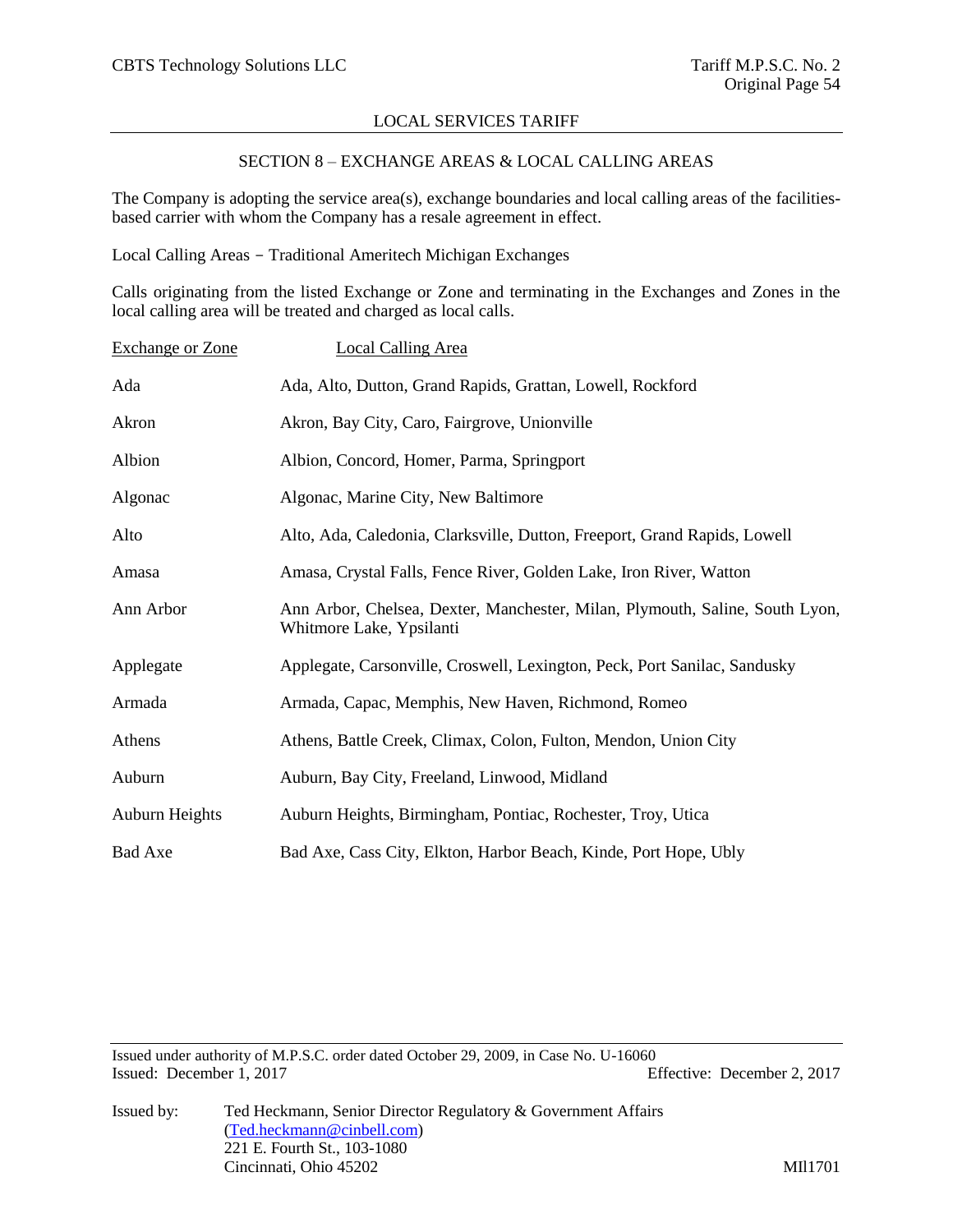## LOCAL SERVICES TARIFF

### SECTION 8 – EXCHANGE AREAS & LOCAL CALLING AREAS

The Company is adopting the service area(s), exchange boundaries and local calling areas of the facilities-based carrier with whom the Company has a resale agreement in effect.

Local Calling Areas – Traditional Ameritech Michigan Exchanges

Calls originating from the listed Exchange or Zone and terminating in the Exchanges and Zones in the local calling area will be treated and charged as local calls.

| Exchange or Zone | Local Calling Area |
|---|---|
| Ada | Ada, Alto, Dutton, Grand Rapids, Grattan, Lowell, Rockford |
| Akron | Akron, Bay City, Caro, Fairgrove, Unionville |
| Albion | Albion, Concord, Homer, Parma, Springport |
| Algonac | Algonac, Marine City, New Baltimore |
| Alto | Alto, Ada, Caledonia, Clarksville, Dutton, Freeport, Grand Rapids, Lowell |
| Amasa | Amasa, Crystal Falls, Fence River, Golden Lake, Iron River, Watton |
| Ann Arbor | Ann Arbor, Chelsea, Dexter, Manchester, Milan, Plymouth, Saline, South Lyon, Whitmore Lake, Ypsilanti |
| Applegate | Applegate, Carsonville, Croswell, Lexington, Peck, Port Sanilac, Sandusky |
| Armada | Armada, Capac, Memphis, New Haven, Richmond, Romeo |
| Athens | Athens, Battle Creek, Climax, Colon, Fulton, Mendon, Union City |
| Auburn | Auburn, Bay City, Freeland, Linwood, Midland |
| Auburn Heights | Auburn Heights, Birmingham, Pontiac, Rochester, Troy, Utica |
| Bad Axe | Bad Axe, Cass City, Elkton, Harbor Beach, Kinde, Port Hope, Ubly |

Issued under authority of M.P.S.C. order dated October 29, 2009, in Case No. U-16060

Issued: December 1, 2017 Effective: December 2, 2017

Issued by: Ted Heckmann, Senior Director Regulatory & Government Affairs
(Ted.heckmann@cinbell.com)
221 E. Fourth St., 103-1080
Cincinnati, Ohio 45202

MIl1701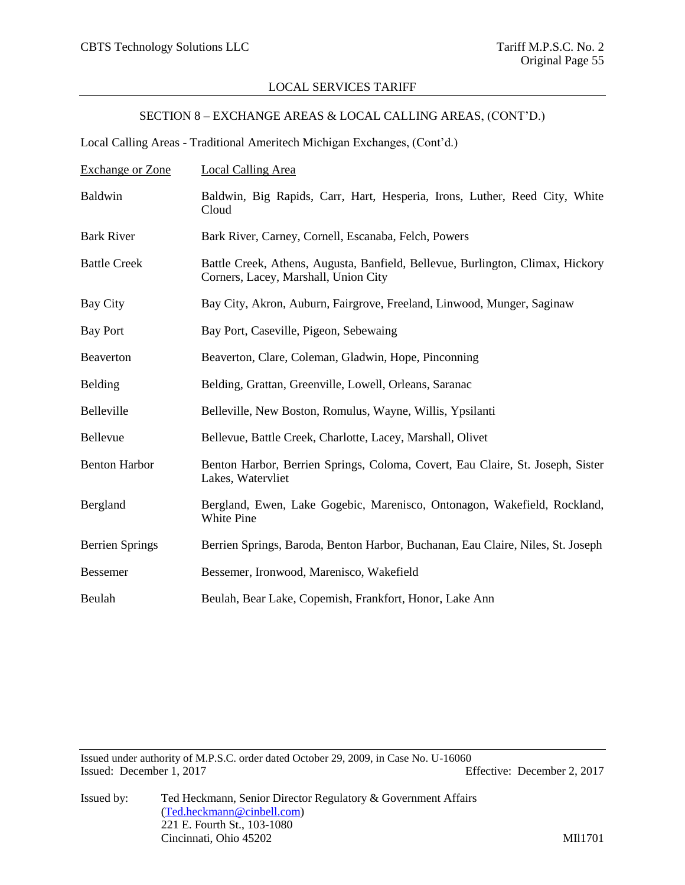## SECTION 8 – EXCHANGE AREAS & LOCAL CALLING AREAS, (CONT'D.)

Local Calling Areas - Traditional Ameritech Michigan Exchanges, (Cont'd.)

| Exchange or Zone | Local Calling Area |
|---|---|
| Baldwin | Baldwin, Big Rapids, Carr, Hart, Hesperia, Irons, Luther, Reed City, White Cloud |
| Bark River | Bark River, Carney, Cornell, Escanaba, Felch, Powers |
| Battle Creek | Battle Creek, Athens, Augusta, Banfield, Bellevue, Burlington, Climax, Hickory Corners, Lacey, Marshall, Union City |
| Bay City | Bay City, Akron, Auburn, Fairgrove, Freeland, Linwood, Munger, Saginaw |
| Bay Port | Bay Port, Caseville, Pigeon, Sebewaing |
| Beaverton | Beaverton, Clare, Coleman, Gladwin, Hope, Pinconning |
| Belding | Belding, Grattan, Greenville, Lowell, Orleans, Saranac |
| Belleville | Belleville, New Boston, Romulus, Wayne, Willis, Ypsilanti |
| Bellevue | Bellevue, Battle Creek, Charlotte, Lacey, Marshall, Olivet |
| Benton Harbor | Benton Harbor, Berrien Springs, Coloma, Covert, Eau Claire, St. Joseph, Sister Lakes, Watervliet |
| Bergland | Bergland, Ewen, Lake Gogebic, Marenisco, Ontonagon, Wakefield, Rockland, White Pine |
| Berrien Springs | Berrien Springs, Baroda, Benton Harbor, Buchanan, Eau Claire, Niles, St. Joseph |
| Bessemer | Bessemer, Ironwood, Marenisco, Wakefield |
| Beulah | Beulah, Bear Lake, Copemish, Frankfort, Honor, Lake Ann |

Issued under authority of M.P.S.C. order dated October 29, 2009, in Case No. U-16060
Issued: December 1, 2017 Effective: December 2, 2017

Issued by: Ted Heckmann, Senior Director Regulatory & Government Affairs
(Ted.heckmann@cinbell.com)
221 E. Fourth St., 103-1080
Cincinnati, Ohio 45202

MIl1701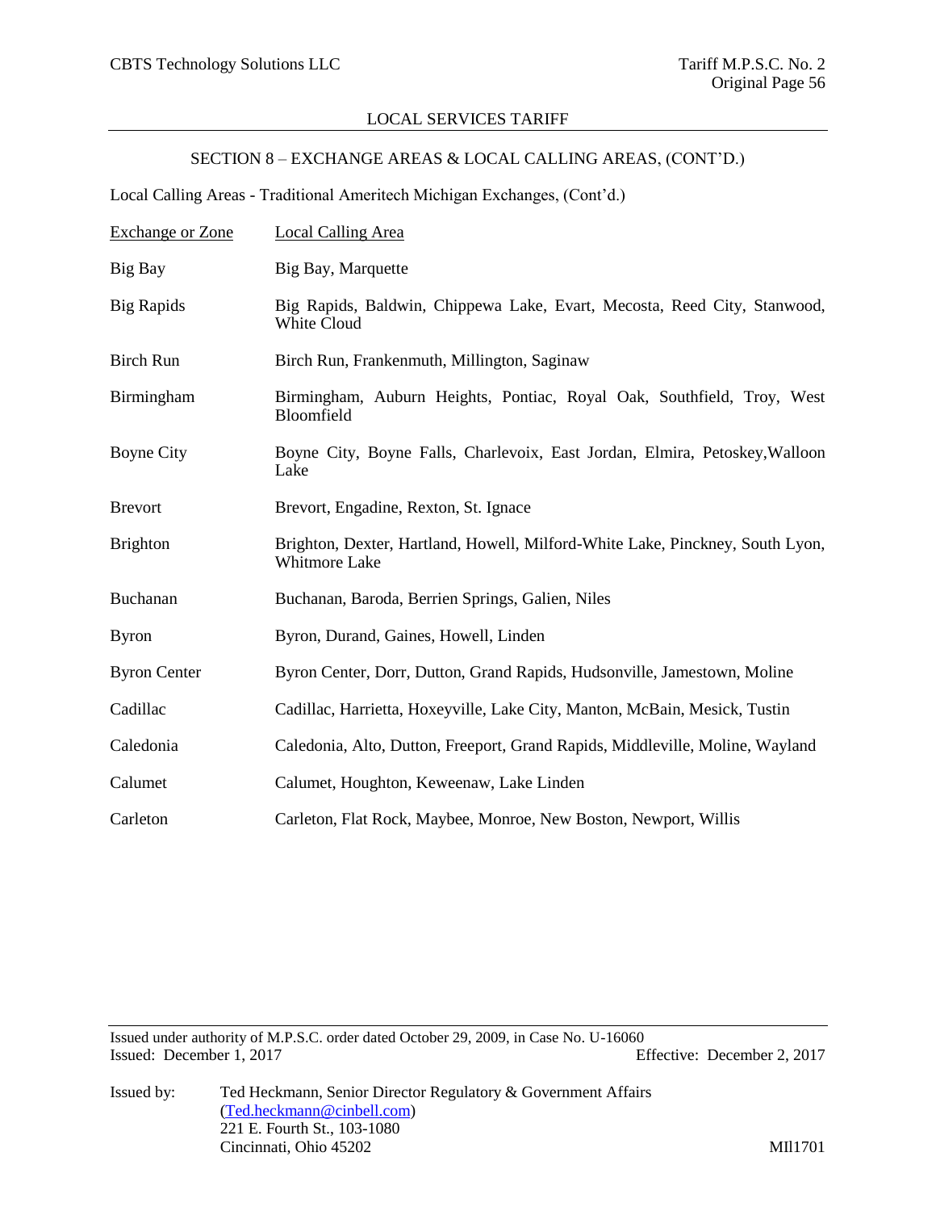## SECTION 8 – EXCHANGE AREAS & LOCAL CALLING AREAS, (CONT'D.)

Local Calling Areas - Traditional Ameritech Michigan Exchanges, (Cont'd.)

| Exchange or Zone | Local Calling Area |
|---|---|
| Big Bay | Big Bay, Marquette |
| Big Rapids | Big Rapids, Baldwin, Chippewa Lake, Evart, Mecosta, Reed City, Stanwood, White Cloud |
| Birch Run | Birch Run, Frankenmuth, Millington, Saginaw |
| Birmingham | Birmingham, Auburn Heights, Pontiac, Royal Oak, Southfield, Troy, West Bloomfield |
| Boyne City | Boyne City, Boyne Falls, Charlevoix, East Jordan, Elmira, Petoskey,Walloon Lake |
| Brevort | Brevort, Engadine, Rexton, St. Ignace |
| Brighton | Brighton, Dexter, Hartland, Howell, Milford-White Lake, Pinckney, South Lyon, Whitmore Lake |
| Buchanan | Buchanan, Baroda, Berrien Springs, Galien, Niles |
| Byron | Byron, Durand, Gaines, Howell, Linden |
| Byron Center | Byron Center, Dorr, Dutton, Grand Rapids, Hudsonville, Jamestown, Moline |
| Cadillac | Cadillac, Harrietta, Hoxeyville, Lake City, Manton, McBain, Mesick, Tustin |
| Caledonia | Caledonia, Alto, Dutton, Freeport, Grand Rapids, Middleville, Moline, Wayland |
| Calumet | Calumet, Houghton, Keweenaw, Lake Linden |
| Carleton | Carleton, Flat Rock, Maybee, Monroe, New Boston, Newport, Willis |

Issued under authority of M.P.S.C. order dated October 29, 2009, in Case No. U-16060
Issued: December 1, 2017 Effective: December 2, 2017

Issued by: Ted Heckmann, Senior Director Regulatory & Government Affairs
(Ted.heckmann@cinbell.com)
221 E. Fourth St., 103-1080
Cincinnati, Ohio 45202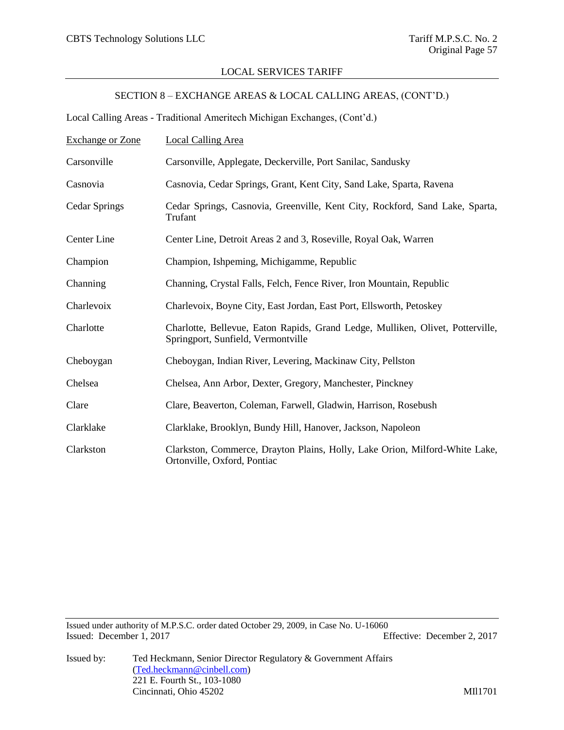## SECTION 8 – EXCHANGE AREAS & LOCAL CALLING AREAS, (CONT'D.)

Local Calling Areas - Traditional Ameritech Michigan Exchanges, (Cont'd.)

| Exchange or Zone | Local Calling Area |
|---|---|
| Carsonville | Carsonville, Applegate, Deckerville, Port Sanilac, Sandusky |
| Casnovia | Casnovia, Cedar Springs, Grant, Kent City, Sand Lake, Sparta, Ravena |
| Cedar Springs | Cedar Springs, Casnovia, Greenville, Kent City, Rockford, Sand Lake, Sparta, Trufant |
| Center Line | Center Line, Detroit Areas 2 and 3, Roseville, Royal Oak, Warren |
| Champion | Champion, Ishpeming, Michigamme, Republic |
| Channing | Channing, Crystal Falls, Felch, Fence River, Iron Mountain, Republic |
| Charlevoix | Charlevoix, Boyne City, East Jordan, East Port, Ellsworth, Petoskey |
| Charlotte | Charlotte, Bellevue, Eaton Rapids, Grand Ledge, Mulliken, Olivet, Potterville, Springport, Sunfield, Vermontville |
| Cheboygan | Cheboygan, Indian River, Levering, Mackinaw City, Pellston |
| Chelsea | Chelsea, Ann Arbor, Dexter, Gregory, Manchester, Pinckney |
| Clare | Clare, Beaverton, Coleman, Farwell, Gladwin, Harrison, Rosebush |
| Clarklake | Clarklake, Brooklyn, Bundy Hill, Hanover, Jackson, Napoleon |
| Clarkston | Clarkston, Commerce, Drayton Plains, Holly, Lake Orion, Milford-White Lake, Ortonville, Oxford, Pontiac |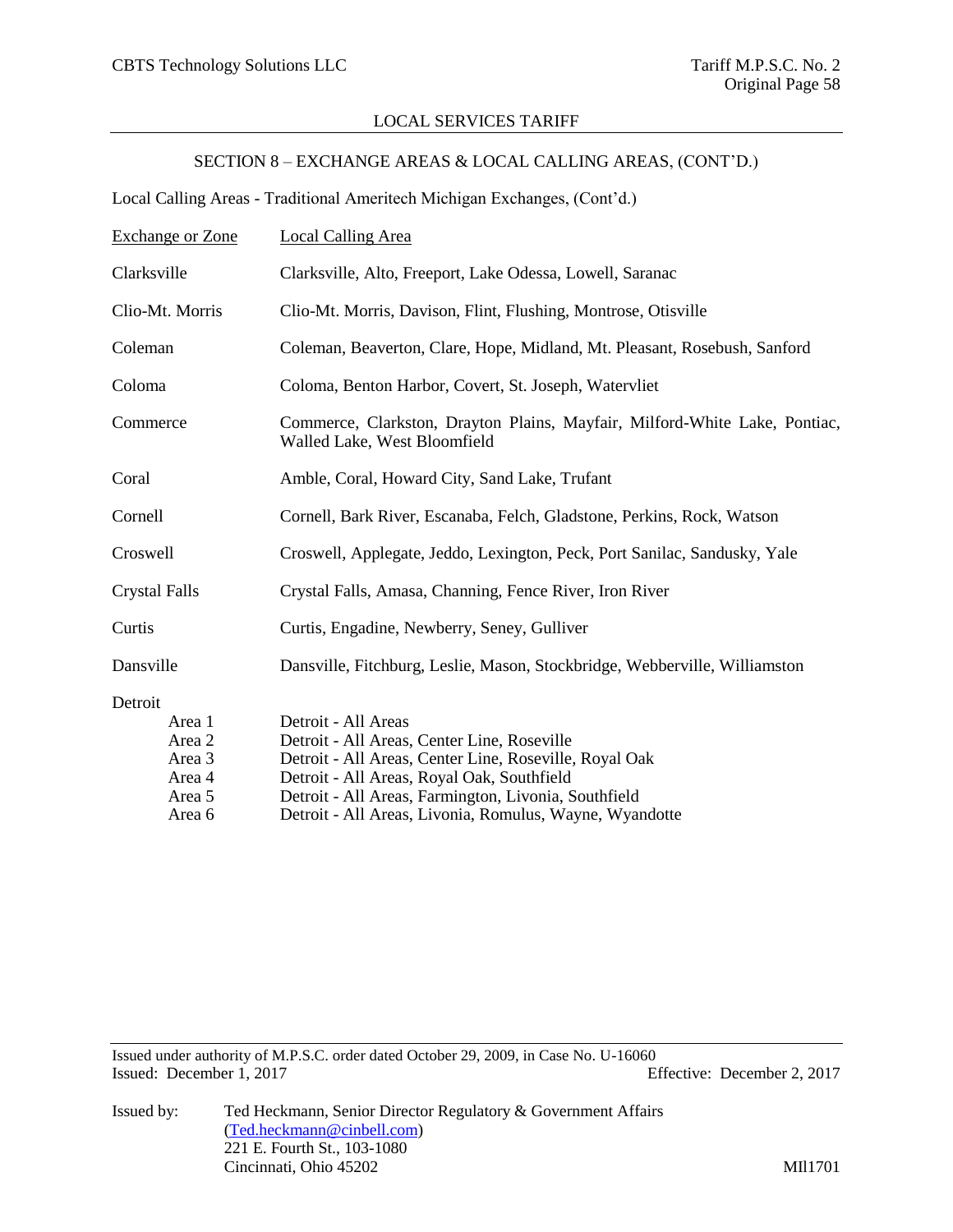LOCAL SERVICES TARIFF

SECTION 8 – EXCHANGE AREAS & LOCAL CALLING AREAS, (CONT'D.)

Local Calling Areas - Traditional Ameritech Michigan Exchanges, (Cont'd.)

| Exchange or Zone | Local Calling Area |
|---|---|
| Clarksville | Clarksville, Alto, Freeport, Lake Odessa, Lowell, Saranac |
| Clio-Mt. Morris | Clio-Mt. Morris, Davison, Flint, Flushing, Montrose, Otisville |
| Coleman | Coleman, Beaverton, Clare, Hope, Midland, Mt. Pleasant, Rosebush, Sanford |
| Coloma | Coloma, Benton Harbor, Covert, St. Joseph, Watervliet |
| Commerce | Commerce, Clarkston, Drayton Plains, Mayfair, Milford-White Lake, Pontiac, Walled Lake, West Bloomfield |
| Coral | Amble, Coral, Howard City, Sand Lake, Trufant |
| Cornell | Cornell, Bark River, Escanaba, Felch, Gladstone, Perkins, Rock, Watson |
| Croswell | Croswell, Applegate, Jeddo, Lexington, Peck, Port Sanilac, Sandusky, Yale |
| Crystal Falls | Crystal Falls, Amasa, Channing, Fence River, Iron River |
| Curtis | Curtis, Engadine, Newberry, Seney, Gulliver |
| Dansville | Dansville, Fitchburg, Leslie, Mason, Stockbridge, Webberville, Williamston |
| Detroit | |
| Area 1 | Detroit - All Areas |
| Area 2 | Detroit - All Areas, Center Line, Roseville |
| Area 3 | Detroit - All Areas, Center Line, Roseville, Royal Oak |
| Area 4 | Detroit - All Areas, Royal Oak, Southfield |
| Area 5 | Detroit - All Areas, Farmington, Livonia, Southfield |
| Area 6 | Detroit - All Areas, Livonia, Romulus, Wayne, Wyandotte |

Issued under authority of M.P.S.C. order dated October 29, 2009, in Case No. U-16060
Issued: December 1, 2017 Effective: December 2, 2017

Issued by: Ted Heckmann, Senior Director Regulatory & Government Affairs
(Ted.heckmann@cinbell.com)
221 E. Fourth St., 103-1080
Cincinnati, Ohio 45202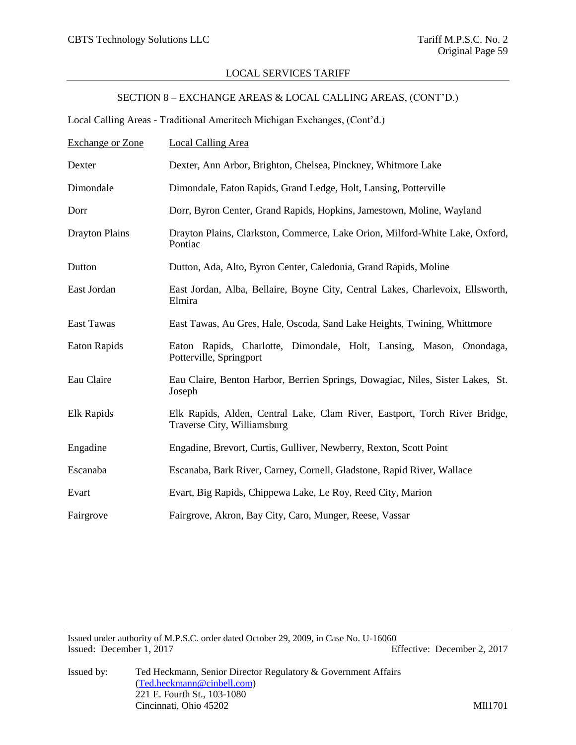## SECTION 8 – EXCHANGE AREAS & LOCAL CALLING AREAS, (CONT'D.)

Local Calling Areas - Traditional Ameritech Michigan Exchanges, (Cont'd.)

| Exchange or Zone | Local Calling Area |
|---|---|
| Dexter | Dexter, Ann Arbor, Brighton, Chelsea, Pinckney, Whitmore Lake |
| Dimondale | Dimondale, Eaton Rapids, Grand Ledge, Holt, Lansing, Potterville |
| Dorr | Dorr, Byron Center, Grand Rapids, Hopkins, Jamestown, Moline, Wayland |
| Drayton Plains | Drayton Plains, Clarkston, Commerce, Lake Orion, Milford-White Lake, Oxford, Pontiac |
| Dutton | Dutton, Ada, Alto, Byron Center, Caledonia, Grand Rapids, Moline |
| East Jordan | East Jordan, Alba, Bellaire, Boyne City, Central Lakes, Charlevoix, Ellsworth, Elmira |
| East Tawas | East Tawas, Au Gres, Hale, Oscoda, Sand Lake Heights, Twining, Whittmore |
| Eaton Rapids | Eaton Rapids, Charlotte, Dimondale, Holt, Lansing, Mason, Onondaga, Potterville, Springport |
| Eau Claire | Eau Claire, Benton Harbor, Berrien Springs, Dowagiac, Niles, Sister Lakes, St. Joseph |
| Elk Rapids | Elk Rapids, Alden, Central Lake, Clam River, Eastport, Torch River Bridge, Traverse City, Williamsburg |
| Engadine | Engadine, Brevort, Curtis, Gulliver, Newberry, Rexton, Scott Point |
| Escanaba | Escanaba, Bark River, Carney, Cornell, Gladstone, Rapid River, Wallace |
| Evart | Evart, Big Rapids, Chippewa Lake, Le Roy, Reed City, Marion |
| Fairgrove | Fairgrove, Akron, Bay City, Caro, Munger, Reese, Vassar |

Issued under authority of M.P.S.C. order dated October 29, 2009, in Case No. U-16060
Issued: December 1, 2017 Effective: December 2, 2017

Issued by: Ted Heckmann, Senior Director Regulatory & Government Affairs
(Ted.heckmann@cinbell.com)
221 E. Fourth St., 103-1080
Cincinnati, Ohio 45202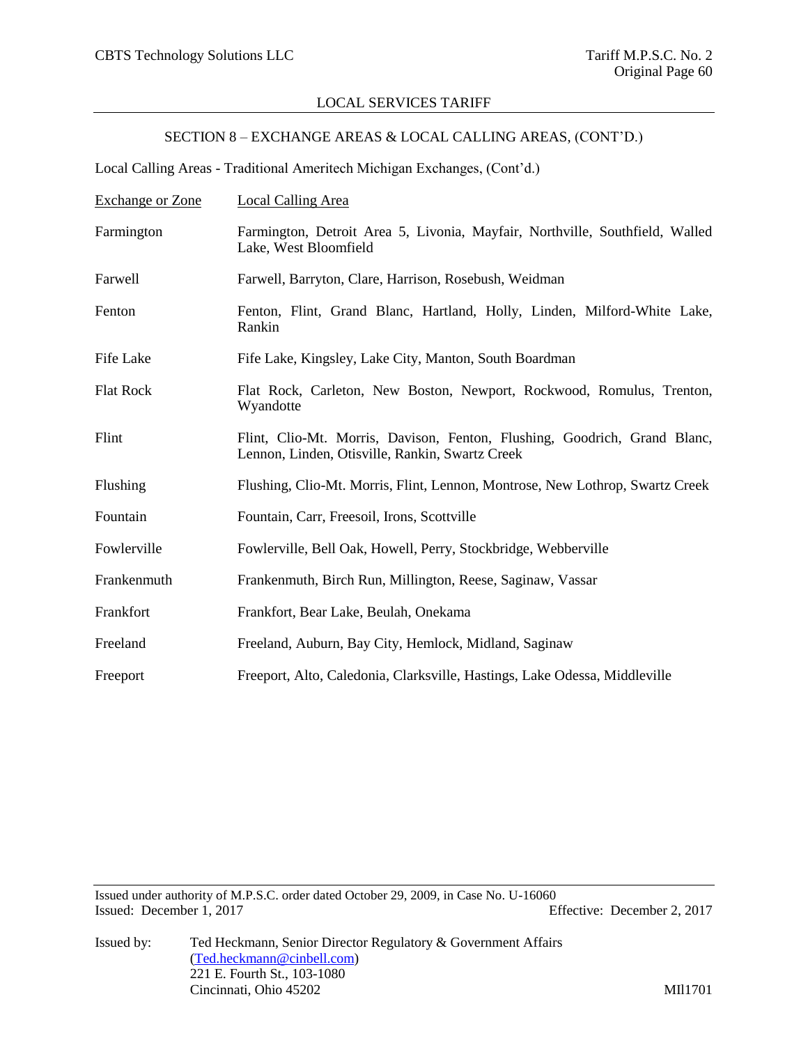SECTION 8 – EXCHANGE AREAS & LOCAL CALLING AREAS, (CONT'D.)

Local Calling Areas - Traditional Ameritech Michigan Exchanges, (Cont'd.)

| Exchange or Zone | Local Calling Area |
|---|---|
| Farmington | Farmington, Detroit Area 5, Livonia, Mayfair, Northville, Southfield, Walled Lake, West Bloomfield |
| Farwell | Farwell, Barryton, Clare, Harrison, Rosebush, Weidman |
| Fenton | Fenton, Flint, Grand Blanc, Hartland, Holly, Linden, Milford-White Lake, Rankin |
| Fife Lake | Fife Lake, Kingsley, Lake City, Manton, South Boardman |
| Flat Rock | Flat Rock, Carleton, New Boston, Newport, Rockwood, Romulus, Trenton, Wyandotte |
| Flint | Flint, Clio-Mt. Morris, Davison, Fenton, Flushing, Goodrich, Grand Blanc, Lennon, Linden, Otisville, Rankin, Swartz Creek |
| Flushing | Flushing, Clio-Mt. Morris, Flint, Lennon, Montrose, New Lothrop, Swartz Creek |
| Fountain | Fountain, Carr, Freesoil, Irons, Scottville |
| Fowlerville | Fowlerville, Bell Oak, Howell, Perry, Stockbridge, Webberville |
| Frankenmuth | Frankenmuth, Birch Run, Millington, Reese, Saginaw, Vassar |
| Frankfort | Frankfort, Bear Lake, Beulah, Onekama |
| Freeland | Freeland, Auburn, Bay City, Hemlock, Midland, Saginaw |
| Freeport | Freeport, Alto, Caledonia, Clarksville, Hastings, Lake Odessa, Middleville |

Issued under authority of M.P.S.C. order dated October 29, 2009, in Case No. U-16060
Issued: December 1, 2017 Effective: December 2, 2017

Issued by: Ted Heckmann, Senior Director Regulatory & Government Affairs
(Ted.heckmann@cinbell.com)
221 E. Fourth St., 103-1080
Cincinnati, Ohio 45202

MIl1701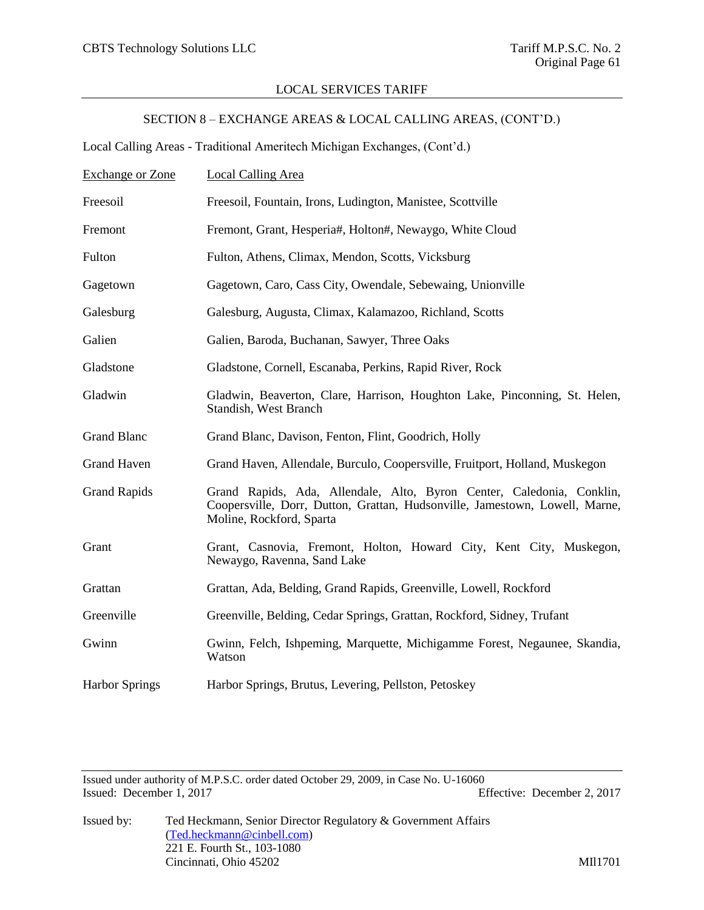LOCAL SERVICES TARIFF

SECTION 8 – EXCHANGE AREAS & LOCAL CALLING AREAS, (CONT'D.)

Local Calling Areas - Traditional Ameritech Michigan Exchanges, (Cont'd.)

| Exchange or Zone | Local Calling Area |
|---|---|
| Freesoil | Freesoil, Fountain, Irons, Ludington, Manistee, Scottville |
| Fremont | Fremont, Grant, Hesperia#, Holton#, Newaygo, White Cloud |
| Fulton | Fulton, Athens, Climax, Mendon, Scotts, Vicksburg |
| Gagetown | Gagetown, Caro, Cass City, Owendale, Sebewaing, Unionville |
| Galesburg | Galesburg, Augusta, Climax, Kalamazoo, Richland, Scotts |
| Galien | Galien, Baroda, Buchanan, Sawyer, Three Oaks |
| Gladstone | Gladstone, Cornell, Escanaba, Perkins, Rapid River, Rock |
| Gladwin | Gladwin, Beaverton, Clare, Harrison, Houghton Lake, Pinconning, St. Helen, Standish, West Branch |
| Grand Blanc | Grand Blanc, Davison, Fenton, Flint, Goodrich, Holly |
| Grand Haven | Grand Haven, Allendale, Burculo, Coopersville, Fruitport, Holland, Muskegon |
| Grand Rapids | Grand Rapids, Ada, Allendale, Alto, Byron Center, Caledonia, Conklin, Coopersville, Dorr, Dutton, Grattan, Hudsonville, Jamestown, Lowell, Marne, Moline, Rockford, Sparta |
| Grant | Grant, Casnovia, Fremont, Holton, Howard City, Kent City, Muskegon, Newaygo, Ravenna, Sand Lake |
| Grattan | Grattan, Ada, Belding, Grand Rapids, Greenville, Lowell, Rockford |
| Greenville | Greenville, Belding, Cedar Springs, Grattan, Rockford, Sidney, Trufant |
| Gwinn | Gwinn, Felch, Ishpeming, Marquette, Michigamme Forest, Negaunee, Skandia, Watson |
| Harbor Springs | Harbor Springs, Brutus, Levering, Pellston, Petoskey |

Issued under authority of M.P.S.C. order dated October 29, 2009, in Case No. U-16060

Issued: December 1, 2017 Effective: December 2, 2017

Issued by: Ted Heckmann, Senior Director Regulatory & Government Affairs
(Ted.heckmann@cinbell.com)
221 E. Fourth St., 103-1080
Cincinnati, Ohio 45202

MIl1701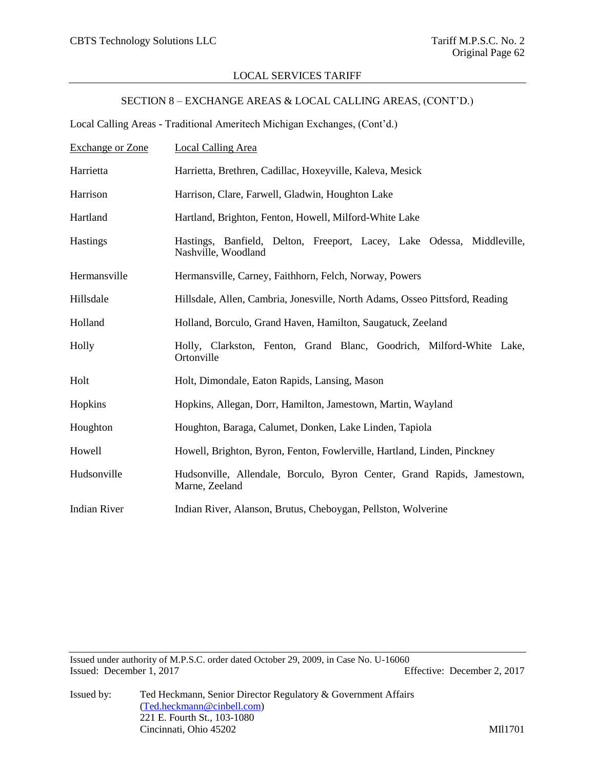CBTS Technology Solutions LLC

Tariff M.P.S.C. No. 2
Original Page 62

LOCAL SERVICES TARIFF

SECTION 8 – EXCHANGE AREAS & LOCAL CALLING AREAS, (CONT'D.)

Local Calling Areas - Traditional Ameritech Michigan Exchanges, (Cont'd.)

| Exchange or Zone | Local Calling Area |
|---|---|
| Harrietta | Harrietta, Brethren, Cadillac, Hoxeyville, Kaleva, Mesick |
| Harrison | Harrison, Clare, Farwell, Gladwin, Houghton Lake |
| Hartland | Hartland, Brighton, Fenton, Howell, Milford-White Lake |
| Hastings | Hastings, Banfield, Delton, Freeport, Lacey, Lake Odessa, Middleville, Nashville, Woodland |
| Hermansville | Hermansville, Carney, Faithhorn, Felch, Norway, Powers |
| Hillsdale | Hillsdale, Allen, Cambria, Jonesville, North Adams, Osseo Pittsford, Reading |
| Holland | Holland, Borculo, Grand Haven, Hamilton, Saugatuck, Zeeland |
| Holly | Holly, Clarkston, Fenton, Grand Blanc, Goodrich, Milford-White Lake, Ortonville |
| Holt | Holt, Dimondale, Eaton Rapids, Lansing, Mason |
| Hopkins | Hopkins, Allegan, Dorr, Hamilton, Jamestown, Martin, Wayland |
| Houghton | Houghton, Baraga, Calumet, Donken, Lake Linden, Tapiola |
| Howell | Howell, Brighton, Byron, Fenton, Fowlerville, Hartland, Linden, Pinckney |
| Hudsonville | Hudsonville, Allendale, Borculo, Byron Center, Grand Rapids, Jamestown, Marne, Zeeland |
| Indian River | Indian River, Alanson, Brutus, Cheboygan, Pellston, Wolverine |

Issued under authority of M.P.S.C. order dated October 29, 2009, in Case No. U-16060
Issued: December 1, 2017 Effective: December 2, 2017

Issued by: Ted Heckmann, Senior Director Regulatory & Government Affairs
(Ted.heckmann@cinbell.com)
221 E. Fourth St., 103-1080
Cincinnati, Ohio 45202

MI1701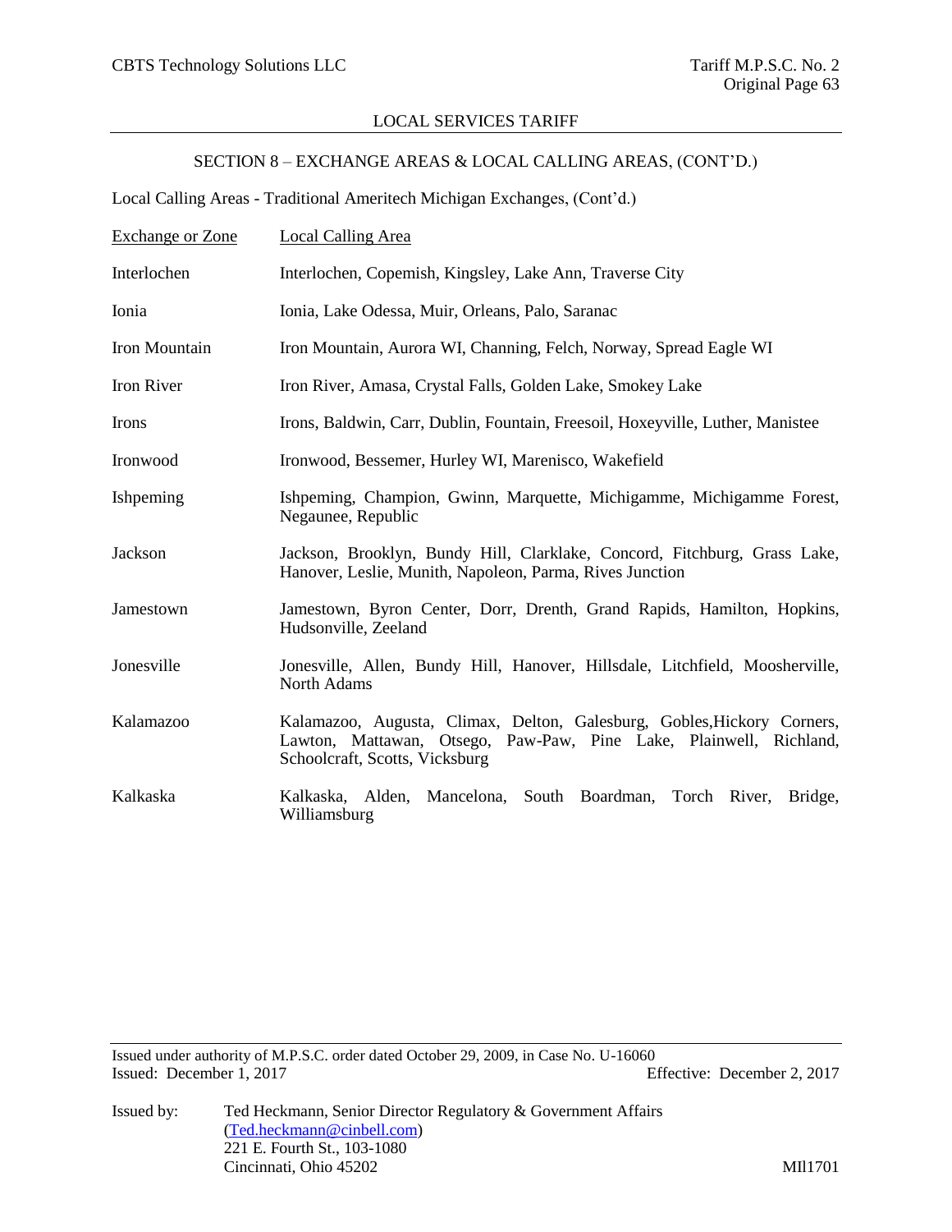LOCAL SERVICES TARIFF

SECTION 8 – EXCHANGE AREAS & LOCAL CALLING AREAS, (CONT'D.)

Local Calling Areas - Traditional Ameritech Michigan Exchanges, (Cont'd.)

| Exchange or Zone | Local Calling Area |
|---|---|
| Interlochen | Interlochen, Copemish, Kingsley, Lake Ann, Traverse City |
| Ionia | Ionia, Lake Odessa, Muir, Orleans, Palo, Saranac |
| Iron Mountain | Iron Mountain, Aurora WI, Channing, Felch, Norway, Spread Eagle WI |
| Iron River | Iron River, Amasa, Crystal Falls, Golden Lake, Smokey Lake |
| Irons | Irons, Baldwin, Carr, Dublin, Fountain, Freesoil, Hoxeyville, Luther, Manistee |
| Ironwood | Ironwood, Bessemer, Hurley WI, Marenisco, Wakefield |
| Ishpeming | Ishpeming, Champion, Gwinn, Marquette, Michigamme, Michigamme Forest, Negaunee, Republic |
| Jackson | Jackson, Brooklyn, Bundy Hill, Clarklake, Concord, Fitchburg, Grass Lake, Hanover, Leslie, Munith, Napoleon, Parma, Rives Junction |
| Jamestown | Jamestown, Byron Center, Dorr, Drenth, Grand Rapids, Hamilton, Hopkins, Hudsonville, Zeeland |
| Jonesville | Jonesville, Allen, Bundy Hill, Hanover, Hillsdale, Litchfield, Moosherville, North Adams |
| Kalamazoo | Kalamazoo, Augusta, Climax, Delton, Galesburg, Gobles,Hickory Corners, Lawton, Mattawan, Otsego, Paw-Paw, Pine Lake, Plainwell, Richland, Schoolcraft, Scotts, Vicksburg |
| Kalkaska | Kalkaska, Alden, Mancelona, South Boardman, Torch River, Bridge, Williamsburg |

Issued under authority of M.P.S.C. order dated October 29, 2009, in Case No. U-16060

Issued: December 1, 2017 Effective: December 2, 2017

Issued by: Ted Heckmann, Senior Director Regulatory & Government Affairs (Ted.heckmann@cinbell.com)
221 E. Fourth St., 103-1080
Cincinnati, Ohio 45202

MIl1701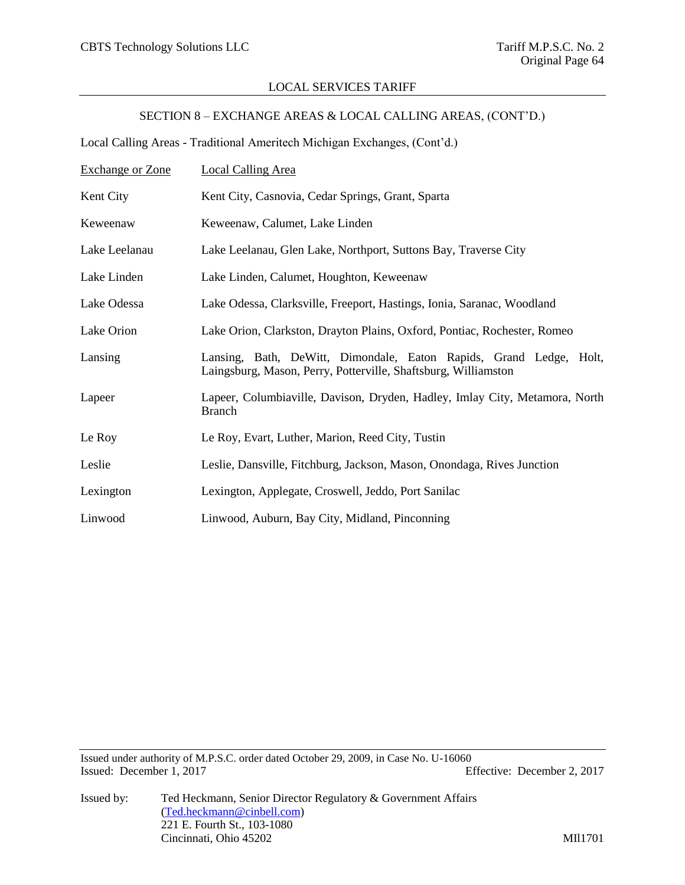LOCAL SERVICES TARIFF

SECTION 8 – EXCHANGE AREAS & LOCAL CALLING AREAS, (CONT'D.)

Local Calling Areas - Traditional Ameritech Michigan Exchanges, (Cont'd.)

| Exchange or Zone | Local Calling Area |
|---|---|
| Kent City | Kent City, Casnovia, Cedar Springs, Grant, Sparta |
| Keweenaw | Keweenaw, Calumet, Lake Linden |
| Lake Leelanau | Lake Leelanau, Glen Lake, Northport, Suttons Bay, Traverse City |
| Lake Linden | Lake Linden, Calumet, Houghton, Keweenaw |
| Lake Odessa | Lake Odessa, Clarksville, Freeport, Hastings, Ionia, Saranac, Woodland |
| Lake Orion | Lake Orion, Clarkston, Drayton Plains, Oxford, Pontiac, Rochester, Romeo |
| Lansing | Lansing, Bath, DeWitt, Dimondale, Eaton Rapids, Grand Ledge, Holt, Laingsburg, Mason, Perry, Potterville, Shaftsburg, Williamston |
| Lapeer | Lapeer, Columbiaville, Davison, Dryden, Hadley, Imlay City, Metamora, North Branch |
| Le Roy | Le Roy, Evart, Luther, Marion, Reed City, Tustin |
| Leslie | Leslie, Dansville, Fitchburg, Jackson, Mason, Onondaga, Rives Junction |
| Lexington | Lexington, Applegate, Croswell, Jeddo, Port Sanilac |
| Linwood | Linwood, Auburn, Bay City, Midland, Pinconning |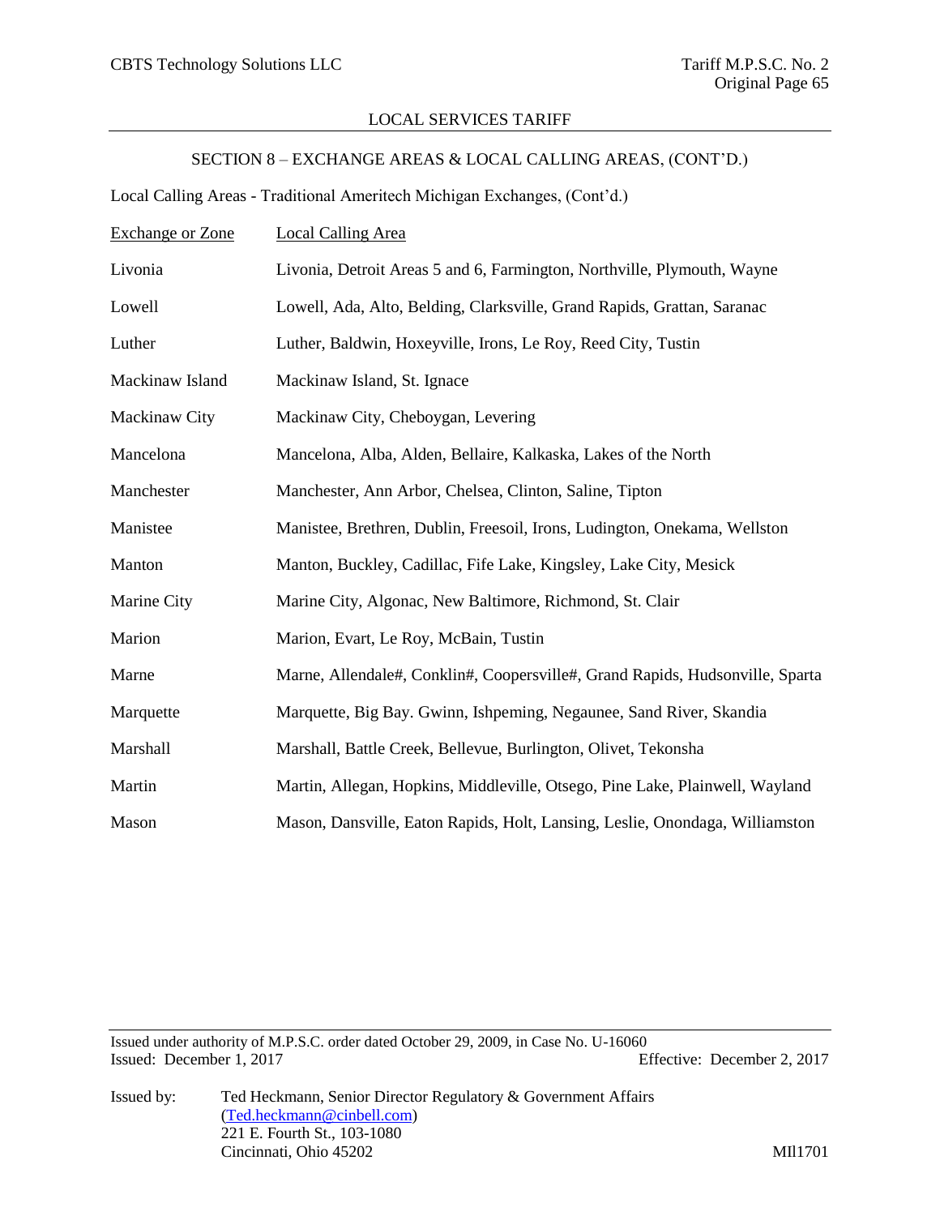LOCAL SERVICES TARIFF

SECTION 8 – EXCHANGE AREAS & LOCAL CALLING AREAS, (CONT'D.)

Local Calling Areas - Traditional Ameritech Michigan Exchanges, (Cont'd.)

| Exchange or Zone | Local Calling Area |
|---|---|
| Livonia | Livonia, Detroit Areas 5 and 6, Farmington, Northville, Plymouth, Wayne |
| Lowell | Lowell, Ada, Alto, Belding, Clarksville, Grand Rapids, Grattan, Saranac |
| Luther | Luther, Baldwin, Hoxeyville, Irons, Le Roy, Reed City, Tustin |
| Mackinaw Island | Mackinaw Island, St. Ignace |
| Mackinaw City | Mackinaw City, Cheboygan, Levering |
| Mancelona | Mancelona, Alba, Alden, Bellaire, Kalkaska, Lakes of the North |
| Manchester | Manchester, Ann Arbor, Chelsea, Clinton, Saline, Tipton |
| Manistee | Manistee, Brethren, Dublin, Freesoil, Irons, Ludington, Onekama, Wellston |
| Manton | Manton, Buckley, Cadillac, Fife Lake, Kingsley, Lake City, Mesick |
| Marine City | Marine City, Algonac, New Baltimore, Richmond, St. Clair |
| Marion | Marion, Evart, Le Roy, McBain, Tustin |
| Marne | Marne, Allendale#, Conklin#, Coopersville#, Grand Rapids, Hudsonville, Sparta |
| Marquette | Marquette, Big Bay. Gwinn, Ishpeming, Negaunee, Sand River, Skandia |
| Marshall | Marshall, Battle Creek, Bellevue, Burlington, Olivet, Tekonsha |
| Martin | Martin, Allegan, Hopkins, Middleville, Otsego, Pine Lake, Plainwell, Wayland |
| Mason | Mason, Dansville, Eaton Rapids, Holt, Lansing, Leslie, Onondaga, Williamston |

Issued under authority of M.P.S.C. order dated October 29, 2009, in Case No. U-16060
Issued: December 1, 2017 Effective: December 2, 2017

Issued by: Ted Heckmann, Senior Director Regulatory & Government Affairs
(Ted.heckmann@cinbell.com)
221 E. Fourth St., 103-1080
Cincinnati, Ohio 45202

MIl1701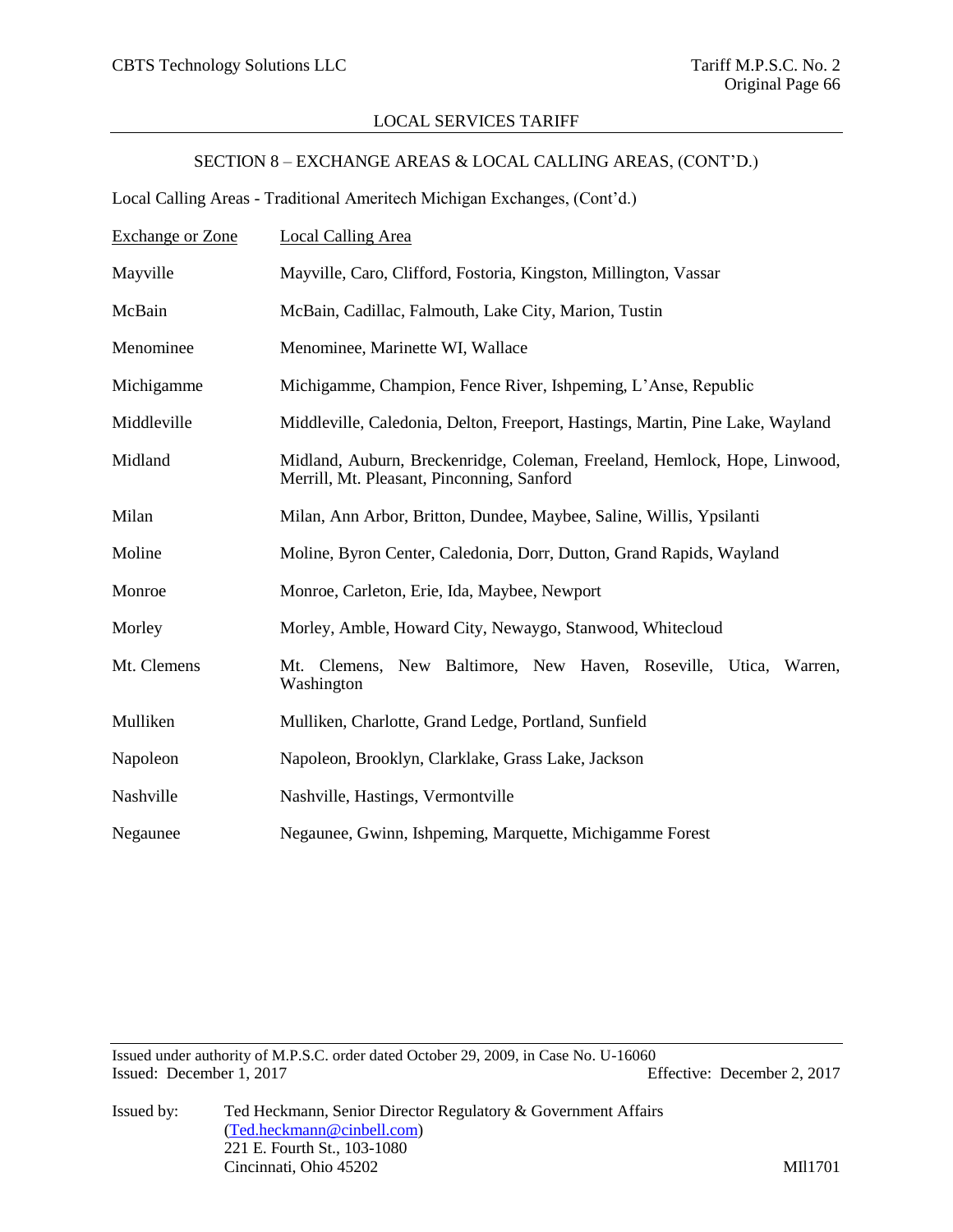## SECTION 8 – EXCHANGE AREAS & LOCAL CALLING AREAS, (CONT'D.)

Local Calling Areas - Traditional Ameritech Michigan Exchanges, (Cont'd.)

| Exchange or Zone | Local Calling Area |
|---|---|
| Mayville | Mayville, Caro, Clifford, Fostoria, Kingston, Millington, Vassar |
| McBain | McBain, Cadillac, Falmouth, Lake City, Marion, Tustin |
| Menominee | Menominee, Marinette WI, Wallace |
| Michigamme | Michigamme, Champion, Fence River, Ishpeming, L'Anse, Republic |
| Middleville | Middleville, Caledonia, Delton, Freeport, Hastings, Martin, Pine Lake, Wayland |
| Midland | Midland, Auburn, Breckenridge, Coleman, Freeland, Hemlock, Hope, Linwood, Merrill, Mt. Pleasant, Pinconning, Sanford |
| Milan | Milan, Ann Arbor, Britton, Dundee, Maybee, Saline, Willis, Ypsilanti |
| Moline | Moline, Byron Center, Caledonia, Dorr, Dutton, Grand Rapids, Wayland |
| Monroe | Monroe, Carleton, Erie, Ida, Maybee, Newport |
| Morley | Morley, Amble, Howard City, Newaygo, Stanwood, Whitecloud |
| Mt. Clemens | Mt. Clemens, New Baltimore, New Haven, Roseville, Utica, Warren, Washington |
| Mulliken | Mulliken, Charlotte, Grand Ledge, Portland, Sunfield |
| Napoleon | Napoleon, Brooklyn, Clarklake, Grass Lake, Jackson |
| Nashville | Nashville, Hastings, Vermontville |
| Negaunee | Negaunee, Gwinn, Ishpeming, Marquette, Michigamme Forest |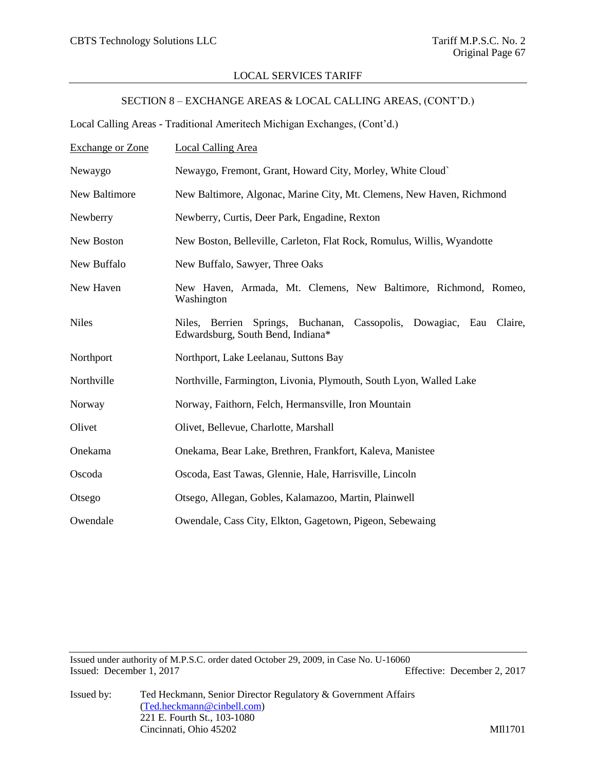## SECTION 8 – EXCHANGE AREAS & LOCAL CALLING AREAS, (CONT'D.)

Local Calling Areas - Traditional Ameritech Michigan Exchanges, (Cont'd.)

| Exchange or Zone | Local Calling Area |
|---|---|
| Newaygo | Newaygo, Fremont, Grant, Howard City, Morley, White Cloud` |
| New Baltimore | New Baltimore, Algonac, Marine City, Mt. Clemens, New Haven, Richmond |
| Newberry | Newberry, Curtis, Deer Park, Engadine, Rexton |
| New Boston | New Boston, Belleville, Carleton, Flat Rock, Romulus, Willis, Wyandotte |
| New Buffalo | New Buffalo, Sawyer, Three Oaks |
| New Haven | New Haven, Armada, Mt. Clemens, New Baltimore, Richmond, Romeo, Washington |
| Niles | Niles, Berrien Springs, Buchanan, Cassopolis, Dowagiac, Eau Claire, Edwardsburg, South Bend, Indiana* |
| Northport | Northport, Lake Leelanau, Suttons Bay |
| Northville | Northville, Farmington, Livonia, Plymouth, South Lyon, Walled Lake |
| Norway | Norway, Faithorn, Felch, Hermansville, Iron Mountain |
| Olivet | Olivet, Bellevue, Charlotte, Marshall |
| Onekama | Onekama, Bear Lake, Brethren, Frankfort, Kaleva, Manistee |
| Oscoda | Oscoda, East Tawas, Glennie, Hale, Harrisville, Lincoln |
| Otsego | Otsego, Allegan, Gobles, Kalamazoo, Martin, Plainwell |
| Owendale | Owendale, Cass City, Elkton, Gagetown, Pigeon, Sebewaing |

Issued under authority of M.P.S.C. order dated October 29, 2009, in Case No. U-16060
Issued: December 1, 2017 Effective: December 2, 2017

Issued by: Ted Heckmann, Senior Director Regulatory & Government Affairs
(Ted.heckmann@cinbell.com)
221 E. Fourth St., 103-1080
Cincinnati, Ohio 45202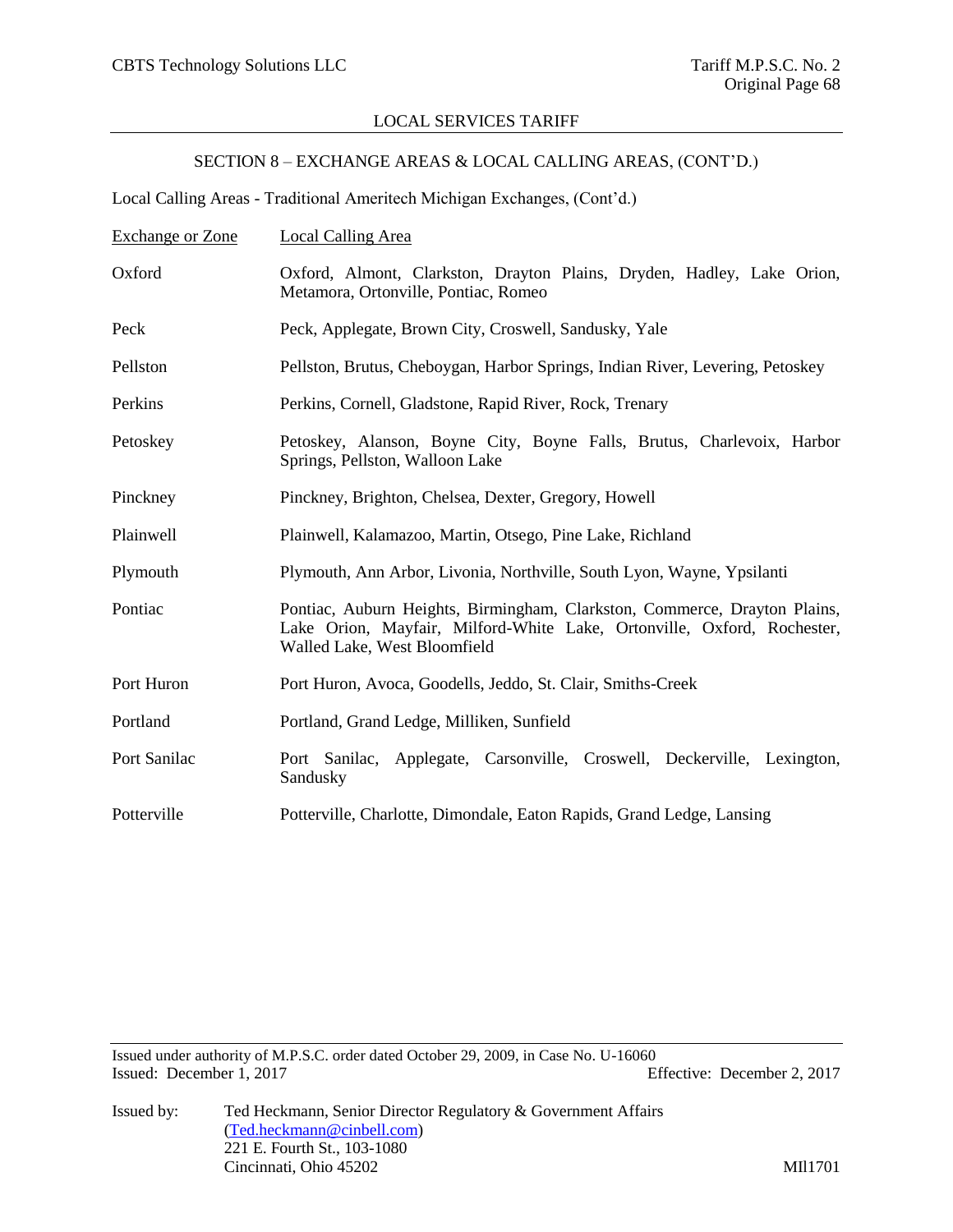## SECTION 8 – EXCHANGE AREAS & LOCAL CALLING AREAS, (CONT'D.)

Local Calling Areas - Traditional Ameritech Michigan Exchanges, (Cont'd.)

| Exchange or Zone | Local Calling Area |
|---|---|
| Oxford | Oxford, Almont, Clarkston, Drayton Plains, Dryden, Hadley, Lake Orion, Metamora, Ortonville, Pontiac, Romeo |
| Peck | Peck, Applegate, Brown City, Croswell, Sandusky, Yale |
| Pellston | Pellston, Brutus, Cheboygan, Harbor Springs, Indian River, Levering, Petoskey |
| Perkins | Perkins, Cornell, Gladstone, Rapid River, Rock, Trenary |
| Petoskey | Petoskey, Alanson, Boyne City, Boyne Falls, Brutus, Charlevoix, Harbor Springs, Pellston, Walloon Lake |
| Pinckney | Pinckney, Brighton, Chelsea, Dexter, Gregory, Howell |
| Plainwell | Plainwell, Kalamazoo, Martin, Otsego, Pine Lake, Richland |
| Plymouth | Plymouth, Ann Arbor, Livonia, Northville, South Lyon, Wayne, Ypsilanti |
| Pontiac | Pontiac, Auburn Heights, Birmingham, Clarkston, Commerce, Drayton Plains, Lake Orion, Mayfair, Milford-White Lake, Ortonville, Oxford, Rochester, Walled Lake, West Bloomfield |
| Port Huron | Port Huron, Avoca, Goodells, Jeddo, St. Clair, Smiths-Creek |
| Portland | Portland, Grand Ledge, Milliken, Sunfield |
| Port Sanilac | Port Sanilac, Applegate, Carsonville, Croswell, Deckerville, Lexington, Sandusky |
| Potterville | Potterville, Charlotte, Dimondale, Eaton Rapids, Grand Ledge, Lansing |

Issued under authority of M.P.S.C. order dated October 29, 2009, in Case No. U-16060
Issued: December 1, 2017 Effective: December 2, 2017

Issued by: Ted Heckmann, Senior Director Regulatory & Government Affairs
(Ted.heckmann@cinbell.com)
221 E. Fourth St., 103-1080
Cincinnati, Ohio 45202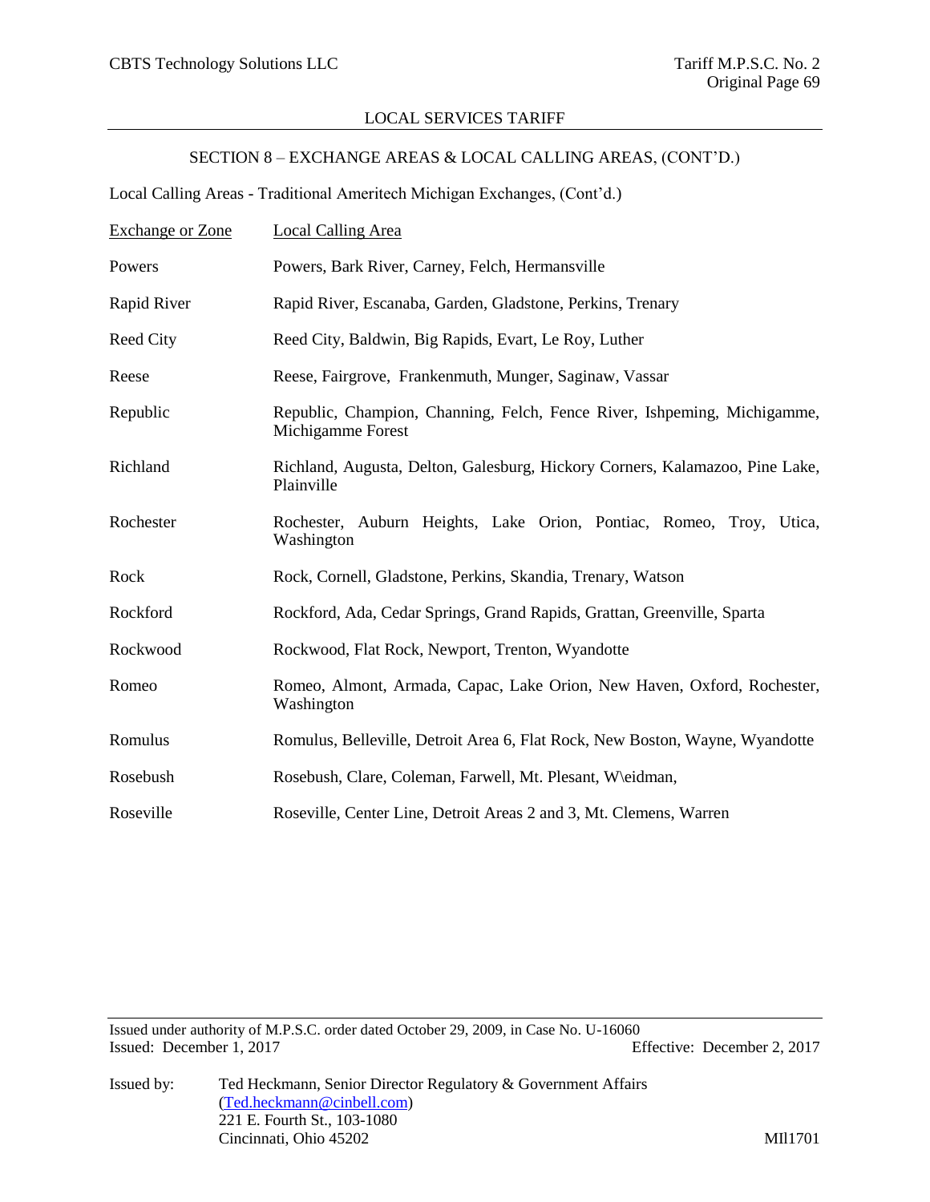LOCAL SERVICES TARIFF

SECTION 8 – EXCHANGE AREAS & LOCAL CALLING AREAS, (CONT'D.)

Local Calling Areas - Traditional Ameritech Michigan Exchanges, (Cont'd.)

| Exchange or Zone | Local Calling Area |
| --- | --- |
| Powers | Powers, Bark River, Carney, Felch, Hermansville |
| Rapid River | Rapid River, Escanaba, Garden, Gladstone, Perkins, Trenary |
| Reed City | Reed City, Baldwin, Big Rapids, Evart, Le Roy, Luther |
| Reese | Reese, Fairgrove, Frankenmuth, Munger, Saginaw, Vassar |
| Republic | Republic, Champion, Channing, Felch, Fence River, Ishpeming, Michigamme, Michigamme Forest |
| Richland | Richland, Augusta, Delton, Galesburg, Hickory Corners, Kalamazoo, Pine Lake, Plainville |
| Rochester | Rochester, Auburn Heights, Lake Orion, Pontiac, Romeo, Troy, Utica, Washington |
| Rock | Rock, Cornell, Gladstone, Perkins, Skandia, Trenary, Watson |
| Rockford | Rockford, Ada, Cedar Springs, Grand Rapids, Grattan, Greenville, Sparta |
| Rockwood | Rockwood, Flat Rock, Newport, Trenton, Wyandotte |
| Romeo | Romeo, Almont, Armada, Capac, Lake Orion, New Haven, Oxford, Rochester, Washington |
| Romulus | Romulus, Belleville, Detroit Area 6, Flat Rock, New Boston, Wayne, Wyandotte |
| Rosebush | Rosebush, Clare, Coleman, Farwell, Mt. Plesant, W\eidman, |
| Roseville | Roseville, Center Line, Detroit Areas 2 and 3, Mt. Clemens, Warren |

Issued under authority of M.P.S.C. order dated October 29, 2009, in Case No. U-16060
Issued: December 1, 2017 Effective: December 2, 2017

Issued by: Ted Heckmann, Senior Director Regulatory & Government Affairs
(Ted.heckmann@cinbell.com)
221 E. Fourth St., 103-1080
Cincinnati, Ohio 45202

MIl1701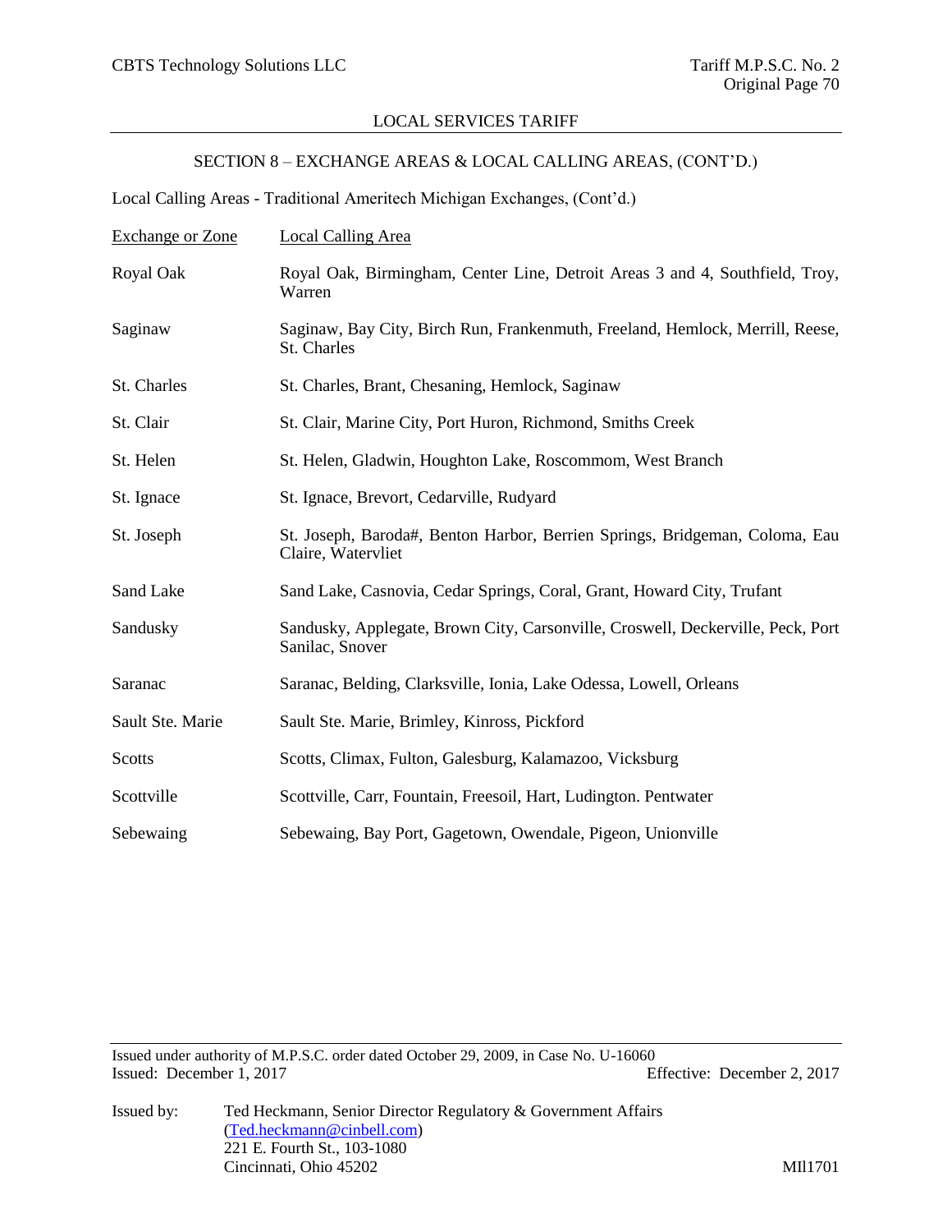LOCAL SERVICES TARIFF

## SECTION 8 – EXCHANGE AREAS & LOCAL CALLING AREAS, (CONT'D.)

Local Calling Areas - Traditional Ameritech Michigan Exchanges, (Cont'd.)

| Exchange or Zone | Local Calling Area |
|---|---|
| Royal Oak | Royal Oak, Birmingham, Center Line, Detroit Areas 3 and 4, Southfield, Troy, Warren |
| Saginaw | Saginaw, Bay City, Birch Run, Frankenmuth, Freeland, Hemlock, Merrill, Reese, St. Charles |
| St. Charles | St. Charles, Brant, Chesaning, Hemlock, Saginaw |
| St. Clair | St. Clair, Marine City, Port Huron, Richmond, Smiths Creek |
| St. Helen | St. Helen, Gladwin, Houghton Lake, Roscommom, West Branch |
| St. Ignace | St. Ignace, Brevort, Cedarville, Rudyard |
| St. Joseph | St. Joseph, Baroda#, Benton Harbor, Berrien Springs, Bridgeman, Coloma, Eau Claire, Watervliet |
| Sand Lake | Sand Lake, Casnovia, Cedar Springs, Coral, Grant, Howard City, Trufant |
| Sandusky | Sandusky, Applegate, Brown City, Carsonville, Croswell, Deckerville, Peck, Port Sanilac, Snover |
| Saranac | Saranac, Belding, Clarksville, Ionia, Lake Odessa, Lowell, Orleans |
| Sault Ste. Marie | Sault Ste. Marie, Brimley, Kinross, Pickford |
| Scotts | Scotts, Climax, Fulton, Galesburg, Kalamazoo, Vicksburg |
| Scottville | Scottville, Carr, Fountain, Freesoil, Hart, Ludington. Pentwater |
| Sebewaing | Sebewaing, Bay Port, Gagetown, Owendale, Pigeon, Unionville |

Issued under authority of M.P.S.C. order dated October 29, 2009, in Case No. U-16060
Issued: December 1, 2017 Effective: December 2, 2017

Issued by: Ted Heckmann, Senior Director Regulatory & Government Affairs
(Ted.heckmann@cinbell.com)
221 E. Fourth St., 103-1080
Cincinnati, Ohio 45202

MIl1701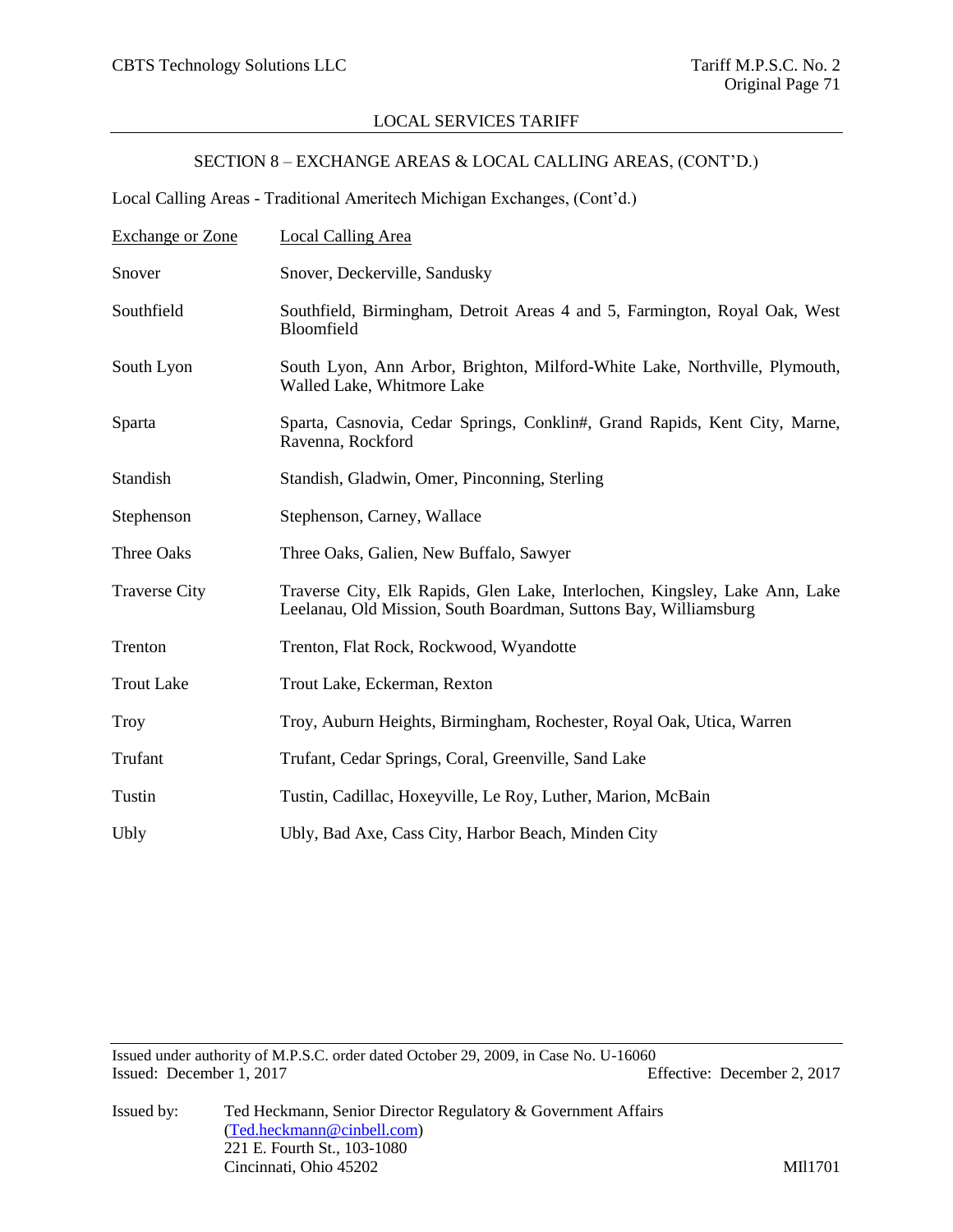LOCAL SERVICES TARIFF

SECTION 8 – EXCHANGE AREAS & LOCAL CALLING AREAS, (CONT'D.)

Local Calling Areas - Traditional Ameritech Michigan Exchanges, (Cont'd.)

| Exchange or Zone | Local Calling Area |
|---|---|
| Snover | Snover, Deckerville, Sandusky |
| Southfield | Southfield, Birmingham, Detroit Areas 4 and 5, Farmington, Royal Oak, West Bloomfield |
| South Lyon | South Lyon, Ann Arbor, Brighton, Milford-White Lake, Northville, Plymouth, Walled Lake, Whitmore Lake |
| Sparta | Sparta, Casnovia, Cedar Springs, Conklin#, Grand Rapids, Kent City, Marne, Ravenna, Rockford |
| Standish | Standish, Gladwin, Omer, Pinconning, Sterling |
| Stephenson | Stephenson, Carney, Wallace |
| Three Oaks | Three Oaks, Galien, New Buffalo, Sawyer |
| Traverse City | Traverse City, Elk Rapids, Glen Lake, Interlochen, Kingsley, Lake Ann, Lake Leelanau, Old Mission, South Boardman, Suttons Bay, Williamsburg |
| Trenton | Trenton, Flat Rock, Rockwood, Wyandotte |
| Trout Lake | Trout Lake, Eckerman, Rexton |
| Troy | Troy, Auburn Heights, Birmingham, Rochester, Royal Oak, Utica, Warren |
| Trufant | Trufant, Cedar Springs, Coral, Greenville, Sand Lake |
| Tustin | Tustin, Cadillac, Hoxeyville, Le Roy, Luther, Marion, McBain |
| Ubly | Ubly, Bad Axe, Cass City, Harbor Beach, Minden City |

Issued under authority of M.P.S.C. order dated October 29, 2009, in Case No. U-16060
Issued: December 1, 2017 Effective: December 2, 2017

Issued by: Ted Heckmann, Senior Director Regulatory & Government Affairs
(Ted.heckmann@cinbell.com)
221 E. Fourth St., 103-1080
Cincinnati, Ohio 45202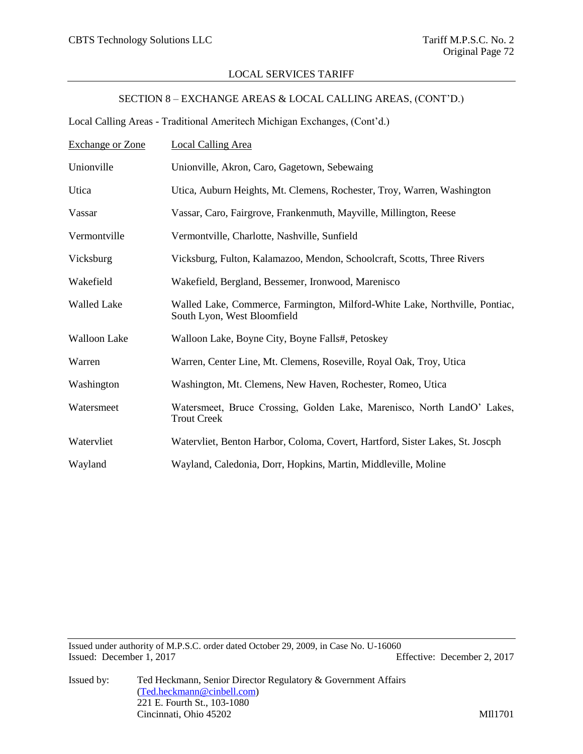LOCAL SERVICES TARIFF

SECTION 8 – EXCHANGE AREAS & LOCAL CALLING AREAS, (CONT'D.)

Local Calling Areas - Traditional Ameritech Michigan Exchanges, (Cont'd.)

| Exchange or Zone | Local Calling Area |
|---|---|
| Unionville | Unionville, Akron, Caro, Gagetown, Sebewaing |
| Utica | Utica, Auburn Heights, Mt. Clemens, Rochester, Troy, Warren, Washington |
| Vassar | Vassar, Caro, Fairgrove, Frankenmuth, Mayville, Millington, Reese |
| Vermontville | Vermontville, Charlotte, Nashville, Sunfield |
| Vicksburg | Vicksburg, Fulton, Kalamazoo, Mendon, Schoolcraft, Scotts, Three Rivers |
| Wakefield | Wakefield, Bergland, Bessemer, Ironwood, Marenisco |
| Walled Lake | Walled Lake, Commerce, Farmington, Milford-White Lake, Northville, Pontiac, South Lyon, West Bloomfield |
| Walloon Lake | Walloon Lake, Boyne City, Boyne Falls#, Petoskey |
| Warren | Warren, Center Line, Mt. Clemens, Roseville, Royal Oak, Troy, Utica |
| Washington | Washington, Mt. Clemens, New Haven, Rochester, Romeo, Utica |
| Watersmeet | Watersmeet, Bruce Crossing, Golden Lake, Marenisco, North LandO' Lakes, Trout Creek |
| Watervliet | Watervliet, Benton Harbor, Coloma, Covert, Hartford, Sister Lakes, St. Joscph |
| Wayland | Wayland, Caledonia, Dorr, Hopkins, Martin, Middleville, Moline |

Issued under authority of M.P.S.C. order dated October 29, 2009, in Case No. U-16060
Issued: December 1, 2017 Effective: December 2, 2017

Issued by: Ted Heckmann, Senior Director Regulatory & Government Affairs
(Ted.heckmann@cinbell.com)
221 E. Fourth St., 103-1080
Cincinnati, Ohio 45202

MIl1701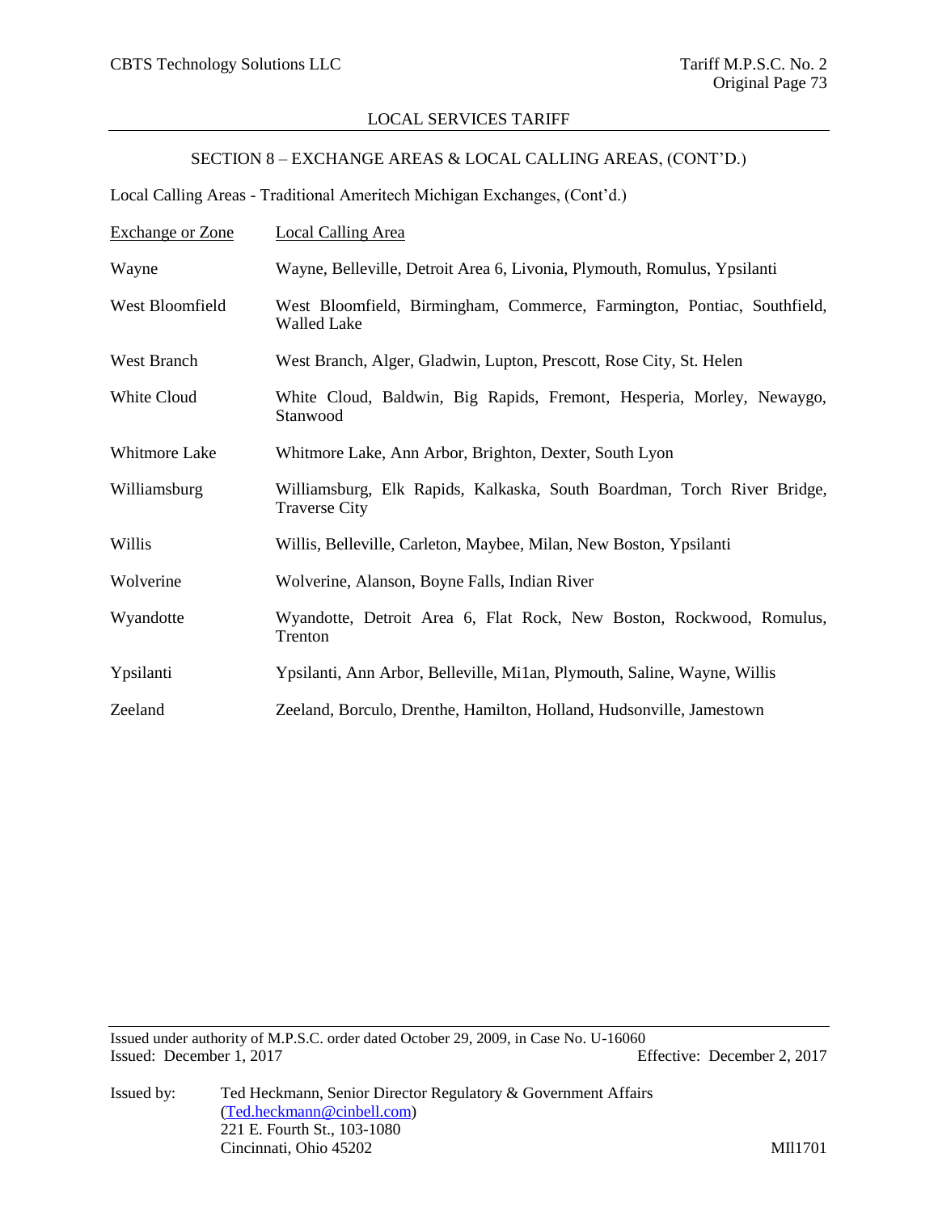LOCAL SERVICES TARIFF

SECTION 8 – EXCHANGE AREAS & LOCAL CALLING AREAS, (CONT'D.)

Local Calling Areas - Traditional Ameritech Michigan Exchanges, (Cont'd.)

| Exchange or Zone | Local Calling Area |
|---|---|
| Wayne | Wayne, Belleville, Detroit Area 6, Livonia, Plymouth, Romulus, Ypsilanti |
| West Bloomfield | West Bloomfield, Birmingham, Commerce, Farmington, Pontiac, Southfield, Walled Lake |
| West Branch | West Branch, Alger, Gladwin, Lupton, Prescott, Rose City, St. Helen |
| White Cloud | White Cloud, Baldwin, Big Rapids, Fremont, Hesperia, Morley, Newaygo, Stanwood |
| Whitmore Lake | Whitmore Lake, Ann Arbor, Brighton, Dexter, South Lyon |
| Williamsburg | Williamsburg, Elk Rapids, Kalkaska, South Boardman, Torch River Bridge, Traverse City |
| Willis | Willis, Belleville, Carleton, Maybee, Milan, New Boston, Ypsilanti |
| Wolverine | Wolverine, Alanson, Boyne Falls, Indian River |
| Wyandotte | Wyandotte, Detroit Area 6, Flat Rock, New Boston, Rockwood, Romulus, Trenton |
| Ypsilanti | Ypsilanti, Ann Arbor, Belleville, Mi1an, Plymouth, Saline, Wayne, Willis |
| Zeeland | Zeeland, Borculo, Drenthe, Hamilton, Holland, Hudsonville, Jamestown |

Issued under authority of M.P.S.C. order dated October 29, 2009, in Case No. U-16060
Issued: December 1, 2017 Effective: December 2, 2017

Issued by: Ted Heckmann, Senior Director Regulatory & Government Affairs
(Ted.heckmann@cinbell.com)
221 E. Fourth St., 103-1080
Cincinnati, Ohio 45202

MIl1701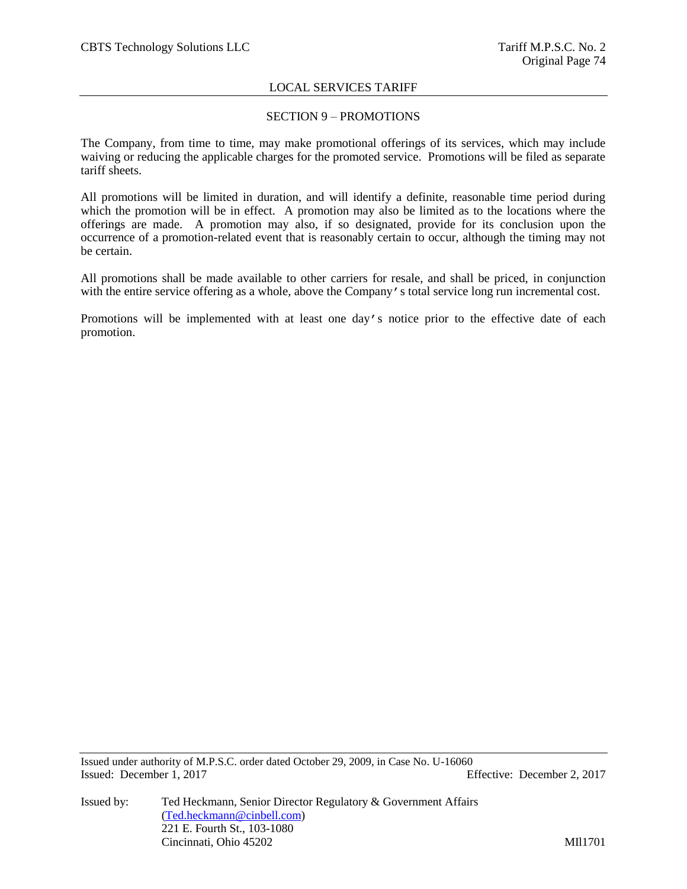# SECTION 9 – PROMOTIONS

The Company, from time to time, may make promotional offerings of its services, which may include waiving or reducing the applicable charges for the promoted service. Promotions will be filed as separate tariff sheets.

All promotions will be limited in duration, and will identify a definite, reasonable time period during which the promotion will be in effect. A promotion may also be limited as to the locations where the offerings are made. A promotion may also, if so designated, provide for its conclusion upon the occurrence of a promotion-related event that is reasonably certain to occur, although the timing may not be certain.

All promotions shall be made available to other carriers for resale, and shall be priced, in conjunction with the entire service offering as a whole, above the Company's total service long run incremental cost.

Promotions will be implemented with at least one day's notice prior to the effective date of each promotion.